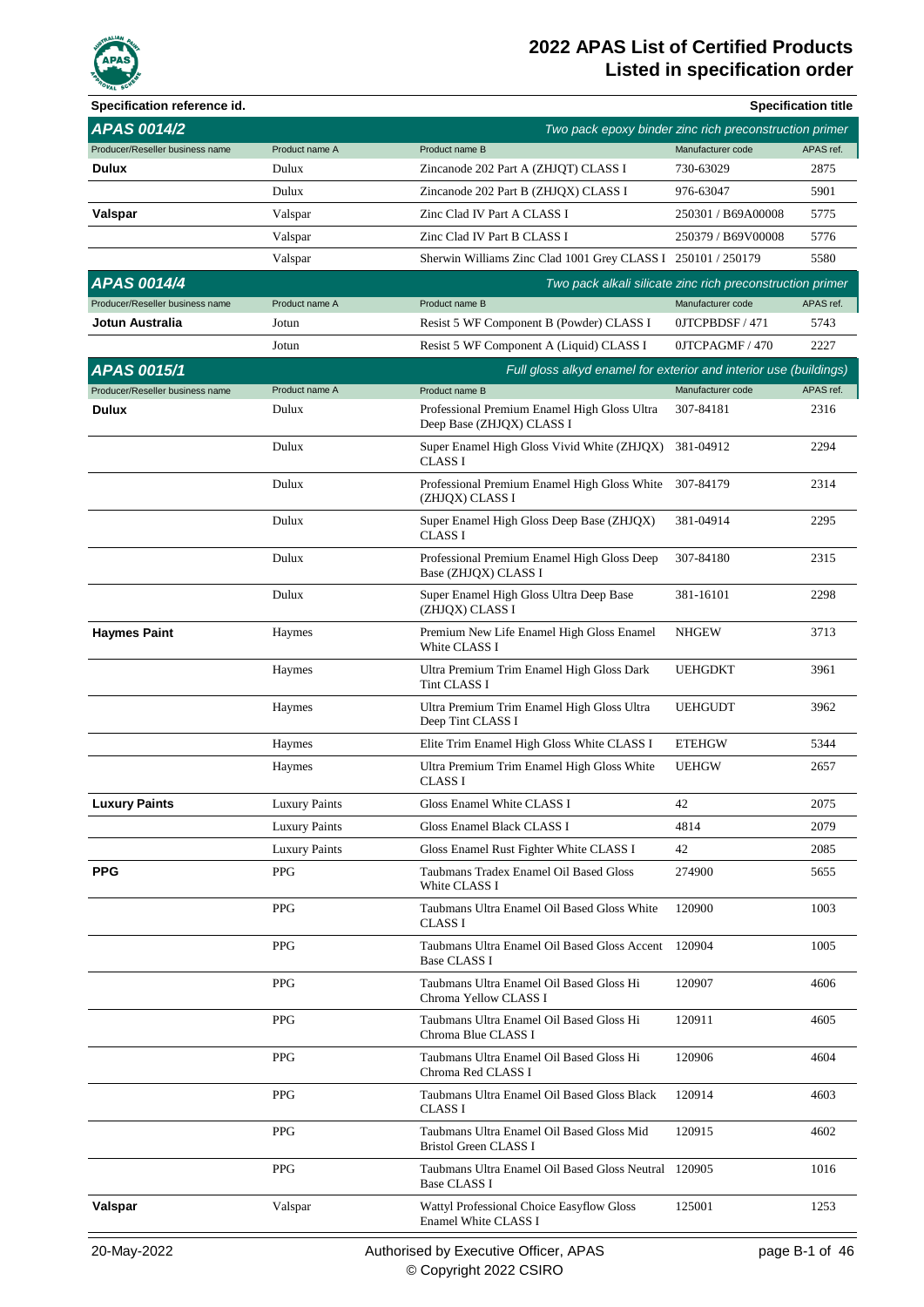# 2022 APAS List of Certified Products
## Listed in specification order

**Specification reference id.** | **Specification title**

## APAS 0014/2 — *Two pack epoxy binder zinc rich preconstruction primer*

| Producer/Reseller business name | Product name A | Product name B | Manufacturer code | APAS ref. |
|---|---|---|---|---|
| **Dulux** | Dulux | Zincanode 202 Part A (ZHJQT) CLASS I | 730-63029 | 2875 |
| | Dulux | Zincanode 202 Part B (ZHJQX) CLASS I | 976-63047 | 5901 |
| **Valspar** | Valspar | Zinc Clad IV Part A CLASS I | 250301 / B69A00008 | 5775 |
| | Valspar | Zinc Clad IV Part B CLASS I | 250379 / B69V00008 | 5776 |
| | Valspar | Sherwin Williams Zinc Clad 1001 Grey CLASS I | 250101 / 250179 | 5580 |

## APAS 0014/4 — *Two pack alkali silicate zinc rich preconstruction primer*

| Producer/Reseller business name | Product name A | Product name B | Manufacturer code | APAS ref. |
|---|---|---|---|---|
| **Jotun Australia** | Jotun | Resist 5 WF Component B (Powder) CLASS I | 0JTCPBDSF / 471 | 5743 |
| | Jotun | Resist 5 WF Component A (Liquid) CLASS I | 0JTCPAGMF / 470 | 2227 |

## APAS 0015/1 — *Full gloss alkyd enamel for exterior and interior use (buildings)*

| Producer/Reseller business name | Product name A | Product name B | Manufacturer code | APAS ref. |
|---|---|---|---|---|
| **Dulux** | Dulux | Professional Premium Enamel High Gloss Ultra Deep Base (ZHJQX) CLASS I | 307-84181 | 2316 |
| | Dulux | Super Enamel High Gloss Vivid White (ZHJQX) CLASS I | 381-04912 | 2294 |
| | Dulux | Professional Premium Enamel High Gloss White (ZHJQX) CLASS I | 307-84179 | 2314 |
| | Dulux | Super Enamel High Gloss Deep Base (ZHJQX) CLASS I | 381-04914 | 2295 |
| | Dulux | Professional Premium Enamel High Gloss Deep Base (ZHJQX) CLASS I | 307-84180 | 2315 |
| | Dulux | Super Enamel High Gloss Ultra Deep Base (ZHJQX) CLASS I | 381-16101 | 2298 |
| **Haymes Paint** | Haymes | Premium New Life Enamel High Gloss Enamel White CLASS I | NHGEW | 3713 |
| | Haymes | Ultra Premium Trim Enamel High Gloss Dark Tint CLASS I | UEHGDKT | 3961 |
| | Haymes | Ultra Premium Trim Enamel High Gloss Ultra Deep Tint CLASS I | UEHGUDT | 3962 |
| | Haymes | Elite Trim Enamel High Gloss White CLASS I | ETEHGW | 5344 |
| | Haymes | Ultra Premium Trim Enamel High Gloss White CLASS I | UEHGW | 2657 |
| **Luxury Paints** | Luxury Paints | Gloss Enamel White CLASS I | 42 | 2075 |
| | Luxury Paints | Gloss Enamel Black CLASS I | 4814 | 2079 |
| | Luxury Paints | Gloss Enamel Rust Fighter White CLASS I | 42 | 2085 |
| **PPG** | PPG | Taubmans Tradex Enamel Oil Based Gloss White CLASS I | 274900 | 5655 |
| | PPG | Taubmans Ultra Enamel Oil Based Gloss White CLASS I | 120900 | 1003 |
| | PPG | Taubmans Ultra Enamel Oil Based Gloss Accent Base CLASS I | 120904 | 1005 |
| | PPG | Taubmans Ultra Enamel Oil Based Gloss Hi Chroma Yellow CLASS I | 120907 | 4606 |
| | PPG | Taubmans Ultra Enamel Oil Based Gloss Hi Chroma Blue CLASS I | 120911 | 4605 |
| | PPG | Taubmans Ultra Enamel Oil Based Gloss Hi Chroma Red CLASS I | 120906 | 4604 |
| | PPG | Taubmans Ultra Enamel Oil Based Gloss Black CLASS I | 120914 | 4603 |
| | PPG | Taubmans Ultra Enamel Oil Based Gloss Mid Bristol Green CLASS I | 120915 | 4602 |
| | PPG | Taubmans Ultra Enamel Oil Based Gloss Neutral Base CLASS I | 120905 | 1016 |
| **Valspar** | Valspar | Wattyl Professional Choice Easyflow Gloss Enamel White CLASS I | 125001 | 1253 |

20-May-2022 — Authorised by Executive Officer, APAS — © Copyright 2022 CSIRO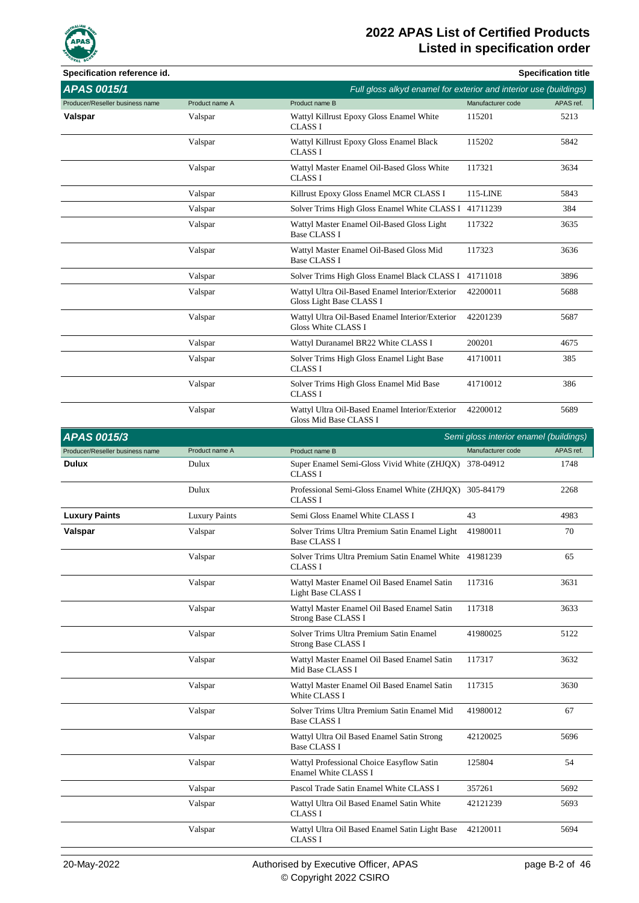| Specification reference id. | | | | Specification title |
|---|---|---|---|---|
| **APAS 0015/1** | | | | *Full gloss alkyd enamel for exterior and interior use (buildings)* |
| Producer/Reseller business name | Product name A | Product name B | Manufacturer code | APAS ref. |
| **Valspar** | Valspar | Wattyl Killrust Epoxy Gloss Enamel White CLASS I | 115201 | 5213 |
| | Valspar | Wattyl Killrust Epoxy Gloss Enamel Black CLASS I | 115202 | 5842 |
| | Valspar | Wattyl Master Enamel Oil-Based Gloss White CLASS I | 117321 | 3634 |
| | Valspar | Killrust Epoxy Gloss Enamel MCR CLASS I | 115-LINE | 5843 |
| | Valspar | Solver Trims High Gloss Enamel White CLASS I | 41711239 | 384 |
| | Valspar | Wattyl Master Enamel Oil-Based Gloss Light Base CLASS I | 117322 | 3635 |
| | Valspar | Wattyl Master Enamel Oil-Based Gloss Mid Base CLASS I | 117323 | 3636 |
| | Valspar | Solver Trims High Gloss Enamel Black CLASS I | 41711018 | 3896 |
| | Valspar | Wattyl Ultra Oil-Based Enamel Interior/Exterior Gloss Light Base CLASS I | 42200011 | 5688 |
| | Valspar | Wattyl Ultra Oil-Based Enamel Interior/Exterior Gloss White CLASS I | 42201239 | 5687 |
| | Valspar | Wattyl Duranamel BR22 White CLASS I | 200201 | 4675 |
| | Valspar | Solver Trims High Gloss Enamel Light Base CLASS I | 41710011 | 385 |
| | Valspar | Solver Trims High Gloss Enamel Mid Base CLASS I | 41710012 | 386 |
| | Valspar | Wattyl Ultra Oil-Based Enamel Interior/Exterior Gloss Mid Base CLASS I | 42200012 | 5689 |

| **APAS 0015/3** | | | | *Semi gloss interior enamel (buildings)* |
|---|---|---|---|---|
| Producer/Reseller business name | Product name A | Product name B | Manufacturer code | APAS ref. |
| **Dulux** | Dulux | Super Enamel Semi-Gloss Vivid White (ZHJQX) CLASS I | 378-04912 | 1748 |
| | Dulux | Professional Semi-Gloss Enamel White (ZHJQX) CLASS I | 305-84179 | 2268 |
| **Luxury Paints** | Luxury Paints | Semi Gloss Enamel White CLASS I | 43 | 4983 |
| **Valspar** | Valspar | Solver Trims Ultra Premium Satin Enamel Light Base CLASS I | 41980011 | 70 |
| | Valspar | Solver Trims Ultra Premium Satin Enamel White CLASS I | 41981239 | 65 |
| | Valspar | Wattyl Master Enamel Oil Based Enamel Satin Light Base CLASS I | 117316 | 3631 |
| | Valspar | Wattyl Master Enamel Oil Based Enamel Satin Strong Base CLASS I | 117318 | 3633 |
| | Valspar | Solver Trims Ultra Premium Satin Enamel Strong Base CLASS I | 41980025 | 5122 |
| | Valspar | Wattyl Master Enamel Oil Based Enamel Satin Mid Base CLASS I | 117317 | 3632 |
| | Valspar | Wattyl Master Enamel Oil Based Enamel Satin White CLASS I | 117315 | 3630 |
| | Valspar | Solver Trims Ultra Premium Satin Enamel Mid Base CLASS I | 41980012 | 67 |
| | Valspar | Wattyl Ultra Oil Based Enamel Satin Strong Base CLASS I | 42120025 | 5696 |
| | Valspar | Wattyl Professional Choice Easyflow Satin Enamel White CLASS I | 125804 | 54 |
| | Valspar | Pascol Trade Satin Enamel White CLASS I | 357261 | 5692 |
| | Valspar | Wattyl Ultra Oil Based Enamel Satin White CLASS I | 42121239 | 5693 |
| | Valspar | Wattyl Ultra Oil Based Enamel Satin Light Base CLASS I | 42120011 | 5694 |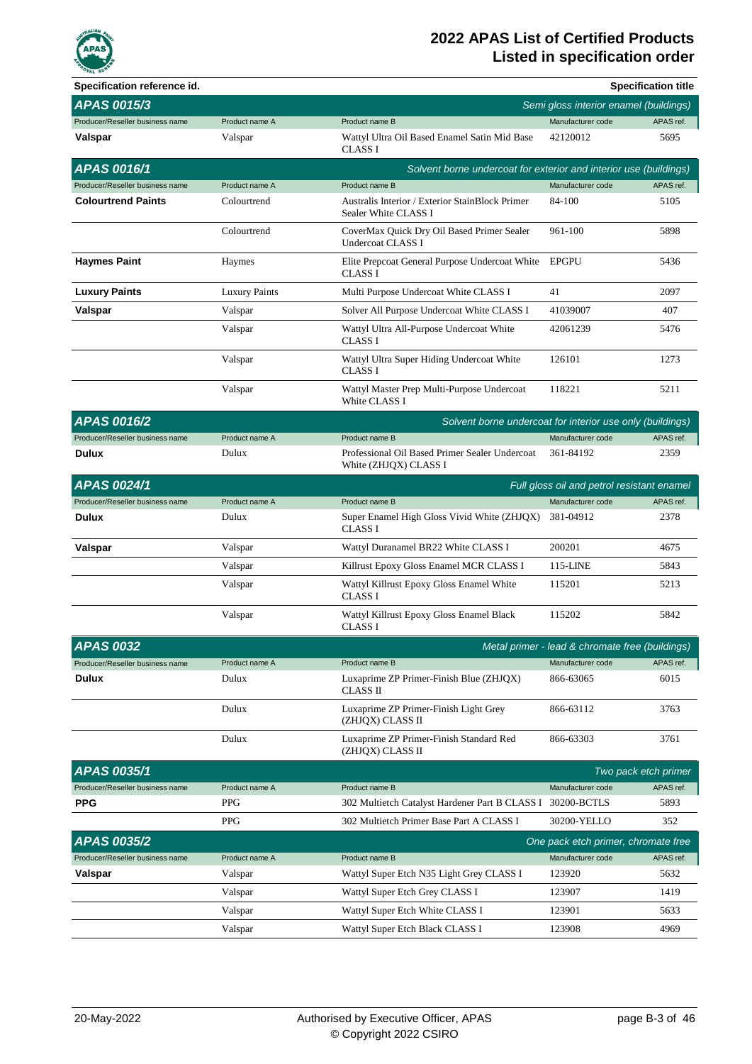# 2022 APAS List of Certified Products
## Listed in specification order

**Specification reference id.** — **Specification title**

### APAS 0015/3 — *Semi gloss interior enamel (buildings)*

| Producer/Reseller business name | Product name A | Product name B | Manufacturer code | APAS ref. |
|---|---|---|---|---|
| **Valspar** | Valspar | Wattyl Ultra Oil Based Enamel Satin Mid Base CLASS I | 42120012 | 5695 |

### APAS 0016/1 — *Solvent borne undercoat for exterior and interior use (buildings)*

| Producer/Reseller business name | Product name A | Product name B | Manufacturer code | APAS ref. |
|---|---|---|---|---|
| **Colourtrend Paints** | Colourtrend | Australis Interior / Exterior StainBlock Primer Sealer White CLASS I | 84-100 | 5105 |
| | Colourtrend | CoverMax Quick Dry Oil Based Primer Sealer Undercoat CLASS I | 961-100 | 5898 |
| **Haymes Paint** | Haymes | Elite Prepcoat General Purpose Undercoat White CLASS I | EPGPU | 5436 |
| **Luxury Paints** | Luxury Paints | Multi Purpose Undercoat White CLASS I | 41 | 2097 |
| **Valspar** | Valspar | Solver All Purpose Undercoat White CLASS I | 41039007 | 407 |
| | Valspar | Wattyl Ultra All-Purpose Undercoat White CLASS I | 42061239 | 5476 |
| | Valspar | Wattyl Ultra Super Hiding Undercoat White CLASS I | 126101 | 1273 |
| | Valspar | Wattyl Master Prep Multi-Purpose Undercoat White CLASS I | 118221 | 5211 |

### APAS 0016/2 — *Solvent borne undercoat for interior use only (buildings)*

| Producer/Reseller business name | Product name A | Product name B | Manufacturer code | APAS ref. |
|---|---|---|---|---|
| **Dulux** | Dulux | Professional Oil Based Primer Sealer Undercoat White (ZHJQX) CLASS I | 361-84192 | 2359 |

### APAS 0024/1 — *Full gloss oil and petrol resistant enamel*

| Producer/Reseller business name | Product name A | Product name B | Manufacturer code | APAS ref. |
|---|---|---|---|---|
| **Dulux** | Dulux | Super Enamel High Gloss Vivid White (ZHJQX) CLASS I | 381-04912 | 2378 |
| **Valspar** | Valspar | Wattyl Duranamel BR22 White CLASS I | 200201 | 4675 |
| | Valspar | Killrust Epoxy Gloss Enamel MCR CLASS I | 115-LINE | 5843 |
| | Valspar | Wattyl Killrust Epoxy Gloss Enamel White CLASS I | 115201 | 5213 |
| | Valspar | Wattyl Killrust Epoxy Gloss Enamel Black CLASS I | 115202 | 5842 |

### APAS 0032 — *Metal primer - lead & chromate free (buildings)*

| Producer/Reseller business name | Product name A | Product name B | Manufacturer code | APAS ref. |
|---|---|---|---|---|
| **Dulux** | Dulux | Luxaprime ZP Primer-Finish Blue (ZHJQX) CLASS II | 866-63065 | 6015 |
| | Dulux | Luxaprime ZP Primer-Finish Light Grey (ZHJQX) CLASS II | 866-63112 | 3763 |
| | Dulux | Luxaprime ZP Primer-Finish Standard Red (ZHJQX) CLASS II | 866-63303 | 3761 |

### APAS 0035/1 — *Two pack etch primer*

| Producer/Reseller business name | Product name A | Product name B | Manufacturer code | APAS ref. |
|---|---|---|---|---|
| **PPG** | PPG | 302 Multietch Catalyst Hardener Part B CLASS I | 30200-BCTLS | 5893 |
| | PPG | 302 Multietch Primer Base Part A CLASS I | 30200-YELLO | 352 |

### APAS 0035/2 — *One pack etch primer, chromate free*

| Producer/Reseller business name | Product name A | Product name B | Manufacturer code | APAS ref. |
|---|---|---|---|---|
| **Valspar** | Valspar | Wattyl Super Etch N35 Light Grey CLASS I | 123920 | 5632 |
| | Valspar | Wattyl Super Etch Grey CLASS I | 123907 | 1419 |
| | Valspar | Wattyl Super Etch White CLASS I | 123901 | 5633 |
| | Valspar | Wattyl Super Etch Black CLASS I | 123908 | 4969 |

20-May-2022 — Authorised by Executive Officer, APAS — © Copyright 2022 CSIRO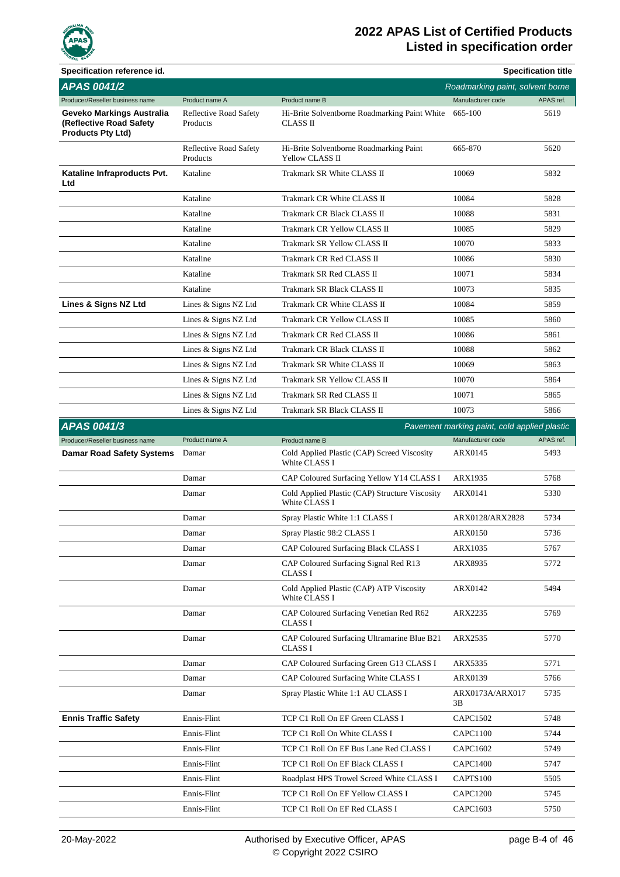| Specification reference id. | | | | Specification title |
|---|---|---|---|---|
| ***APAS 0041/2*** | | | | *Roadmarking paint, solvent borne* |
| Producer/Reseller business name | Product name A | Product name B | Manufacturer code | APAS ref. |
| **Geveko Markings Australia (Reflective Road Safety Products Pty Ltd)** | Reflective Road Safety Products | Hi-Brite Solventborne Roadmarking Paint White CLASS II | 665-100 | 5619 |
| | Reflective Road Safety Products | Hi-Brite Solventborne Roadmarking Paint Yellow CLASS II | 665-870 | 5620 |
| **Kataline Infraproducts Pvt. Ltd** | Kataline | Trakmark SR White CLASS II | 10069 | 5832 |
| | Kataline | Trakmark CR White CLASS II | 10084 | 5828 |
| | Kataline | Trakmark CR Black CLASS II | 10088 | 5831 |
| | Kataline | Trakmark CR Yellow CLASS II | 10085 | 5829 |
| | Kataline | Trakmark SR Yellow CLASS II | 10070 | 5833 |
| | Kataline | Trakmark CR Red CLASS II | 10086 | 5830 |
| | Kataline | Trakmark SR Red CLASS II | 10071 | 5834 |
| | Kataline | Trakmark SR Black CLASS II | 10073 | 5835 |
| **Lines & Signs NZ Ltd** | Lines & Signs NZ Ltd | Trakmark CR White CLASS II | 10084 | 5859 |
| | Lines & Signs NZ Ltd | Trakmark CR Yellow CLASS II | 10085 | 5860 |
| | Lines & Signs NZ Ltd | Trakmark CR Red CLASS II | 10086 | 5861 |
| | Lines & Signs NZ Ltd | Trakmark CR Black CLASS II | 10088 | 5862 |
| | Lines & Signs NZ Ltd | Trakmark SR White CLASS II | 10069 | 5863 |
| | Lines & Signs NZ Ltd | Trakmark SR Yellow CLASS II | 10070 | 5864 |
| | Lines & Signs NZ Ltd | Trakmark SR Red CLASS II | 10071 | 5865 |
| | Lines & Signs NZ Ltd | Trakmark SR Black CLASS II | 10073 | 5866 |
| ***APAS 0041/3*** | | | | *Pavement marking paint, cold applied plastic* |
| Producer/Reseller business name | Product name A | Product name B | Manufacturer code | APAS ref. |
| **Damar Road Safety Systems** | Damar | Cold Applied Plastic (CAP) Screed Viscosity White CLASS I | ARX0145 | 5493 |
| | Damar | CAP Coloured Surfacing Yellow Y14 CLASS I | ARX1935 | 5768 |
| | Damar | Cold Applied Plastic (CAP) Structure Viscosity White CLASS I | ARX0141 | 5330 |
| | Damar | Spray Plastic White 1:1 CLASS I | ARX0128/ARX2828 | 5734 |
| | Damar | Spray Plastic 98:2 CLASS I | ARX0150 | 5736 |
| | Damar | CAP Coloured Surfacing Black CLASS I | ARX1035 | 5767 |
| | Damar | CAP Coloured Surfacing Signal Red R13 CLASS I | ARX8935 | 5772 |
| | Damar | Cold Applied Plastic (CAP) ATP Viscosity White CLASS I | ARX0142 | 5494 |
| | Damar | CAP Coloured Surfacing Venetian Red R62 CLASS I | ARX2235 | 5769 |
| | Damar | CAP Coloured Surfacing Ultramarine Blue B21 CLASS I | ARX2535 | 5770 |
| | Damar | CAP Coloured Surfacing Green G13 CLASS I | ARX5335 | 5771 |
| | Damar | CAP Coloured Surfacing White CLASS I | ARX0139 | 5766 |
| | Damar | Spray Plastic White 1:1 AU CLASS I | ARX0173A/ARX0173B | 5735 |
| **Ennis Traffic Safety** | Ennis-Flint | TCP C1 Roll On EF Green CLASS I | CAPC1502 | 5748 |
| | Ennis-Flint | TCP C1 Roll On White CLASS I | CAPC1100 | 5744 |
| | Ennis-Flint | TCP C1 Roll On EF Bus Lane Red CLASS I | CAPC1602 | 5749 |
| | Ennis-Flint | TCP C1 Roll On EF Black CLASS I | CAPC1400 | 5747 |
| | Ennis-Flint | Roadplast HPS Trowel Screed White CLASS I | CAPTS100 | 5505 |
| | Ennis-Flint | TCP C1 Roll On EF Yellow CLASS I | CAPC1200 | 5745 |
| | Ennis-Flint | TCP C1 Roll On EF Red CLASS I | CAPC1603 | 5750 |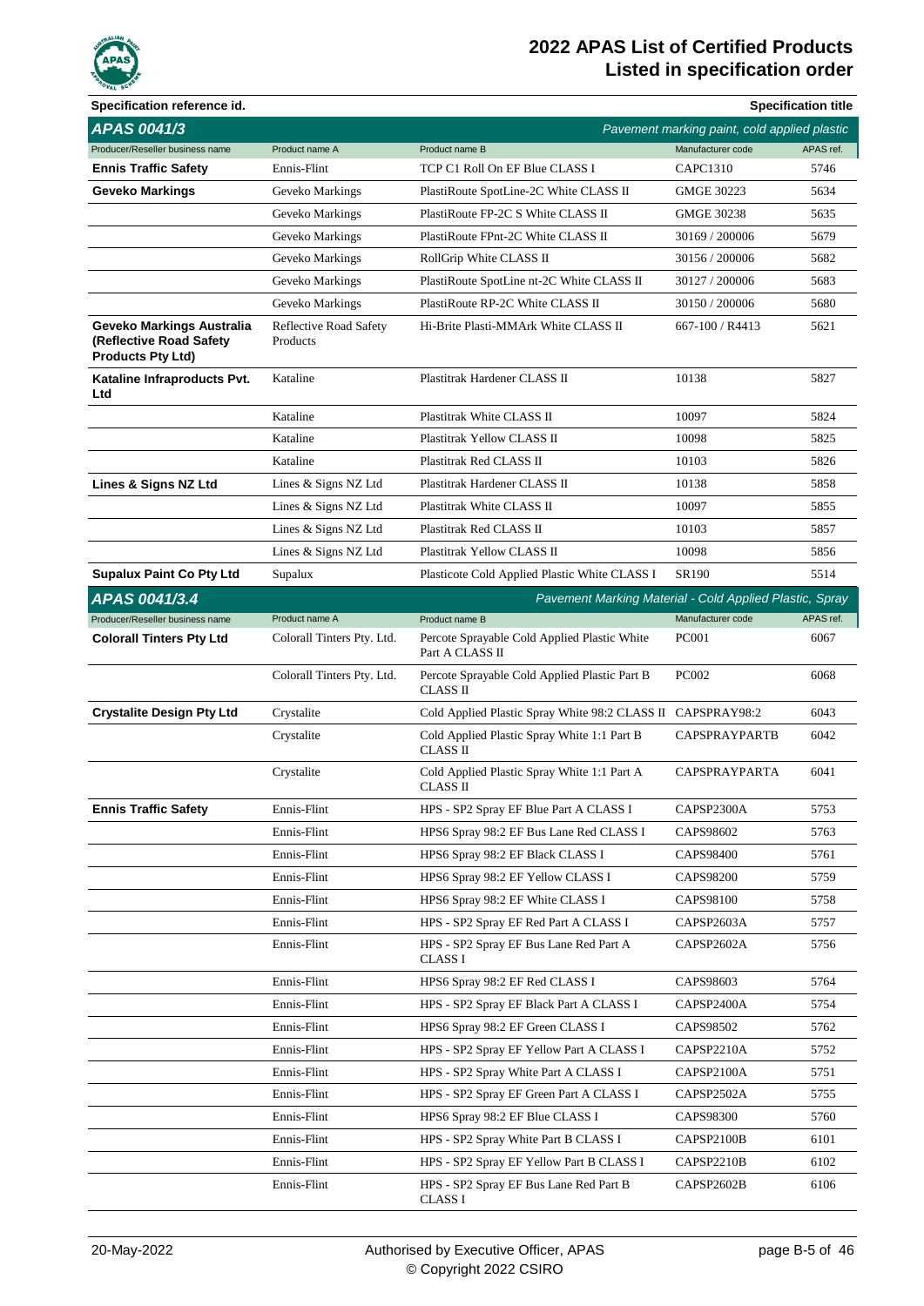# 2022 APAS List of Certified Products
## Listed in specification order

| Specification reference id. | | | | Specification title |
|---|---|---|---|---|
| **APAS 0041/3** | | | | *Pavement marking paint, cold applied plastic* |
| Producer/Reseller business name | Product name A | Product name B | Manufacturer code | APAS ref. |
| **Ennis Traffic Safety** | Ennis-Flint | TCP C1 Roll On EF Blue CLASS I | CAPC1310 | 5746 |
| **Geveko Markings** | Geveko Markings | PlastiRoute SpotLine-2C White CLASS II | GMGE 30223 | 5634 |
| | Geveko Markings | PlastiRoute FP-2C S White CLASS II | GMGE 30238 | 5635 |
| | Geveko Markings | PlastiRoute FPnt-2C White CLASS II | 30169 / 200006 | 5679 |
| | Geveko Markings | RollGrip White CLASS II | 30156 / 200006 | 5682 |
| | Geveko Markings | PlastiRoute SpotLine nt-2C White CLASS II | 30127 / 200006 | 5683 |
| | Geveko Markings | PlastiRoute RP-2C White CLASS II | 30150 / 200006 | 5680 |
| **Geveko Markings Australia (Reflective Road Safety Products Pty Ltd)** | Reflective Road Safety Products | Hi-Brite Plasti-MMArk White CLASS II | 667-100 / R4413 | 5621 |
| **Kataline Infraproducts Pvt. Ltd** | Kataline | Plastitrak Hardener CLASS II | 10138 | 5827 |
| | Kataline | Plastitrak White CLASS II | 10097 | 5824 |
| | Kataline | Plastitrak Yellow CLASS II | 10098 | 5825 |
| | Kataline | Plastitrak Red CLASS II | 10103 | 5826 |
| **Lines & Signs NZ Ltd** | Lines & Signs NZ Ltd | Plastitrak Hardener CLASS II | 10138 | 5858 |
| | Lines & Signs NZ Ltd | Plastitrak White CLASS II | 10097 | 5855 |
| | Lines & Signs NZ Ltd | Plastitrak Red CLASS II | 10103 | 5857 |
| | Lines & Signs NZ Ltd | Plastitrak Yellow CLASS II | 10098 | 5856 |
| **Supalux Paint Co Pty Ltd** | Supalux | Plasticote Cold Applied Plastic White CLASS I | SR190 | 5514 |
| **APAS 0041/3.4** | | | | *Pavement Marking Material - Cold Applied Plastic, Spray* |
| Producer/Reseller business name | Product name A | Product name B | Manufacturer code | APAS ref. |
| **Colorall Tinters Pty Ltd** | Colorall Tinters Pty. Ltd. | Percote Sprayable Cold Applied Plastic White Part A CLASS II | PC001 | 6067 |
| | Colorall Tinters Pty. Ltd. | Percote Sprayable Cold Applied Plastic Part B CLASS II | PC002 | 6068 |
| **Crystalite Design Pty Ltd** | Crystalite | Cold Applied Plastic Spray White 98:2 CLASS II | CAPSPRAY98:2 | 6043 |
| | Crystalite | Cold Applied Plastic Spray White 1:1 Part B CLASS II | CAPSPRAYPARTB | 6042 |
| | Crystalite | Cold Applied Plastic Spray White 1:1 Part A CLASS II | CAPSPRAYPARTA | 6041 |
| **Ennis Traffic Safety** | Ennis-Flint | HPS - SP2 Spray EF Blue Part A CLASS I | CAPSP2300A | 5753 |
| | Ennis-Flint | HPS6 Spray 98:2 EF Bus Lane Red CLASS I | CAPS98602 | 5763 |
| | Ennis-Flint | HPS6 Spray 98:2 EF Black CLASS I | CAPS98400 | 5761 |
| | Ennis-Flint | HPS6 Spray 98:2 EF Yellow CLASS I | CAPS98200 | 5759 |
| | Ennis-Flint | HPS6 Spray 98:2 EF White CLASS I | CAPS98100 | 5758 |
| | Ennis-Flint | HPS - SP2 Spray EF Red Part A CLASS I | CAPSP2603A | 5757 |
| | Ennis-Flint | HPS - SP2 Spray EF Bus Lane Red Part A CLASS I | CAPSP2602A | 5756 |
| | Ennis-Flint | HPS6 Spray 98:2 EF Red CLASS I | CAPS98603 | 5764 |
| | Ennis-Flint | HPS - SP2 Spray EF Black Part A CLASS I | CAPSP2400A | 5754 |
| | Ennis-Flint | HPS6 Spray 98:2 EF Green CLASS I | CAPS98502 | 5762 |
| | Ennis-Flint | HPS - SP2 Spray EF Yellow Part A CLASS I | CAPSP2210A | 5752 |
| | Ennis-Flint | HPS - SP2 Spray White Part A CLASS I | CAPSP2100A | 5751 |
| | Ennis-Flint | HPS - SP2 Spray EF Green Part A CLASS I | CAPSP2502A | 5755 |
| | Ennis-Flint | HPS6 Spray 98:2 EF Blue CLASS I | CAPS98300 | 5760 |
| | Ennis-Flint | HPS - SP2 Spray White Part B CLASS I | CAPSP2100B | 6101 |
| | Ennis-Flint | HPS - SP2 Spray EF Yellow Part B CLASS I | CAPSP2210B | 6102 |
| | Ennis-Flint | HPS - SP2 Spray EF Bus Lane Red Part B CLASS I | CAPSP2602B | 6106 |

20-May-2022 Authorised by Executive Officer, APAS © Copyright 2022 CSIRO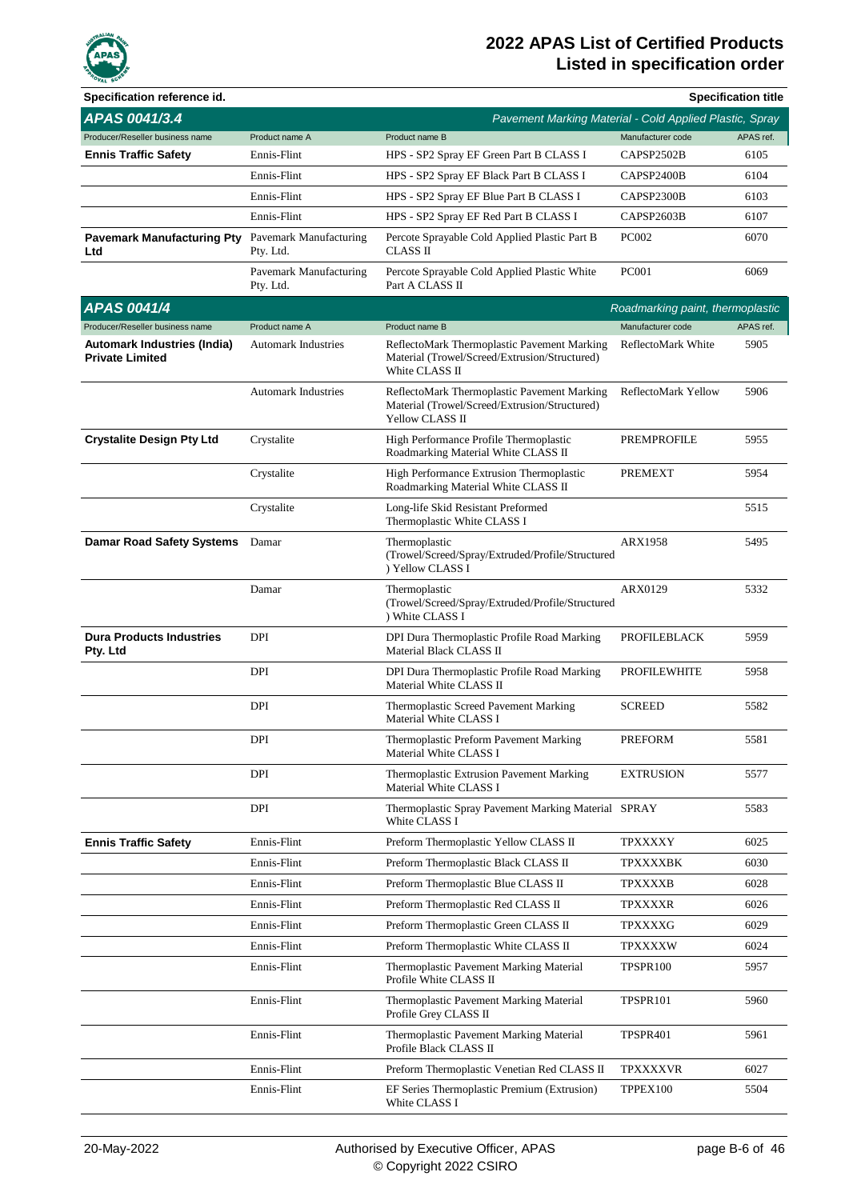| Specification reference id. | | | | Specification title |
|---|---|---|---|---|
| **APAS 0041/3.4** | | | | *Pavement Marking Material - Cold Applied Plastic, Spray* |
| Producer/Reseller business name | Product name A | Product name B | Manufacturer code | APAS ref. |
| **Ennis Traffic Safety** | Ennis-Flint | HPS - SP2 Spray EF Green Part B CLASS I | CAPSP2502B | 6105 |
| | Ennis-Flint | HPS - SP2 Spray EF Black Part B CLASS I | CAPSP2400B | 6104 |
| | Ennis-Flint | HPS - SP2 Spray EF Blue Part B CLASS I | CAPSP2300B | 6103 |
| | Ennis-Flint | HPS - SP2 Spray EF Red Part B CLASS I | CAPSP2603B | 6107 |
| **Pavemark Manufacturing Pty Ltd** | Pavemark Manufacturing Pty. Ltd. | Percote Sprayable Cold Applied Plastic Part B CLASS II | PC002 | 6070 |
| | Pavemark Manufacturing Pty. Ltd. | Percote Sprayable Cold Applied Plastic White Part A CLASS II | PC001 | 6069 |

| **APAS 0041/4** | | | | *Roadmarking paint, thermoplastic* |
|---|---|---|---|---|
| Producer/Reseller business name | Product name A | Product name B | Manufacturer code | APAS ref. |
| **Automark Industries (India) Private Limited** | Automark Industries | ReflectoMark Thermoplastic Pavement Marking Material (Trowel/Screed/Extrusion/Structured) White CLASS II | ReflectoMark White | 5905 |
| | Automark Industries | ReflectoMark Thermoplastic Pavement Marking Material (Trowel/Screed/Extrusion/Structured) Yellow CLASS II | ReflectoMark Yellow | 5906 |
| **Crystalite Design Pty Ltd** | Crystalite | High Performance Profile Thermoplastic Roadmarking Material White CLASS II | PREMPROFILE | 5955 |
| | Crystalite | High Performance Extrusion Thermoplastic Roadmarking Material White CLASS II | PREMEXT | 5954 |
| | Crystalite | Long-life Skid Resistant Preformed Thermoplastic White CLASS I | | 5515 |
| **Damar Road Safety Systems** | Damar | Thermoplastic (Trowel/Screed/Spray/Extruded/Profile/Structured) Yellow CLASS I | ARX1958 | 5495 |
| | Damar | Thermoplastic (Trowel/Screed/Spray/Extruded/Profile/Structured) White CLASS I | ARX0129 | 5332 |
| **Dura Products Industries Pty. Ltd** | DPI | DPI Dura Thermoplastic Profile Road Marking Material Black CLASS II | PROFILEBLACK | 5959 |
| | DPI | DPI Dura Thermoplastic Profile Road Marking Material White CLASS II | PROFILEWHITE | 5958 |
| | DPI | Thermoplastic Screed Pavement Marking Material White CLASS I | SCREED | 5582 |
| | DPI | Thermoplastic Preform Pavement Marking Material White CLASS I | PREFORM | 5581 |
| | DPI | Thermoplastic Extrusion Pavement Marking Material White CLASS I | EXTRUSION | 5577 |
| | DPI | Thermoplastic Spray Pavement Marking Material White CLASS I | SPRAY | 5583 |
| **Ennis Traffic Safety** | Ennis-Flint | Preform Thermoplastic Yellow CLASS II | TPXXXXY | 6025 |
| | Ennis-Flint | Preform Thermoplastic Black CLASS II | TPXXXXBK | 6030 |
| | Ennis-Flint | Preform Thermoplastic Blue CLASS II | TPXXXXB | 6028 |
| | Ennis-Flint | Preform Thermoplastic Red CLASS II | TPXXXXR | 6026 |
| | Ennis-Flint | Preform Thermoplastic Green CLASS II | TPXXXXG | 6029 |
| | Ennis-Flint | Preform Thermoplastic White CLASS II | TPXXXXW | 6024 |
| | Ennis-Flint | Thermoplastic Pavement Marking Material Profile White CLASS II | TPSPR100 | 5957 |
| | Ennis-Flint | Thermoplastic Pavement Marking Material Profile Grey CLASS II | TPSPR101 | 5960 |
| | Ennis-Flint | Thermoplastic Pavement Marking Material Profile Black CLASS II | TPSPR401 | 5961 |
| | Ennis-Flint | Preform Thermoplastic Venetian Red CLASS II | TPXXXXVR | 6027 |
| | Ennis-Flint | EF Series Thermoplastic Premium (Extrusion) White CLASS I | TPPEX100 | 5504 |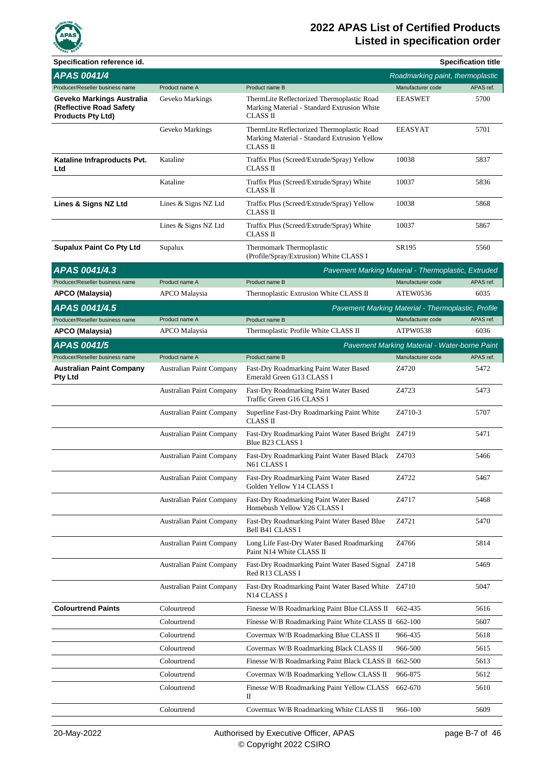**Specification reference id.** | **Specification title**

## APAS 0041/4 — *Roadmarking paint, thermoplastic*

| Producer/Reseller business name | Product name A | Product name B | Manufacturer code | APAS ref. |
|---|---|---|---|---|
| **Geveko Markings Australia (Reflective Road Safety Products Pty Ltd)** | Geveko Markings | ThermLite Reflectorized Thermoplastic Road Marking Material - Standard Extrusion White CLASS II | EEASWET | 5700 |
| | Geveko Markings | ThermLite Reflectorized Thermoplastic Road Marking Material - Standard Extrusion Yellow CLASS II | EEASYAT | 5701 |
| **Kataline Infraproducts Pvt. Ltd** | Kataline | Traffix Plus (Screed/Extrude/Spray) Yellow CLASS II | 10038 | 5837 |
| | Kataline | Traffix Plus (Screed/Extrude/Spray) White CLASS II | 10037 | 5836 |
| **Lines & Signs NZ Ltd** | Lines & Signs NZ Ltd | Traffix Plus (Screed/Extrude/Spray) Yellow CLASS II | 10038 | 5868 |
| | Lines & Signs NZ Ltd | Traffix Plus (Screed/Extrude/Spray) White CLASS II | 10037 | 5867 |
| **Supalux Paint Co Pty Ltd** | Supalux | Thermomark Thermoplastic (Profile/Spray/Extrusion) White CLASS I | SR195 | 5560 |

## APAS 0041/4.3 — *Pavement Marking Material - Thermoplastic, Extruded*

| Producer/Reseller business name | Product name A | Product name B | Manufacturer code | APAS ref. |
|---|---|---|---|---|
| **APCO (Malaysia)** | APCO Malaysia | Thermoplastic Extrusion White CLASS II | ATEW0536 | 6035 |

## APAS 0041/4.5 — *Pavement Marking Material - Thermoplastic, Profile*

| Producer/Reseller business name | Product name A | Product name B | Manufacturer code | APAS ref. |
|---|---|---|---|---|
| **APCO (Malaysia)** | APCO Malaysia | Thermoplastic Profile White CLASS II | ATPW0538 | 6036 |

## APAS 0041/5 — *Pavement Marking Material - Water-borne Paint*

| Producer/Reseller business name | Product name A | Product name B | Manufacturer code | APAS ref. |
|---|---|---|---|---|
| **Australian Paint Company Pty Ltd** | Australian Paint Company | Fast-Dry Roadmarking Paint Water Based Emerald Green G13 CLASS I | Z4720 | 5472 |
| | Australian Paint Company | Fast-Dry Roadmarking Paint Water Based Traffic Green G16 CLASS I | Z4723 | 5473 |
| | Australian Paint Company | Superline Fast-Dry Roadmarking Paint White CLASS II | Z4710-3 | 5707 |
| | Australian Paint Company | Fast-Dry Roadmarking Paint Water Based Bright Blue B23 CLASS I | Z4719 | 5471 |
| | Australian Paint Company | Fast-Dry Roadmarking Paint Water Based Black N61 CLASS I | Z4703 | 5466 |
| | Australian Paint Company | Fast-Dry Roadmarking Paint Water Based Golden Yellow Y14 CLASS I | Z4722 | 5467 |
| | Australian Paint Company | Fast-Dry Roadmarking Paint Water Based Homebush Yellow Y26 CLASS I | Z4717 | 5468 |
| | Australian Paint Company | Fast-Dry Roadmarking Paint Water Based Blue Bell B41 CLASS I | Z4721 | 5470 |
| | Australian Paint Company | Long Life Fast-Dry Water Based Roadmarking Paint N14 White CLASS II | Z4766 | 5814 |
| | Australian Paint Company | Fast-Dry Roadmarking Paint Water Based Signal Red R13 CLASS I | Z4718 | 5469 |
| | Australian Paint Company | Fast-Dry Roadmarking Paint Water Based White N14 CLASS I | Z4710 | 5047 |
| **Colourtrend Paints** | Colourtrend | Finesse W/B Roadmarking Paint Blue CLASS II | 662-435 | 5616 |
| | Colourtrend | Finesse W/B Roadmarking Paint White CLASS II | 662-100 | 5607 |
| | Colourtrend | Covermax W/B Roadmarking Blue CLASS II | 966-435 | 5618 |
| | Colourtrend | Covermax W/B Roadmarking Black CLASS II | 966-500 | 5615 |
| | Colourtrend | Finesse W/B Roadmarking Paint Black CLASS II | 662-500 | 5613 |
| | Colourtrend | Covermax W/B Roadmarking Yellow CLASS II | 966-875 | 5612 |
| | Colourtrend | Finesse W/B Roadmarking Paint Yellow CLASS II | 662-670 | 5610 |
| | Colourtrend | Covermax W/B Roadmarking White CLASS II | 966-100 | 5609 |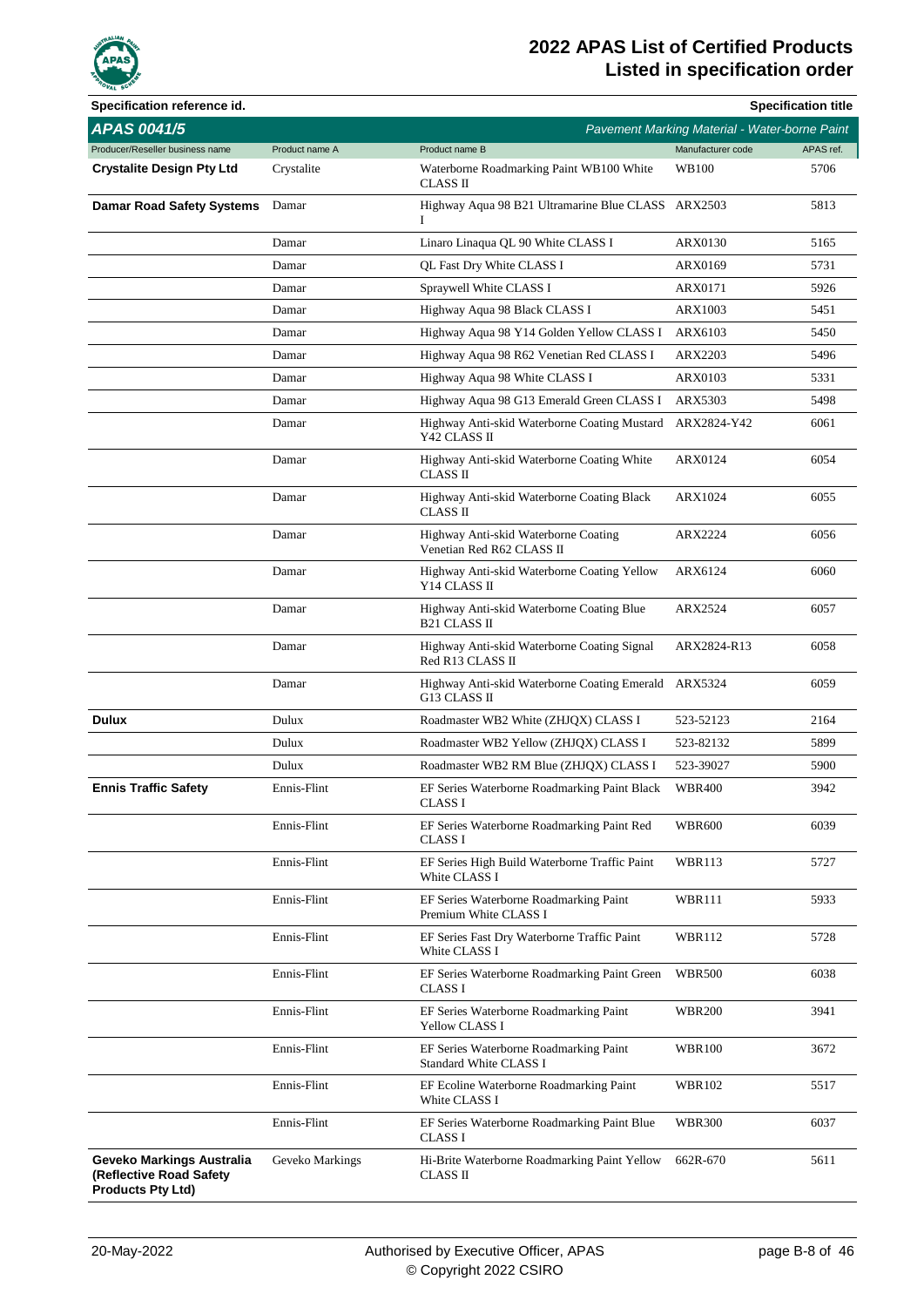# 2022 APAS List of Certified Products
## Listed in specification order

| Specification reference id. | | | | Specification title |
|---|---|---|---|---|
| **APAS 0041/5** | | | | *Pavement Marking Material - Water-borne Paint* |
| Producer/Reseller business name | Product name A | Product name B | Manufacturer code | APAS ref. |
| **Crystalite Design Pty Ltd** | Crystalite | Waterborne Roadmarking Paint WB100 White CLASS II | WB100 | 5706 |
| **Damar Road Safety Systems** | Damar | Highway Aqua 98 B21 Ultramarine Blue CLASS I | ARX2503 | 5813 |
| | Damar | Linaro Linaqua QL 90 White CLASS I | ARX0130 | 5165 |
| | Damar | QL Fast Dry White CLASS I | ARX0169 | 5731 |
| | Damar | Spraywell White CLASS I | ARX0171 | 5926 |
| | Damar | Highway Aqua 98 Black CLASS I | ARX1003 | 5451 |
| | Damar | Highway Aqua 98 Y14 Golden Yellow CLASS I | ARX6103 | 5450 |
| | Damar | Highway Aqua 98 R62 Venetian Red CLASS I | ARX2203 | 5496 |
| | Damar | Highway Aqua 98 White CLASS I | ARX0103 | 5331 |
| | Damar | Highway Aqua 98 G13 Emerald Green CLASS I | ARX5303 | 5498 |
| | Damar | Highway Anti-skid Waterborne Coating Mustard Y42 CLASS II | ARX2824-Y42 | 6061 |
| | Damar | Highway Anti-skid Waterborne Coating White CLASS II | ARX0124 | 6054 |
| | Damar | Highway Anti-skid Waterborne Coating Black CLASS II | ARX1024 | 6055 |
| | Damar | Highway Anti-skid Waterborne Coating Venetian Red R62 CLASS II | ARX2224 | 6056 |
| | Damar | Highway Anti-skid Waterborne Coating Yellow Y14 CLASS II | ARX6124 | 6060 |
| | Damar | Highway Anti-skid Waterborne Coating Blue B21 CLASS II | ARX2524 | 6057 |
| | Damar | Highway Anti-skid Waterborne Coating Signal Red R13 CLASS II | ARX2824-R13 | 6058 |
| | Damar | Highway Anti-skid Waterborne Coating Emerald G13 CLASS II | ARX5324 | 6059 |
| **Dulux** | Dulux | Roadmaster WB2 White (ZHJQX) CLASS I | 523-52123 | 2164 |
| | Dulux | Roadmaster WB2 Yellow (ZHJQX) CLASS I | 523-82132 | 5899 |
| | Dulux | Roadmaster WB2 RM Blue (ZHJQX) CLASS I | 523-39027 | 5900 |
| **Ennis Traffic Safety** | Ennis-Flint | EF Series Waterborne Roadmarking Paint Black CLASS I | WBR400 | 3942 |
| | Ennis-Flint | EF Series Waterborne Roadmarking Paint Red CLASS I | WBR600 | 6039 |
| | Ennis-Flint | EF Series High Build Waterborne Traffic Paint White CLASS I | WBR113 | 5727 |
| | Ennis-Flint | EF Series Waterborne Roadmarking Paint Premium White CLASS I | WBR111 | 5933 |
| | Ennis-Flint | EF Series Fast Dry Waterborne Traffic Paint White CLASS I | WBR112 | 5728 |
| | Ennis-Flint | EF Series Waterborne Roadmarking Paint Green CLASS I | WBR500 | 6038 |
| | Ennis-Flint | EF Series Waterborne Roadmarking Paint Yellow CLASS I | WBR200 | 3941 |
| | Ennis-Flint | EF Series Waterborne Roadmarking Paint Standard White CLASS I | WBR100 | 3672 |
| | Ennis-Flint | EF Ecoline Waterborne Roadmarking Paint White CLASS I | WBR102 | 5517 |
| | Ennis-Flint | EF Series Waterborne Roadmarking Paint Blue CLASS I | WBR300 | 6037 |
| **Geveko Markings Australia (Reflective Road Safety Products Pty Ltd)** | Geveko Markings | Hi-Brite Waterborne Roadmarking Paint Yellow CLASS II | 662R-670 | 5611 |

20-May-2022 Authorised by Executive Officer, APAS © Copyright 2022 CSIRO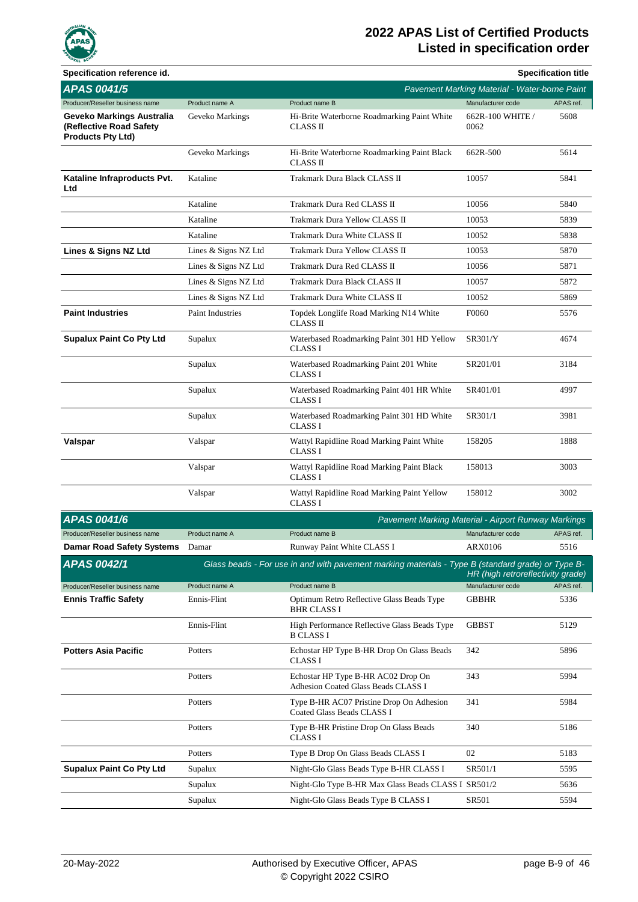| Specification reference id. | | | | Specification title |
|---|---|---|---|---|
| **APAS 0041/5** | | | | *Pavement Marking Material - Water-borne Paint* |
| Producer/Reseller business name | Product name A | Product name B | Manufacturer code | APAS ref. |
| **Geveko Markings Australia (Reflective Road Safety Products Pty Ltd)** | Geveko Markings | Hi-Brite Waterborne Roadmarking Paint White CLASS II | 662R-100 WHITE / 0062 | 5608 |
| | Geveko Markings | Hi-Brite Waterborne Roadmarking Paint Black CLASS II | 662R-500 | 5614 |
| **Kataline Infraproducts Pvt. Ltd** | Kataline | Trakmark Dura Black CLASS II | 10057 | 5841 |
| | Kataline | Trakmark Dura Red CLASS II | 10056 | 5840 |
| | Kataline | Trakmark Dura Yellow CLASS II | 10053 | 5839 |
| | Kataline | Trakmark Dura White CLASS II | 10052 | 5838 |
| **Lines & Signs NZ Ltd** | Lines & Signs NZ Ltd | Trakmark Dura Yellow CLASS II | 10053 | 5870 |
| | Lines & Signs NZ Ltd | Trakmark Dura Red CLASS II | 10056 | 5871 |
| | Lines & Signs NZ Ltd | Trakmark Dura Black CLASS II | 10057 | 5872 |
| | Lines & Signs NZ Ltd | Trakmark Dura White CLASS II | 10052 | 5869 |
| **Paint Industries** | Paint Industries | Topdek Longlife Road Marking N14 White CLASS II | F0060 | 5576 |
| **Supalux Paint Co Pty Ltd** | Supalux | Waterbased Roadmarking Paint 301 HD Yellow CLASS I | SR301/Y | 4674 |
| | Supalux | Waterbased Roadmarking Paint 201 White CLASS I | SR201/01 | 3184 |
| | Supalux | Waterbased Roadmarking Paint 401 HR White CLASS I | SR401/01 | 4997 |
| | Supalux | Waterbased Roadmarking Paint 301 HD White CLASS I | SR301/1 | 3981 |
| **Valspar** | Valspar | Wattyl Rapidline Road Marking Paint White CLASS I | 158205 | 1888 |
| | Valspar | Wattyl Rapidline Road Marking Paint Black CLASS I | 158013 | 3003 |
| | Valspar | Wattyl Rapidline Road Marking Paint Yellow CLASS I | 158012 | 3002 |

| **APAS 0041/6** | | | | *Pavement Marking Material - Airport Runway Markings* |
|---|---|---|---|---|
| Producer/Reseller business name | Product name A | Product name B | Manufacturer code | APAS ref. |
| **Damar Road Safety Systems** | Damar | Runway Paint White CLASS I | ARX0106 | 5516 |

| **APAS 0042/1** | | | | *Glass beads - For use in and with pavement marking materials - Type B (standard grade) or Type B-HR (high retroreflectivity grade)* |
|---|---|---|---|---|
| Producer/Reseller business name | Product name A | Product name B | Manufacturer code | APAS ref. |
| **Ennis Traffic Safety** | Ennis-Flint | Optimum Retro Reflective Glass Beads Type BHR CLASS I | GBBHR | 5336 |
| | Ennis-Flint | High Performance Reflective Glass Beads Type B CLASS I | GBBST | 5129 |
| **Potters Asia Pacific** | Potters | Echostar HP Type B-HR Drop On Glass Beads CLASS I | 342 | 5896 |
| | Potters | Echostar HP Type B-HR AC02 Drop On Adhesion Coated Glass Beads CLASS I | 343 | 5994 |
| | Potters | Type B-HR AC07 Pristine Drop On Adhesion Coated Glass Beads CLASS I | 341 | 5984 |
| | Potters | Type B-HR Pristine Drop On Glass Beads CLASS I | 340 | 5186 |
| | Potters | Type B Drop On Glass Beads CLASS I | 02 | 5183 |
| **Supalux Paint Co Pty Ltd** | Supalux | Night-Glo Glass Beads Type B-HR CLASS I | SR501/1 | 5595 |
| | Supalux | Night-Glo Type B-HR Max Glass Beads CLASS I | SR501/2 | 5636 |
| | Supalux | Night-Glo Glass Beads Type B CLASS I | SR501 | 5594 |

20-May-2022 — Authorised by Executive Officer, APAS — © Copyright 2022 CSIRO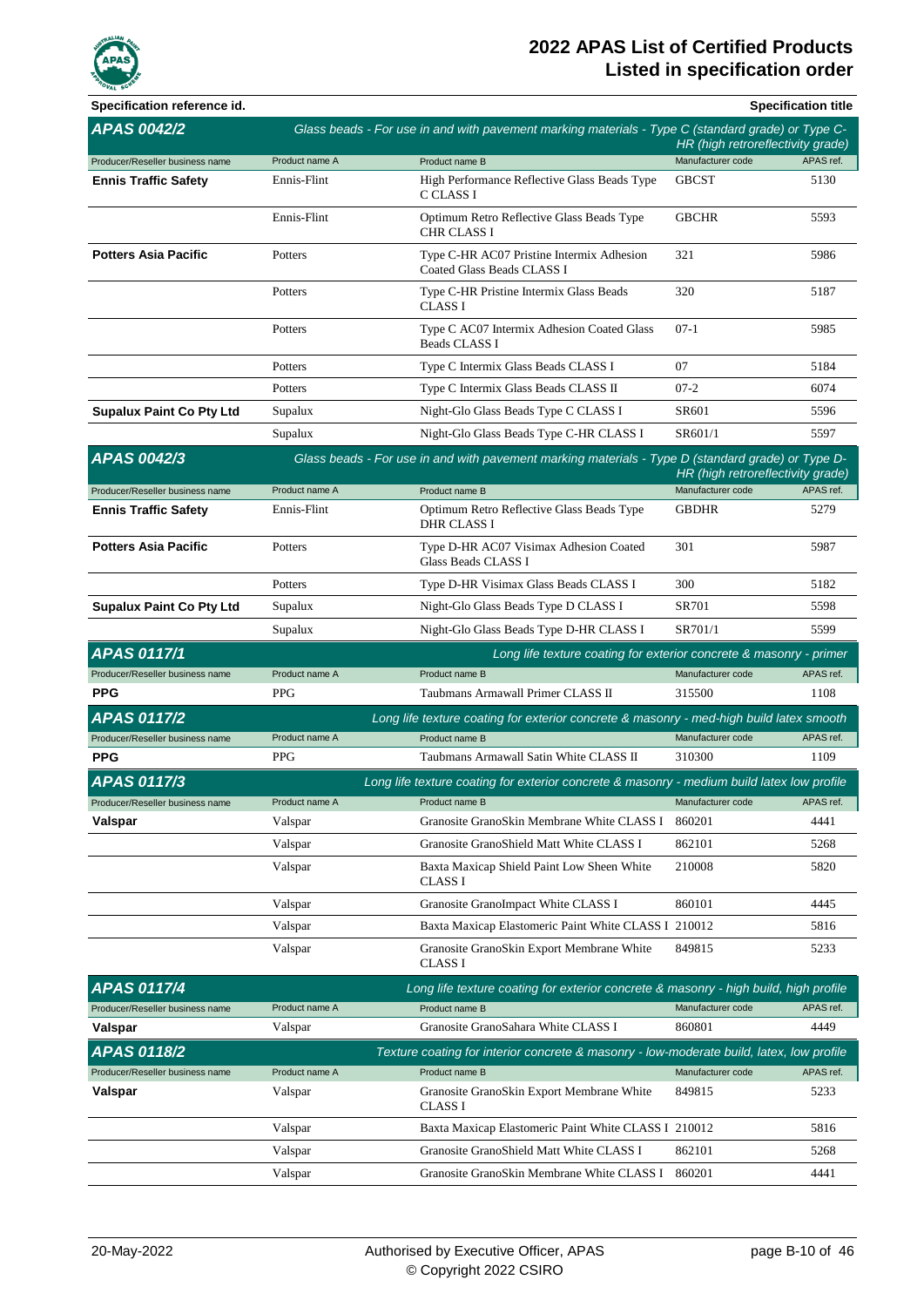# 2022 APAS List of Certified Products
## Listed in specification order

**Specification reference id.** | **Specification title**

## APAS 0042/2
*Glass beads - For use in and with pavement marking materials - Type C (standard grade) or Type C-HR (high retroreflectivity grade)*

| Producer/Reseller business name | Product name A | Product name B | Manufacturer code | APAS ref. |
|---|---|---|---|---|
| **Ennis Traffic Safety** | Ennis-Flint | High Performance Reflective Glass Beads Type C CLASS I | GBCST | 5130 |
| | Ennis-Flint | Optimum Retro Reflective Glass Beads Type CHR CLASS I | GBCHR | 5593 |
| **Potters Asia Pacific** | Potters | Type C-HR AC07 Pristine Intermix Adhesion Coated Glass Beads CLASS I | 321 | 5986 |
| | Potters | Type C-HR Pristine Intermix Glass Beads CLASS I | 320 | 5187 |
| | Potters | Type C AC07 Intermix Adhesion Coated Glass Beads CLASS I | 07-1 | 5985 |
| | Potters | Type C Intermix Glass Beads CLASS I | 07 | 5184 |
| | Potters | Type C Intermix Glass Beads CLASS II | 07-2 | 6074 |
| **Supalux Paint Co Pty Ltd** | Supalux | Night-Glo Glass Beads Type C CLASS I | SR601 | 5596 |
| | Supalux | Night-Glo Glass Beads Type C-HR CLASS I | SR601/1 | 5597 |

## APAS 0042/3
*Glass beads - For use in and with pavement marking materials - Type D (standard grade) or Type D-HR (high retroreflectivity grade)*

| Producer/Reseller business name | Product name A | Product name B | Manufacturer code | APAS ref. |
|---|---|---|---|---|
| **Ennis Traffic Safety** | Ennis-Flint | Optimum Retro Reflective Glass Beads Type DHR CLASS I | GBDHR | 5279 |
| **Potters Asia Pacific** | Potters | Type D-HR AC07 Visimax Adhesion Coated Glass Beads CLASS I | 301 | 5987 |
| | Potters | Type D-HR Visimax Glass Beads CLASS I | 300 | 5182 |
| **Supalux Paint Co Pty Ltd** | Supalux | Night-Glo Glass Beads Type D CLASS I | SR701 | 5598 |
| | Supalux | Night-Glo Glass Beads Type D-HR CLASS I | SR701/1 | 5599 |

## APAS 0117/1
*Long life texture coating for exterior concrete & masonry - primer*

| Producer/Reseller business name | Product name A | Product name B | Manufacturer code | APAS ref. |
|---|---|---|---|---|
| **PPG** | PPG | Taubmans Armawall Primer CLASS II | 315500 | 1108 |

## APAS 0117/2
*Long life texture coating for exterior concrete & masonry - med-high build latex smooth*

| Producer/Reseller business name | Product name A | Product name B | Manufacturer code | APAS ref. |
|---|---|---|---|---|
| **PPG** | PPG | Taubmans Armawall Satin White CLASS II | 310300 | 1109 |

## APAS 0117/3
*Long life texture coating for exterior concrete & masonry - medium build latex low profile*

| Producer/Reseller business name | Product name A | Product name B | Manufacturer code | APAS ref. |
|---|---|---|---|---|
| **Valspar** | Valspar | Granosite GranoSkin Membrane White CLASS I | 860201 | 4441 |
| | Valspar | Granosite GranoShield Matt White CLASS I | 862101 | 5268 |
| | Valspar | Baxta Maxicap Shield Paint Low Sheen White CLASS I | 210008 | 5820 |
| | Valspar | Granosite GranoImpact White CLASS I | 860101 | 4445 |
| | Valspar | Baxta Maxicap Elastomeric Paint White CLASS I | 210012 | 5816 |
| | Valspar | Granosite GranoSkin Export Membrane White CLASS I | 849815 | 5233 |

## APAS 0117/4
*Long life texture coating for exterior concrete & masonry - high build, high profile*

| Producer/Reseller business name | Product name A | Product name B | Manufacturer code | APAS ref. |
|---|---|---|---|---|
| **Valspar** | Valspar | Granosite GranoSahara White CLASS I | 860801 | 4449 |

## APAS 0118/2
*Texture coating for interior concrete & masonry - low-moderate build, latex, low profile*

| Producer/Reseller business name | Product name A | Product name B | Manufacturer code | APAS ref. |
|---|---|---|---|---|
| **Valspar** | Valspar | Granosite GranoSkin Export Membrane White CLASS I | 849815 | 5233 |
| | Valspar | Baxta Maxicap Elastomeric Paint White CLASS I | 210012 | 5816 |
| | Valspar | Granosite GranoShield Matt White CLASS I | 862101 | 5268 |
| | Valspar | Granosite GranoSkin Membrane White CLASS I | 860201 | 4441 |

20-May-2022 — Authorised by Executive Officer, APAS — © Copyright 2022 CSIRO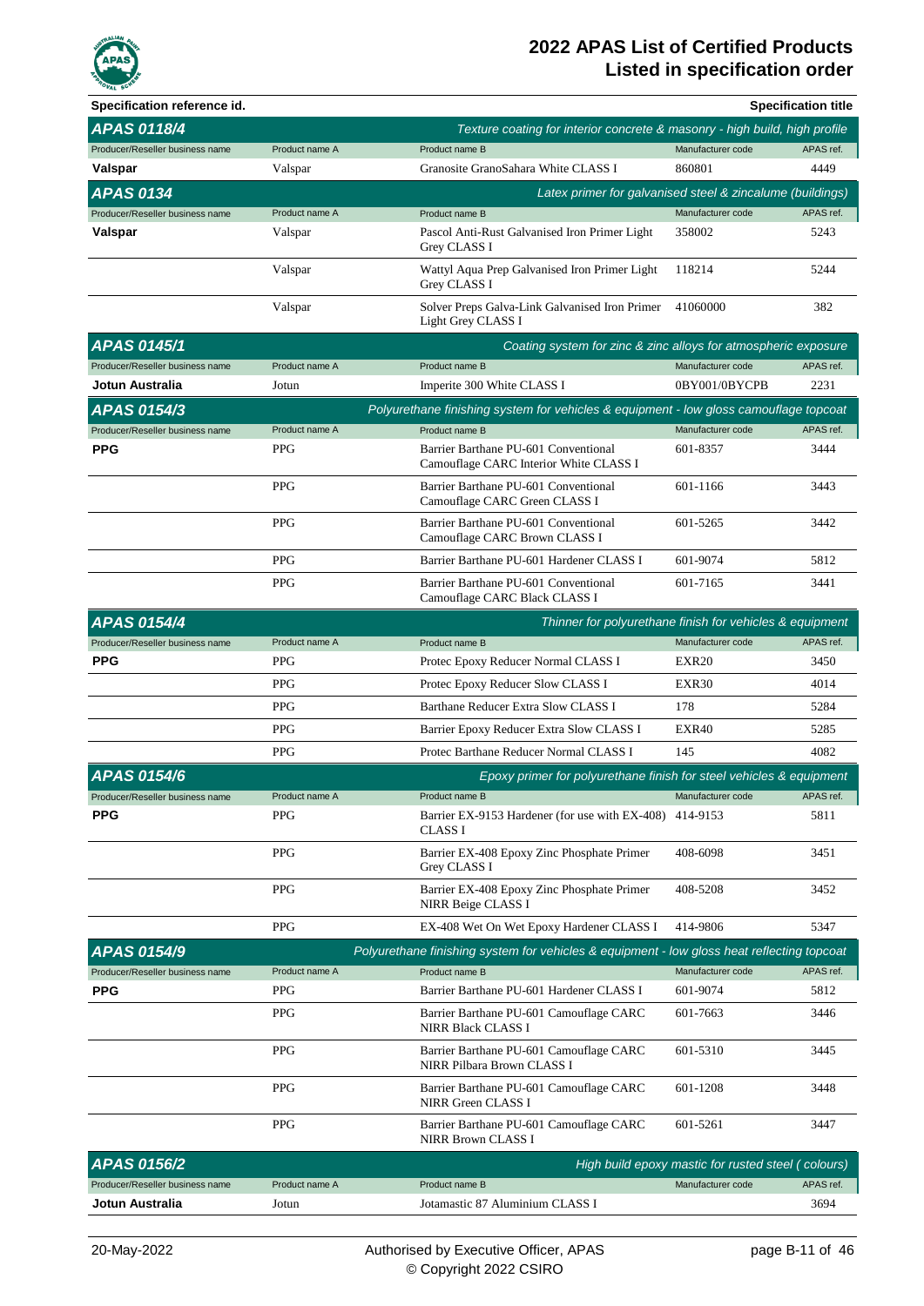# 2022 APAS List of Certified Products
## Listed in specification order

**Specification reference id.** | **Specification title**

### APAS 0118/4 — *Texture coating for interior concrete & masonry - high build, high profile*

| Producer/Reseller business name | Product name A | Product name B | Manufacturer code | APAS ref. |
|---|---|---|---|---|
| **Valspar** | Valspar | Granosite GranoSahara White CLASS I | 860801 | 4449 |

### APAS 0134 — *Latex primer for galvanised steel & zincalume (buildings)*

| Producer/Reseller business name | Product name A | Product name B | Manufacturer code | APAS ref. |
|---|---|---|---|---|
| **Valspar** | Valspar | Pascol Anti-Rust Galvanised Iron Primer Light Grey CLASS I | 358002 | 5243 |
| | Valspar | Wattyl Aqua Prep Galvanised Iron Primer Light Grey CLASS I | 118214 | 5244 |
| | Valspar | Solver Preps Galva-Link Galvanised Iron Primer Light Grey CLASS I | 41060000 | 382 |

### APAS 0145/1 — *Coating system for zinc & zinc alloys for atmospheric exposure*

| Producer/Reseller business name | Product name A | Product name B | Manufacturer code | APAS ref. |
|---|---|---|---|---|
| **Jotun Australia** | Jotun | Imperite 300 White CLASS I | 0BY001/0BYCPB | 2231 |

### APAS 0154/3 — *Polyurethane finishing system for vehicles & equipment - low gloss camouflage topcoat*

| Producer/Reseller business name | Product name A | Product name B | Manufacturer code | APAS ref. |
|---|---|---|---|---|
| **PPG** | PPG | Barrier Barthane PU-601 Conventional Camouflage CARC Interior White CLASS I | 601-8357 | 3444 |
| | PPG | Barrier Barthane PU-601 Conventional Camouflage CARC Green CLASS I | 601-1166 | 3443 |
| | PPG | Barrier Barthane PU-601 Conventional Camouflage CARC Brown CLASS I | 601-5265 | 3442 |
| | PPG | Barrier Barthane PU-601 Hardener CLASS I | 601-9074 | 5812 |
| | PPG | Barrier Barthane PU-601 Conventional Camouflage CARC Black CLASS I | 601-7165 | 3441 |

### APAS 0154/4 — *Thinner for polyurethane finish for vehicles & equipment*

| Producer/Reseller business name | Product name A | Product name B | Manufacturer code | APAS ref. |
|---|---|---|---|---|
| **PPG** | PPG | Protec Epoxy Reducer Normal CLASS I | EXR20 | 3450 |
| | PPG | Protec Epoxy Reducer Slow CLASS I | EXR30 | 4014 |
| | PPG | Barthane Reducer Extra Slow CLASS I | 178 | 5284 |
| | PPG | Barrier Epoxy Reducer Extra Slow CLASS I | EXR40 | 5285 |
| | PPG | Protec Barthane Reducer Normal CLASS I | 145 | 4082 |

### APAS 0154/6 — *Epoxy primer for polyurethane finish for steel vehicles & equipment*

| Producer/Reseller business name | Product name A | Product name B | Manufacturer code | APAS ref. |
|---|---|---|---|---|
| **PPG** | PPG | Barrier EX-9153 Hardener (for use with EX-408) CLASS I | 414-9153 | 5811 |
| | PPG | Barrier EX-408 Epoxy Zinc Phosphate Primer Grey CLASS I | 408-6098 | 3451 |
| | PPG | Barrier EX-408 Epoxy Zinc Phosphate Primer NIRR Beige CLASS I | 408-5208 | 3452 |
| | PPG | EX-408 Wet On Wet Epoxy Hardener CLASS I | 414-9806 | 5347 |

### APAS 0154/9 — *Polyurethane finishing system for vehicles & equipment - low gloss heat reflecting topcoat*

| Producer/Reseller business name | Product name A | Product name B | Manufacturer code | APAS ref. |
|---|---|---|---|---|
| **PPG** | PPG | Barrier Barthane PU-601 Hardener CLASS I | 601-9074 | 5812 |
| | PPG | Barrier Barthane PU-601 Camouflage CARC NIRR Black CLASS I | 601-7663 | 3446 |
| | PPG | Barrier Barthane PU-601 Camouflage CARC NIRR Pilbara Brown CLASS I | 601-5310 | 3445 |
| | PPG | Barrier Barthane PU-601 Camouflage CARC NIRR Green CLASS I | 601-1208 | 3448 |
| | PPG | Barrier Barthane PU-601 Camouflage CARC NIRR Brown CLASS I | 601-5261 | 3447 |

### APAS 0156/2 — *High build epoxy mastic for rusted steel ( colours)*

| Producer/Reseller business name | Product name A | Product name B | Manufacturer code | APAS ref. |
|---|---|---|---|---|
| **Jotun Australia** | Jotun | Jotamastic 87 Aluminium CLASS I | | 3694 |

20-May-2022 — Authorised by Executive Officer, APAS — © Copyright 2022 CSIRO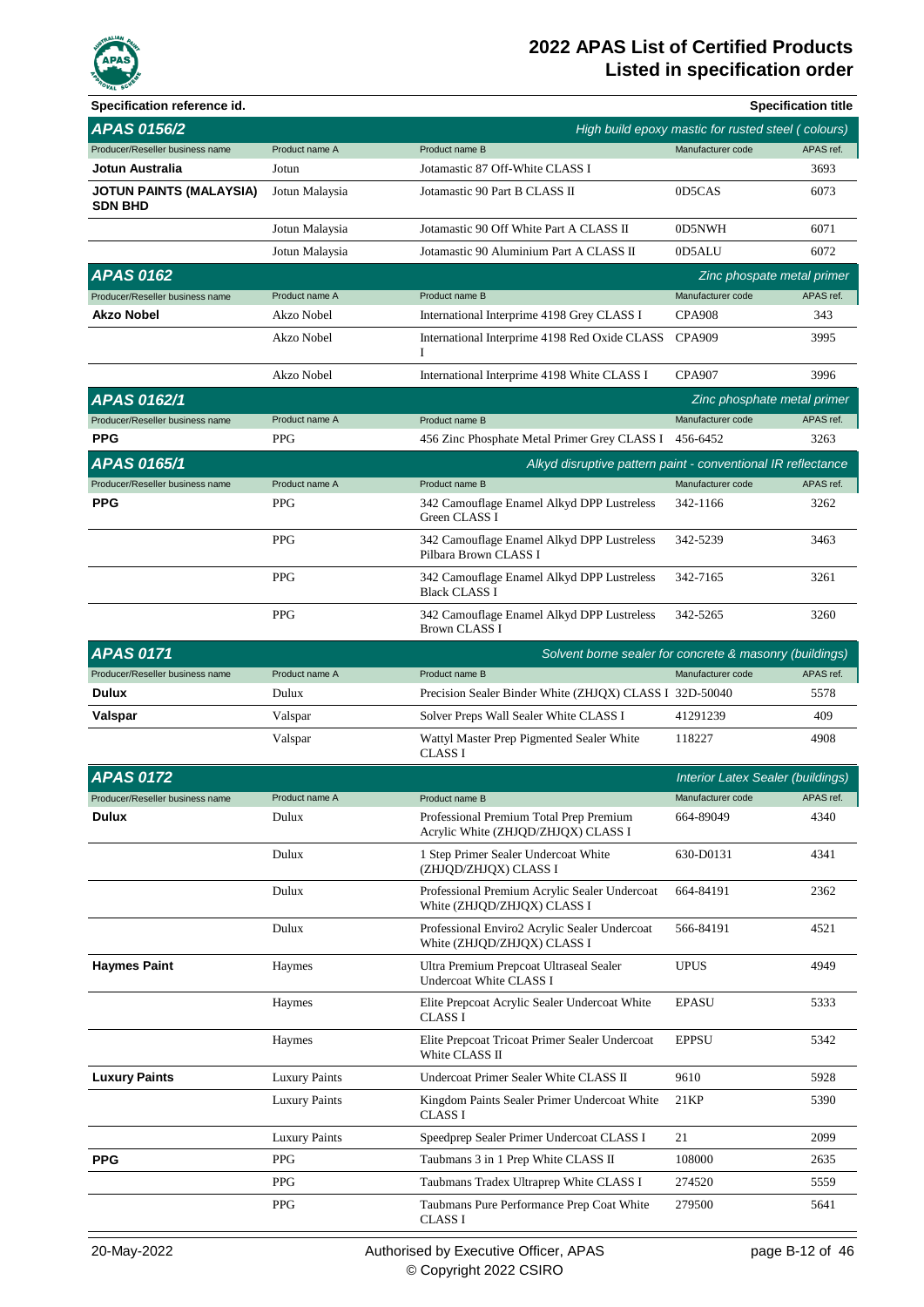| Specification reference id. | | | | Specification title |
|---|---|---|---|---|

## APAS 0156/2

*High build epoxy mastic for rusted steel ( colours)*

| Producer/Reseller business name | Product name A | Product name B | Manufacturer code | APAS ref. |
|---|---|---|---|---|
| **Jotun Australia** | Jotun | Jotamastic 87 Off-White CLASS I | | 3693 |
| **JOTUN PAINTS (MALAYSIA) SDN BHD** | Jotun Malaysia | Jotamastic 90 Part B CLASS II | 0D5CAS | 6073 |
| | Jotun Malaysia | Jotamastic 90 Off White Part A CLASS II | 0D5NWH | 6071 |
| | Jotun Malaysia | Jotamastic 90 Aluminium Part A CLASS II | 0D5ALU | 6072 |

## APAS 0162

*Zinc phospate metal primer*

| Producer/Reseller business name | Product name A | Product name B | Manufacturer code | APAS ref. |
|---|---|---|---|---|
| **Akzo Nobel** | Akzo Nobel | International Interprime 4198 Grey CLASS I | CPA908 | 343 |
| | Akzo Nobel | International Interprime 4198 Red Oxide CLASS I | CPA909 | 3995 |
| | Akzo Nobel | International Interprime 4198 White CLASS I | CPA907 | 3996 |

## APAS 0162/1

*Zinc phosphate metal primer*

| Producer/Reseller business name | Product name A | Product name B | Manufacturer code | APAS ref. |
|---|---|---|---|---|
| **PPG** | PPG | 456 Zinc Phosphate Metal Primer Grey CLASS I | 456-6452 | 3263 |

## APAS 0165/1

*Alkyd disruptive pattern paint - conventional IR reflectance*

| Producer/Reseller business name | Product name A | Product name B | Manufacturer code | APAS ref. |
|---|---|---|---|---|
| **PPG** | PPG | 342 Camouflage Enamel Alkyd DPP Lustreless Green CLASS I | 342-1166 | 3262 |
| | PPG | 342 Camouflage Enamel Alkyd DPP Lustreless Pilbara Brown CLASS I | 342-5239 | 3463 |
| | PPG | 342 Camouflage Enamel Alkyd DPP Lustreless Black CLASS I | 342-7165 | 3261 |
| | PPG | 342 Camouflage Enamel Alkyd DPP Lustreless Brown CLASS I | 342-5265 | 3260 |

## APAS 0171

*Solvent borne sealer for concrete & masonry (buildings)*

| Producer/Reseller business name | Product name A | Product name B | Manufacturer code | APAS ref. |
|---|---|---|---|---|
| **Dulux** | Dulux | Precision Sealer Binder White (ZHJQX) CLASS I | 32D-50040 | 5578 |
| **Valspar** | Valspar | Solver Preps Wall Sealer White CLASS I | 41291239 | 409 |
| | Valspar | Wattyl Master Prep Pigmented Sealer White CLASS I | 118227 | 4908 |

## APAS 0172

*Interior Latex Sealer (buildings)*

| Producer/Reseller business name | Product name A | Product name B | Manufacturer code | APAS ref. |
|---|---|---|---|---|
| **Dulux** | Dulux | Professional Premium Total Prep Premium Acrylic White (ZHJQD/ZHJQX) CLASS I | 664-89049 | 4340 |
| | Dulux | 1 Step Primer Sealer Undercoat White (ZHJQD/ZHJQX) CLASS I | 630-D0131 | 4341 |
| | Dulux | Professional Premium Acrylic Sealer Undercoat White (ZHJQD/ZHJQX) CLASS I | 664-84191 | 2362 |
| | Dulux | Professional Enviro2 Acrylic Sealer Undercoat White (ZHJQD/ZHJQX) CLASS I | 566-84191 | 4521 |
| **Haymes Paint** | Haymes | Ultra Premium Prepcoat Ultraseal Sealer Undercoat White CLASS I | UPUS | 4949 |
| | Haymes | Elite Prepcoat Acrylic Sealer Undercoat White CLASS I | EPASU | 5333 |
| | Haymes | Elite Prepcoat Tricoat Primer Sealer Undercoat White CLASS II | EPPSU | 5342 |
| **Luxury Paints** | Luxury Paints | Undercoat Primer Sealer White CLASS II | 9610 | 5928 |
| | Luxury Paints | Kingdom Paints Sealer Primer Undercoat White CLASS I | 21KP | 5390 |
| | Luxury Paints | Speedprep Sealer Primer Undercoat CLASS I | 21 | 2099 |
| **PPG** | PPG | Taubmans 3 in 1 Prep White CLASS II | 108000 | 2635 |
| | PPG | Taubmans Tradex Ultraprep White CLASS I | 274520 | 5559 |
| | PPG | Taubmans Pure Performance Prep Coat White CLASS I | 279500 | 5641 |

20-May-2022

Authorised by Executive Officer, APAS

© Copyright 2022 CSIRO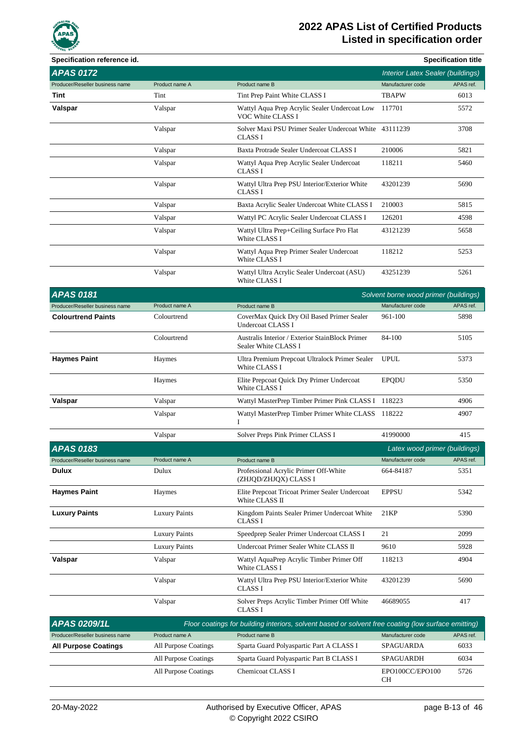# 2022 APAS List of Certified Products
## Listed in specification order

**Specification reference id.** — **Specification title**

## APAS 0172 — *Interior Latex Sealer (buildings)*

| Producer/Reseller business name | Product name A | Product name B | Manufacturer code | APAS ref. |
|---|---|---|---|---|
| **Tint** | Tint | Tint Prep Paint White CLASS I | TBAPW | 6013 |
| **Valspar** | Valspar | Wattyl Aqua Prep Acrylic Sealer Undercoat Low VOC White CLASS I | 117701 | 5572 |
| | Valspar | Solver Maxi PSU Primer Sealer Undercoat White CLASS I | 43111239 | 3708 |
| | Valspar | Baxta Protrade Sealer Undercoat CLASS I | 210006 | 5821 |
| | Valspar | Wattyl Aqua Prep Acrylic Sealer Undercoat CLASS I | 118211 | 5460 |
| | Valspar | Wattyl Ultra Prep PSU Interior/Exterior White CLASS I | 43201239 | 5690 |
| | Valspar | Baxta Acrylic Sealer Undercoat White CLASS I | 210003 | 5815 |
| | Valspar | Wattyl PC Acrylic Sealer Undercoat CLASS I | 126201 | 4598 |
| | Valspar | Wattyl Ultra Prep+Ceiling Surface Pro Flat White CLASS I | 43121239 | 5658 |
| | Valspar | Wattyl Aqua Prep Primer Sealer Undercoat White CLASS I | 118212 | 5253 |
| | Valspar | Wattyl Ultra Acrylic Sealer Undercoat (ASU) White CLASS I | 43251239 | 5261 |

## APAS 0181 — *Solvent borne wood primer (buildings)*

| Producer/Reseller business name | Product name A | Product name B | Manufacturer code | APAS ref. |
|---|---|---|---|---|
| **Colourtrend Paints** | Colourtrend | CoverMax Quick Dry Oil Based Primer Sealer Undercoat CLASS I | 961-100 | 5898 |
| | Colourtrend | Australis Interior / Exterior StainBlock Primer Sealer White CLASS I | 84-100 | 5105 |
| **Haymes Paint** | Haymes | Ultra Premium Prepcoat Ultralock Primer Sealer White CLASS I | UPUL | 5373 |
| | Haymes | Elite Prepcoat Quick Dry Primer Undercoat White CLASS I | EPQDU | 5350 |
| **Valspar** | Valspar | Wattyl MasterPrep Timber Primer Pink CLASS I | 118223 | 4906 |
| | Valspar | Wattyl MasterPrep Timber Primer White CLASS I | 118222 | 4907 |
| | Valspar | Solver Preps Pink Primer CLASS I | 41990000 | 415 |

## APAS 0183 — *Latex wood primer (buildings)*

| Producer/Reseller business name | Product name A | Product name B | Manufacturer code | APAS ref. |
|---|---|---|---|---|
| **Dulux** | Dulux | Professional Acrylic Primer Off-White (ZHJQD/ZHJQX) CLASS I | 664-84187 | 5351 |
| **Haymes Paint** | Haymes | Elite Prepcoat Tricoat Primer Sealer Undercoat White CLASS II | EPPSU | 5342 |
| **Luxury Paints** | Luxury Paints | Kingdom Paints Sealer Primer Undercoat White CLASS I | 21KP | 5390 |
| | Luxury Paints | Speedprep Sealer Primer Undercoat CLASS I | 21 | 2099 |
| | Luxury Paints | Undercoat Primer Sealer White CLASS II | 9610 | 5928 |
| **Valspar** | Valspar | Wattyl AquaPrep Acrylic Timber Primer Off White CLASS I | 118213 | 4904 |
| | Valspar | Wattyl Ultra Prep PSU Interior/Exterior White CLASS I | 43201239 | 5690 |
| | Valspar | Solver Preps Acrylic Timber Primer Off White CLASS I | 46689055 | 417 |

## APAS 0209/1L — *Floor coatings for building interiors, solvent based or solvent free coating (low surface emitting)*

| Producer/Reseller business name | Product name A | Product name B | Manufacturer code | APAS ref. |
|---|---|---|---|---|
| **All Purpose Coatings** | All Purpose Coatings | Sparta Guard Polyaspartic Part A CLASS I | SPAGUARDA | 6033 |
| | All Purpose Coatings | Sparta Guard Polyaspartic Part B CLASS I | SPAGUARDH | 6034 |
| | All Purpose Coatings | Chemicoat CLASS I | EPO100CC/EPO100CH | 5726 |

20-May-2022 — Authorised by Executive Officer, APAS — © Copyright 2022 CSIRO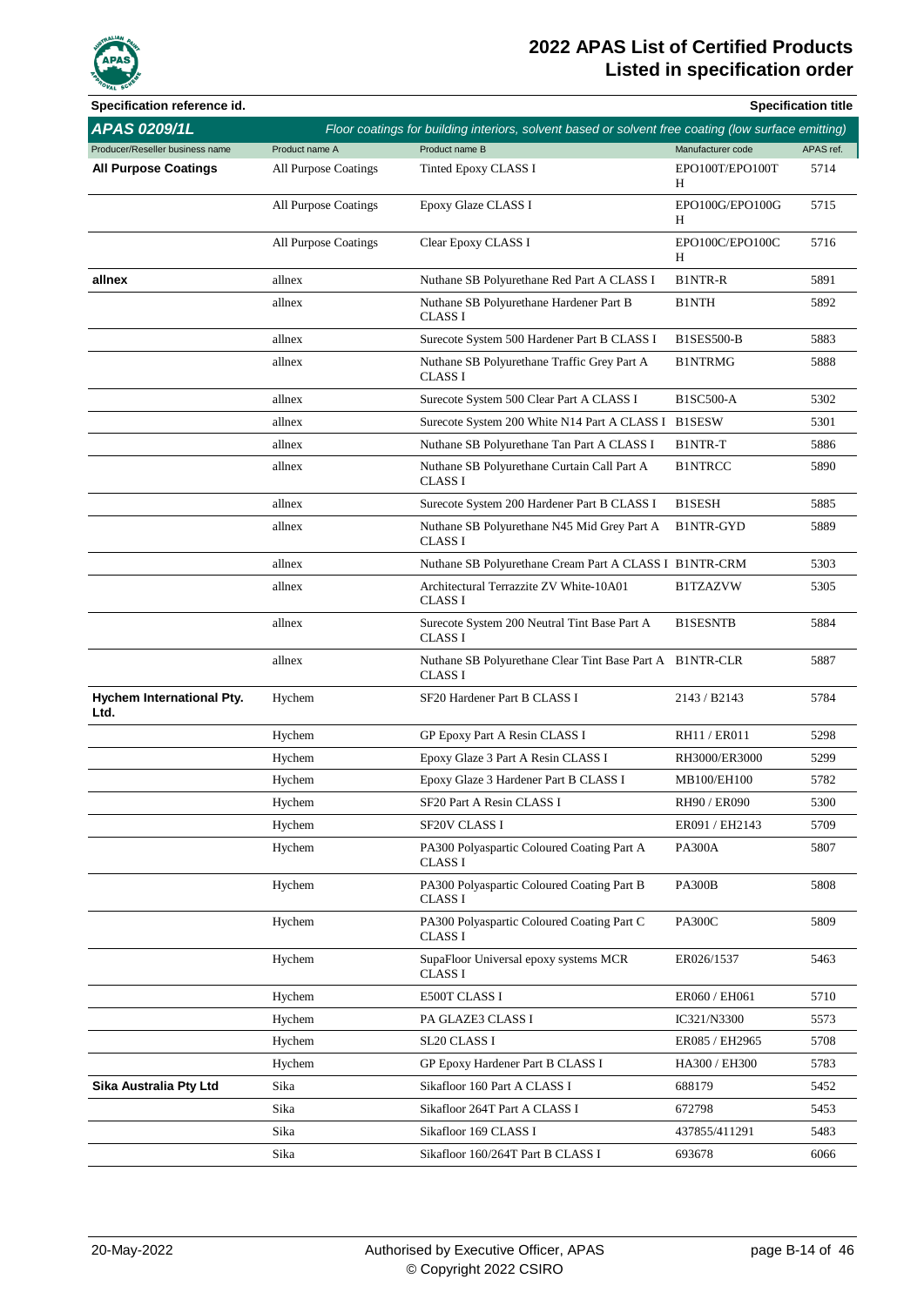# 2022 APAS List of Certified Products
## Listed in specification order

| Specification reference id. | | | | Specification title |
|---|---|---|---|---|
| **APAS 0209/1L** | *Floor coatings for building interiors, solvent based or solvent free coating (low surface emitting)* | | | |
| Producer/Reseller business name | Product name A | Product name B | Manufacturer code | APAS ref. |
| **All Purpose Coatings** | All Purpose Coatings | Tinted Epoxy CLASS I | EPO100T/EPO100TH | 5714 |
| | All Purpose Coatings | Epoxy Glaze CLASS I | EPO100G/EPO100GH | 5715 |
| | All Purpose Coatings | Clear Epoxy CLASS I | EPO100C/EPO100CH | 5716 |
| **allnex** | allnex | Nuthane SB Polyurethane Red Part A CLASS I | B1NTR-R | 5891 |
| | allnex | Nuthane SB Polyurethane Hardener Part B CLASS I | B1NTH | 5892 |
| | allnex | Surecote System 500 Hardener Part B CLASS I | B1SES500-B | 5883 |
| | allnex | Nuthane SB Polyurethane Traffic Grey Part A CLASS I | B1NTRMG | 5888 |
| | allnex | Surecote System 500 Clear Part A CLASS I | B1SC500-A | 5302 |
| | allnex | Surecote System 200 White N14 Part A CLASS I | B1SESW | 5301 |
| | allnex | Nuthane SB Polyurethane Tan Part A CLASS I | B1NTR-T | 5886 |
| | allnex | Nuthane SB Polyurethane Curtain Call Part A CLASS I | B1NTRCC | 5890 |
| | allnex | Surecote System 200 Hardener Part B CLASS I | B1SESH | 5885 |
| | allnex | Nuthane SB Polyurethane N45 Mid Grey Part A CLASS I | B1NTR-GYD | 5889 |
| | allnex | Nuthane SB Polyurethane Cream Part A CLASS I | B1NTR-CRM | 5303 |
| | allnex | Architectural Terrazzite ZV White-10A01 CLASS I | B1TZAZVW | 5305 |
| | allnex | Surecote System 200 Neutral Tint Base Part A CLASS I | B1SESNTB | 5884 |
| | allnex | Nuthane SB Polyurethane Clear Tint Base Part A CLASS I | B1NTR-CLR | 5887 |
| **Hychem International Pty. Ltd.** | Hychem | SF20 Hardener Part B CLASS I | 2143 / B2143 | 5784 |
| | Hychem | GP Epoxy Part A Resin CLASS I | RH11 / ER011 | 5298 |
| | Hychem | Epoxy Glaze 3 Part A Resin CLASS I | RH3000/ER3000 | 5299 |
| | Hychem | Epoxy Glaze 3 Hardener Part B CLASS I | MB100/EH100 | 5782 |
| | Hychem | SF20 Part A Resin CLASS I | RH90 / ER090 | 5300 |
| | Hychem | SF20V CLASS I | ER091 / EH2143 | 5709 |
| | Hychem | PA300 Polyaspartic Coloured Coating Part A CLASS I | PA300A | 5807 |
| | Hychem | PA300 Polyaspartic Coloured Coating Part B CLASS I | PA300B | 5808 |
| | Hychem | PA300 Polyaspartic Coloured Coating Part C CLASS I | PA300C | 5809 |
| | Hychem | SupaFloor Universal epoxy systems MCR CLASS I | ER026/1537 | 5463 |
| | Hychem | E500T CLASS I | ER060 / EH061 | 5710 |
| | Hychem | PA GLAZE3 CLASS I | IC321/N3300 | 5573 |
| | Hychem | SL20 CLASS I | ER085 / EH2965 | 5708 |
| | Hychem | GP Epoxy Hardener Part B CLASS I | HA300 / EH300 | 5783 |
| **Sika Australia Pty Ltd** | Sika | Sikafloor 160 Part A CLASS I | 688179 | 5452 |
| | Sika | Sikafloor 264T Part A CLASS I | 672798 | 5453 |
| | Sika | Sikafloor 169 CLASS I | 437855/411291 | 5483 |
| | Sika | Sikafloor 160/264T Part B CLASS I | 693678 | 6066 |

20-May-2022 | Authorised by Executive Officer, APAS | © Copyright 2022 CSIRO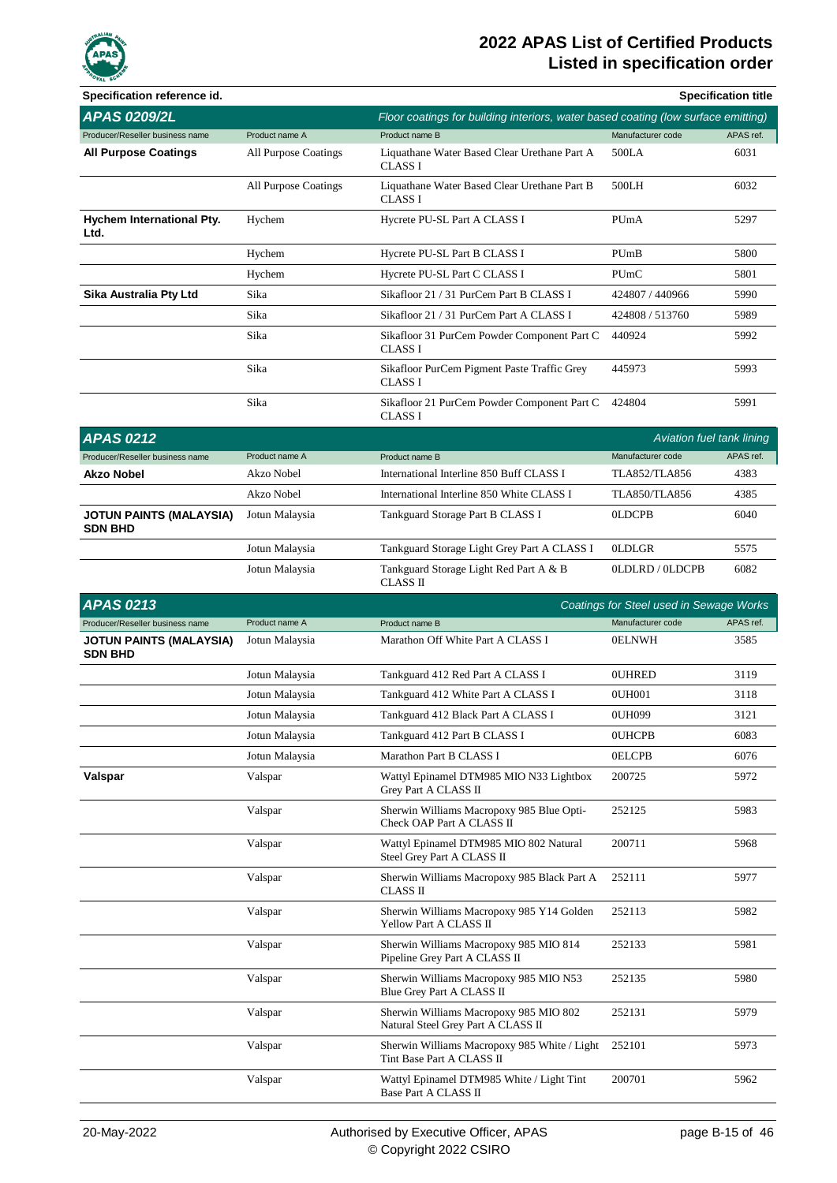| Specification reference id. | | | | Specification title |
|---|---|---|---|---|
| **APAS 0209/2L** | | *Floor coatings for building interiors, water based coating (low surface emitting)* | | |
| Producer/Reseller business name | Product name A | Product name B | Manufacturer code | APAS ref. |
| **All Purpose Coatings** | All Purpose Coatings | Liquathane Water Based Clear Urethane Part A CLASS I | 500LA | 6031 |
| | All Purpose Coatings | Liquathane Water Based Clear Urethane Part B CLASS I | 500LH | 6032 |
| **Hychem International Pty. Ltd.** | Hychem | Hycrete PU-SL Part A CLASS I | PUmA | 5297 |
| | Hychem | Hycrete PU-SL Part B CLASS I | PUmB | 5800 |
| | Hychem | Hycrete PU-SL Part C CLASS I | PUmC | 5801 |
| **Sika Australia Pty Ltd** | Sika | Sikafloor 21 / 31 PurCem Part B CLASS I | 424807 / 440966 | 5990 |
| | Sika | Sikafloor 21 / 31 PurCem Part A CLASS I | 424808 / 513760 | 5989 |
| | Sika | Sikafloor 31 PurCem Powder Component Part C CLASS I | 440924 | 5992 |
| | Sika | Sikafloor PurCem Pigment Paste Traffic Grey CLASS I | 445973 | 5993 |
| | Sika | Sikafloor 21 PurCem Powder Component Part C CLASS I | 424804 | 5991 |

| **APAS 0212** | | | | *Aviation fuel tank lining* |
|---|---|---|---|---|
| Producer/Reseller business name | Product name A | Product name B | Manufacturer code | APAS ref. |
| **Akzo Nobel** | Akzo Nobel | International Interline 850 Buff CLASS I | TLA852/TLA856 | 4383 |
| | Akzo Nobel | International Interline 850 White CLASS I | TLA850/TLA856 | 4385 |
| **JOTUN PAINTS (MALAYSIA) SDN BHD** | Jotun Malaysia | Tankguard Storage Part B CLASS I | 0LDCPB | 6040 |
| | Jotun Malaysia | Tankguard Storage Light Grey Part A CLASS I | 0LDLGR | 5575 |
| | Jotun Malaysia | Tankguard Storage Light Red Part A & B CLASS II | 0LDLRD / 0LDCPB | 6082 |

| **APAS 0213** | | | | *Coatings for Steel used in Sewage Works* |
|---|---|---|---|---|
| Producer/Reseller business name | Product name A | Product name B | Manufacturer code | APAS ref. |
| **JOTUN PAINTS (MALAYSIA) SDN BHD** | Jotun Malaysia | Marathon Off White Part A CLASS I | 0ELNWH | 3585 |
| | Jotun Malaysia | Tankguard 412 Red Part A CLASS I | 0UHRED | 3119 |
| | Jotun Malaysia | Tankguard 412 White Part A CLASS I | 0UH001 | 3118 |
| | Jotun Malaysia | Tankguard 412 Black Part A CLASS I | 0UH099 | 3121 |
| | Jotun Malaysia | Tankguard 412 Part B CLASS I | 0UHCPB | 6083 |
| | Jotun Malaysia | Marathon Part B CLASS I | 0ELCPB | 6076 |
| **Valspar** | Valspar | Wattyl Epinamel DTM985 MIO N33 Lightbox Grey Part A CLASS II | 200725 | 5972 |
| | Valspar | Sherwin Williams Macropoxy 985 Blue Opti-Check OAP Part A CLASS II | 252125 | 5983 |
| | Valspar | Wattyl Epinamel DTM985 MIO 802 Natural Steel Grey Part A CLASS II | 200711 | 5968 |
| | Valspar | Sherwin Williams Macropoxy 985 Black Part A CLASS II | 252111 | 5977 |
| | Valspar | Sherwin Williams Macropoxy 985 Y14 Golden Yellow Part A CLASS II | 252113 | 5982 |
| | Valspar | Sherwin Williams Macropoxy 985 MIO 814 Pipeline Grey Part A CLASS II | 252133 | 5981 |
| | Valspar | Sherwin Williams Macropoxy 985 MIO N53 Blue Grey Part A CLASS II | 252135 | 5980 |
| | Valspar | Sherwin Williams Macropoxy 985 MIO 802 Natural Steel Grey Part A CLASS II | 252131 | 5979 |
| | Valspar | Sherwin Williams Macropoxy 985 White / Light Tint Base Part A CLASS II | 252101 | 5973 |
| | Valspar | Wattyl Epinamel DTM985 White / Light Tint Base Part A CLASS II | 200701 | 5962 |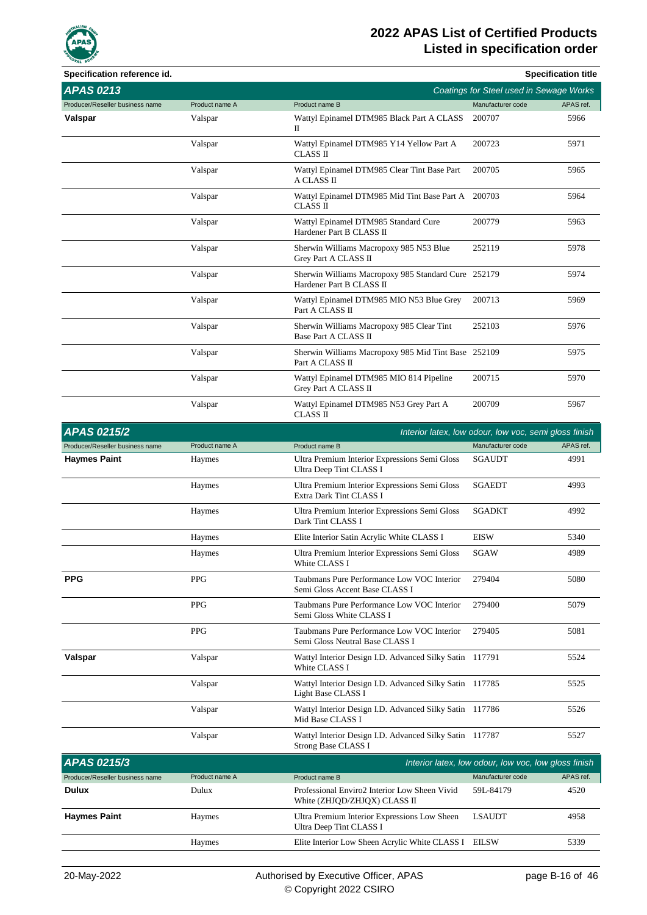**Specification reference id.** | **Specification title**

## APAS 0213 — *Coatings for Steel used in Sewage Works*

| Producer/Reseller business name | Product name A | Product name B | Manufacturer code | APAS ref. |
|---|---|---|---|---|
| **Valspar** | Valspar | Wattyl Epinamel DTM985 Black Part A CLASS II | 200707 | 5966 |
| | Valspar | Wattyl Epinamel DTM985 Y14 Yellow Part A CLASS II | 200723 | 5971 |
| | Valspar | Wattyl Epinamel DTM985 Clear Tint Base Part A CLASS II | 200705 | 5965 |
| | Valspar | Wattyl Epinamel DTM985 Mid Tint Base Part A CLASS II | 200703 | 5964 |
| | Valspar | Wattyl Epinamel DTM985 Standard Cure Hardener Part B CLASS II | 200779 | 5963 |
| | Valspar | Sherwin Williams Macropoxy 985 N53 Blue Grey Part A CLASS II | 252119 | 5978 |
| | Valspar | Sherwin Williams Macropoxy 985 Standard Cure Hardener Part B CLASS II | 252179 | 5974 |
| | Valspar | Wattyl Epinamel DTM985 MIO N53 Blue Grey Part A CLASS II | 200713 | 5969 |
| | Valspar | Sherwin Williams Macropoxy 985 Clear Tint Base Part A CLASS II | 252103 | 5976 |
| | Valspar | Sherwin Williams Macropoxy 985 Mid Tint Base Part A CLASS II | 252109 | 5975 |
| | Valspar | Wattyl Epinamel DTM985 MIO 814 Pipeline Grey Part A CLASS II | 200715 | 5970 |
| | Valspar | Wattyl Epinamel DTM985 N53 Grey Part A CLASS II | 200709 | 5967 |

## APAS 0215/2 — *Interior latex, low odour, low voc, semi gloss finish*

| Producer/Reseller business name | Product name A | Product name B | Manufacturer code | APAS ref. |
|---|---|---|---|---|
| **Haymes Paint** | Haymes | Ultra Premium Interior Expressions Semi Gloss Ultra Deep Tint CLASS I | SGAUDT | 4991 |
| | Haymes | Ultra Premium Interior Expressions Semi Gloss Extra Dark Tint CLASS I | SGAEDT | 4993 |
| | Haymes | Ultra Premium Interior Expressions Semi Gloss Dark Tint CLASS I | SGADKT | 4992 |
| | Haymes | Elite Interior Satin Acrylic White CLASS I | EISW | 5340 |
| | Haymes | Ultra Premium Interior Expressions Semi Gloss White CLASS I | SGAW | 4989 |
| **PPG** | PPG | Taubmans Pure Performance Low VOC Interior Semi Gloss Accent Base CLASS I | 279404 | 5080 |
| | PPG | Taubmans Pure Performance Low VOC Interior Semi Gloss White CLASS I | 279400 | 5079 |
| | PPG | Taubmans Pure Performance Low VOC Interior Semi Gloss Neutral Base CLASS I | 279405 | 5081 |
| **Valspar** | Valspar | Wattyl Interior Design I.D. Advanced Silky Satin White CLASS I | 117791 | 5524 |
| | Valspar | Wattyl Interior Design I.D. Advanced Silky Satin Light Base CLASS I | 117785 | 5525 |
| | Valspar | Wattyl Interior Design I.D. Advanced Silky Satin Mid Base CLASS I | 117786 | 5526 |
| | Valspar | Wattyl Interior Design I.D. Advanced Silky Satin Strong Base CLASS I | 117787 | 5527 |

## APAS 0215/3 — *Interior latex, low odour, low voc, low gloss finish*

| Producer/Reseller business name | Product name A | Product name B | Manufacturer code | APAS ref. |
|---|---|---|---|---|
| **Dulux** | Dulux | Professional Enviro2 Interior Low Sheen Vivid White (ZHJQD/ZHJQX) CLASS II | 59L-84179 | 4520 |
| **Haymes Paint** | Haymes | Ultra Premium Interior Expressions Low Sheen Ultra Deep Tint CLASS I | LSAUDT | 4958 |
| | Haymes | Elite Interior Low Sheen Acrylic White CLASS I | EILSW | 5339 |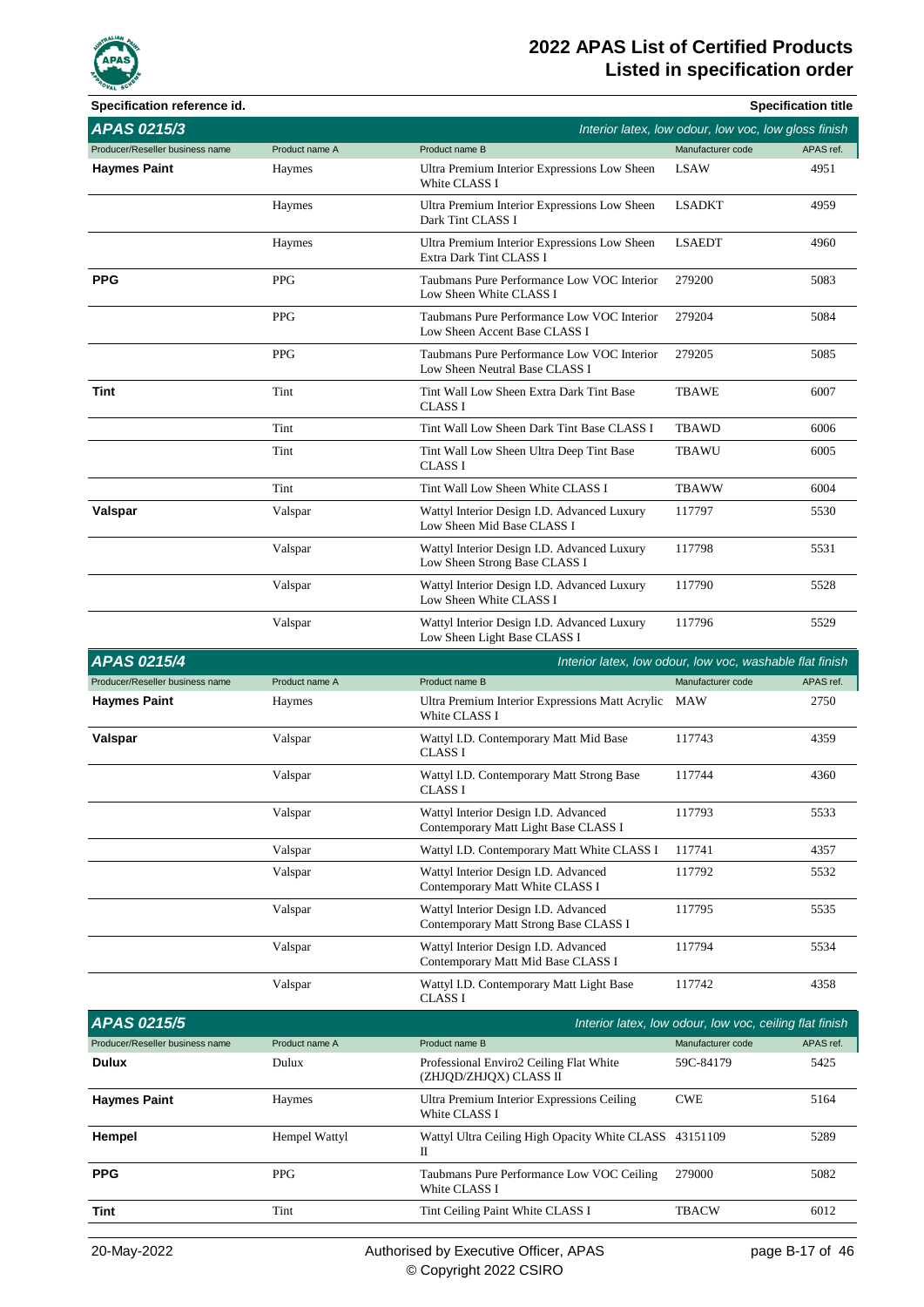# 2022 APAS List of Certified Products
## Listed in specification order

**Specification reference id.** | **Specification title**

## APAS 0215/3 — *Interior latex, low odour, low voc, low gloss finish*

| Producer/Reseller business name | Product name A | Product name B | Manufacturer code | APAS ref. |
|---|---|---|---|---|
| **Haymes Paint** | Haymes | Ultra Premium Interior Expressions Low Sheen White CLASS I | LSAW | 4951 |
| | Haymes | Ultra Premium Interior Expressions Low Sheen Dark Tint CLASS I | LSADKT | 4959 |
| | Haymes | Ultra Premium Interior Expressions Low Sheen Extra Dark Tint CLASS I | LSAEDT | 4960 |
| **PPG** | PPG | Taubmans Pure Performance Low VOC Interior Low Sheen White CLASS I | 279200 | 5083 |
| | PPG | Taubmans Pure Performance Low VOC Interior Low Sheen Accent Base CLASS I | 279204 | 5084 |
| | PPG | Taubmans Pure Performance Low VOC Interior Low Sheen Neutral Base CLASS I | 279205 | 5085 |
| **Tint** | Tint | Tint Wall Low Sheen Extra Dark Tint Base CLASS I | TBAWE | 6007 |
| | Tint | Tint Wall Low Sheen Dark Tint Base CLASS I | TBAWD | 6006 |
| | Tint | Tint Wall Low Sheen Ultra Deep Tint Base CLASS I | TBAWU | 6005 |
| | Tint | Tint Wall Low Sheen White CLASS I | TBAWW | 6004 |
| **Valspar** | Valspar | Wattyl Interior Design I.D. Advanced Luxury Low Sheen Mid Base CLASS I | 117797 | 5530 |
| | Valspar | Wattyl Interior Design I.D. Advanced Luxury Low Sheen Strong Base CLASS I | 117798 | 5531 |
| | Valspar | Wattyl Interior Design I.D. Advanced Luxury Low Sheen White CLASS I | 117790 | 5528 |
| | Valspar | Wattyl Interior Design I.D. Advanced Luxury Low Sheen Light Base CLASS I | 117796 | 5529 |

## APAS 0215/4 — *Interior latex, low odour, low voc, washable flat finish*

| Producer/Reseller business name | Product name A | Product name B | Manufacturer code | APAS ref. |
|---|---|---|---|---|
| **Haymes Paint** | Haymes | Ultra Premium Interior Expressions Matt Acrylic White CLASS I | MAW | 2750 |
| **Valspar** | Valspar | Wattyl I.D. Contemporary Matt Mid Base CLASS I | 117743 | 4359 |
| | Valspar | Wattyl I.D. Contemporary Matt Strong Base CLASS I | 117744 | 4360 |
| | Valspar | Wattyl Interior Design I.D. Advanced Contemporary Matt Light Base CLASS I | 117793 | 5533 |
| | Valspar | Wattyl I.D. Contemporary Matt White CLASS I | 117741 | 4357 |
| | Valspar | Wattyl Interior Design I.D. Advanced Contemporary Matt White CLASS I | 117792 | 5532 |
| | Valspar | Wattyl Interior Design I.D. Advanced Contemporary Matt Strong Base CLASS I | 117795 | 5535 |
| | Valspar | Wattyl Interior Design I.D. Advanced Contemporary Matt Mid Base CLASS I | 117794 | 5534 |
| | Valspar | Wattyl I.D. Contemporary Matt Light Base CLASS I | 117742 | 4358 |

## APAS 0215/5 — *Interior latex, low odour, low voc, ceiling flat finish*

| Producer/Reseller business name | Product name A | Product name B | Manufacturer code | APAS ref. |
|---|---|---|---|---|
| **Dulux** | Dulux | Professional Enviro2 Ceiling Flat White (ZHJQD/ZHJQX) CLASS II | 59C-84179 | 5425 |
| **Haymes Paint** | Haymes | Ultra Premium Interior Expressions Ceiling White CLASS I | CWE | 5164 |
| **Hempel** | Hempel Wattyl | Wattyl Ultra Ceiling High Opacity White CLASS II | 43151109 | 5289 |
| **PPG** | PPG | Taubmans Pure Performance Low VOC Ceiling White CLASS I | 279000 | 5082 |
| **Tint** | Tint | Tint Ceiling Paint White CLASS I | TBACW | 6012 |

20-May-2022 — Authorised by Executive Officer, APAS — © Copyright 2022 CSIRO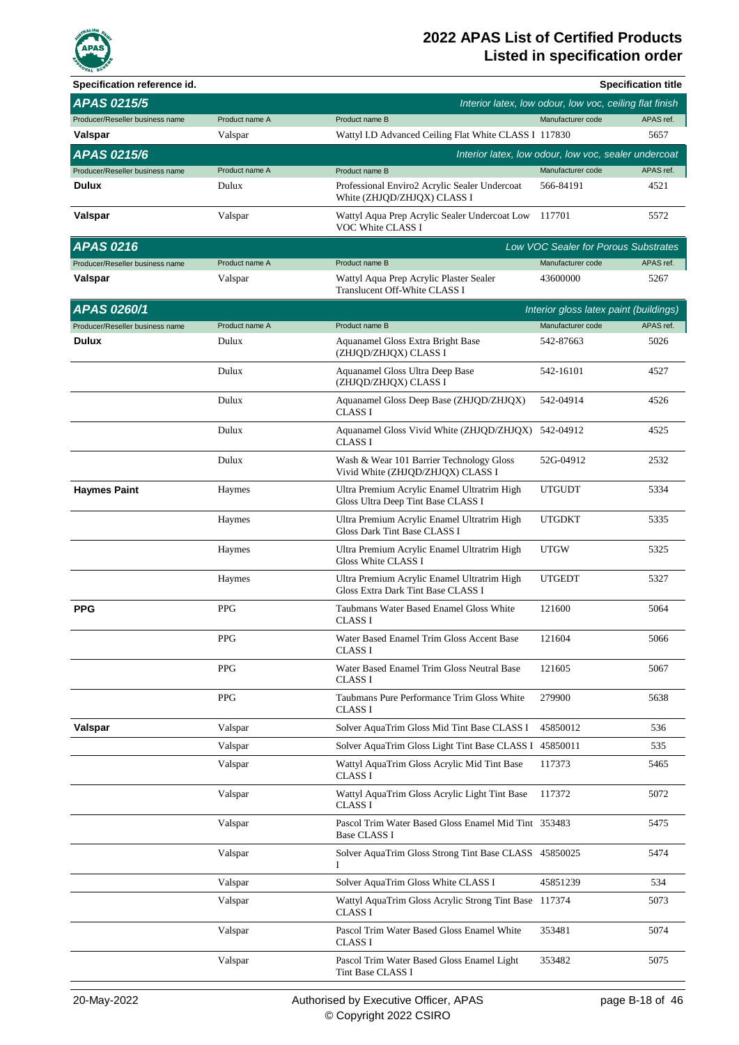**Specification reference id.** | **Specification title**

## APAS 0215/5 — *Interior latex, low odour, low voc, ceiling flat finish*

| Producer/Reseller business name | Product name A | Product name B | Manufacturer code | APAS ref. |
|---|---|---|---|---|
| **Valspar** | Valspar | Wattyl I.D Advanced Ceiling Flat White CLASS I | 117830 | 5657 |

## APAS 0215/6 — *Interior latex, low odour, low voc, sealer undercoat*

| Producer/Reseller business name | Product name A | Product name B | Manufacturer code | APAS ref. |
|---|---|---|---|---|
| **Dulux** | Dulux | Professional Enviro2 Acrylic Sealer Undercoat White (ZHJQD/ZHJQX) CLASS I | 566-84191 | 4521 |
| **Valspar** | Valspar | Wattyl Aqua Prep Acrylic Sealer Undercoat Low VOC White CLASS I | 117701 | 5572 |

## APAS 0216 — *Low VOC Sealer for Porous Substrates*

| Producer/Reseller business name | Product name A | Product name B | Manufacturer code | APAS ref. |
|---|---|---|---|---|
| **Valspar** | Valspar | Wattyl Aqua Prep Acrylic Plaster Sealer Translucent Off-White CLASS I | 43600000 | 5267 |

## APAS 0260/1 — *Interior gloss latex paint (buildings)*

| Producer/Reseller business name | Product name A | Product name B | Manufacturer code | APAS ref. |
|---|---|---|---|---|
| **Dulux** | Dulux | Aquanamel Gloss Extra Bright Base (ZHJQD/ZHJQX) CLASS I | 542-87663 | 5026 |
| | Dulux | Aquanamel Gloss Ultra Deep Base (ZHJQD/ZHJQX) CLASS I | 542-16101 | 4527 |
| | Dulux | Aquanamel Gloss Deep Base (ZHJQD/ZHJQX) CLASS I | 542-04914 | 4526 |
| | Dulux | Aquanamel Gloss Vivid White (ZHJQD/ZHJQX) CLASS I | 542-04912 | 4525 |
| | Dulux | Wash & Wear 101 Barrier Technology Gloss Vivid White (ZHJQD/ZHJQX) CLASS I | 52G-04912 | 2532 |
| **Haymes Paint** | Haymes | Ultra Premium Acrylic Enamel Ultratrim High Gloss Ultra Deep Tint Base CLASS I | UTGUDT | 5334 |
| | Haymes | Ultra Premium Acrylic Enamel Ultratrim High Gloss Dark Tint Base CLASS I | UTGDKT | 5335 |
| | Haymes | Ultra Premium Acrylic Enamel Ultratrim High Gloss White CLASS I | UTGW | 5325 |
| | Haymes | Ultra Premium Acrylic Enamel Ultratrim High Gloss Extra Dark Tint Base CLASS I | UTGEDT | 5327 |
| **PPG** | PPG | Taubmans Water Based Enamel Gloss White CLASS I | 121600 | 5064 |
| | PPG | Water Based Enamel Trim Gloss Accent Base CLASS I | 121604 | 5066 |
| | PPG | Water Based Enamel Trim Gloss Neutral Base CLASS I | 121605 | 5067 |
| | PPG | Taubmans Pure Performance Trim Gloss White CLASS I | 279900 | 5638 |
| **Valspar** | Valspar | Solver AquaTrim Gloss Mid Tint Base CLASS I | 45850012 | 536 |
| | Valspar | Solver AquaTrim Gloss Light Tint Base CLASS I | 45850011 | 535 |
| | Valspar | Wattyl AquaTrim Gloss Acrylic Mid Tint Base CLASS I | 117373 | 5465 |
| | Valspar | Wattyl AquaTrim Gloss Acrylic Light Tint Base CLASS I | 117372 | 5072 |
| | Valspar | Pascol Trim Water Based Gloss Enamel Mid Tint Base CLASS I | 353483 | 5475 |
| | Valspar | Solver AquaTrim Gloss Strong Tint Base CLASS I | 45850025 | 5474 |
| | Valspar | Solver AquaTrim Gloss White CLASS I | 45851239 | 534 |
| | Valspar | Wattyl AquaTrim Gloss Acrylic Strong Tint Base CLASS I | 117374 | 5073 |
| | Valspar | Pascol Trim Water Based Gloss Enamel White CLASS I | 353481 | 5074 |
| | Valspar | Pascol Trim Water Based Gloss Enamel Light Tint Base CLASS I | 353482 | 5075 |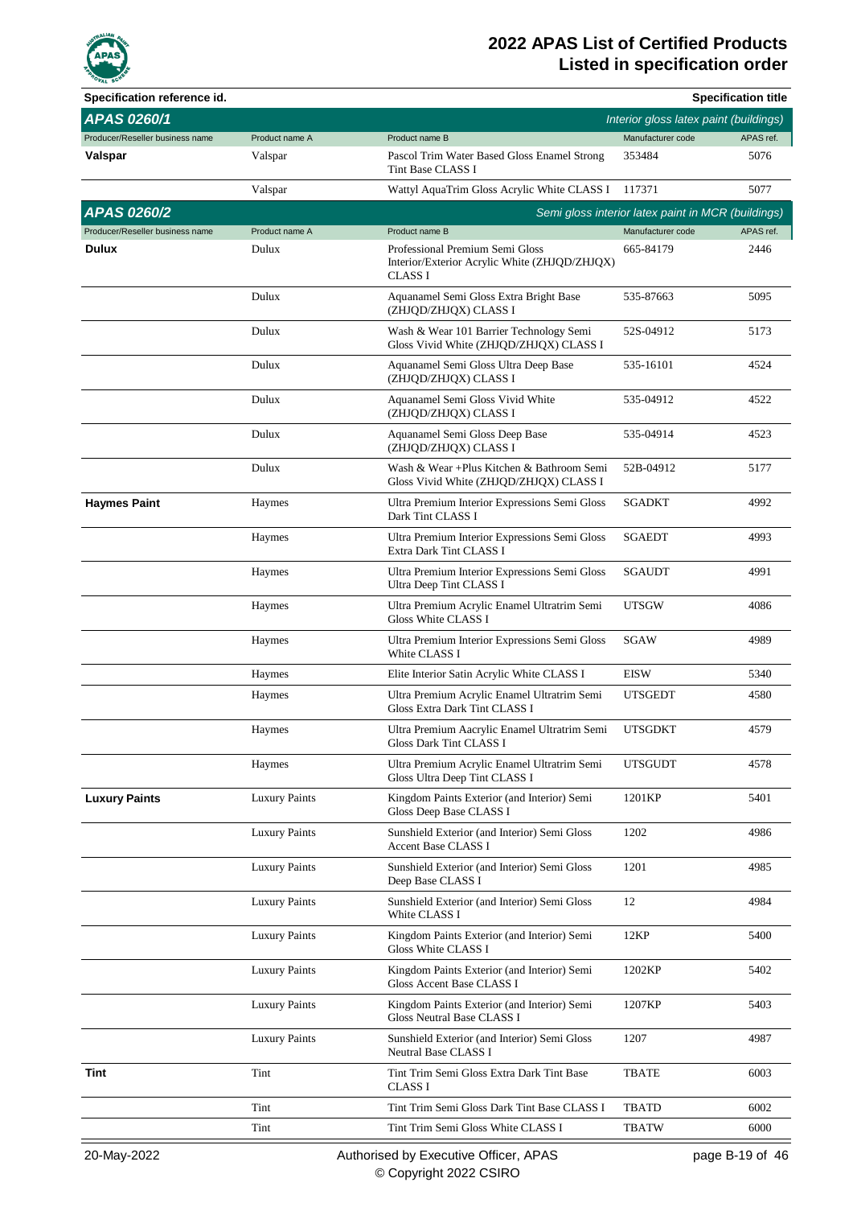## 2022 APAS List of Certified Products
## Listed in specification order

**Specification reference id.** | **Specification title**

### APAS 0260/1 — *Interior gloss latex paint (buildings)*

| Producer/Reseller business name | Product name A | Product name B | Manufacturer code | APAS ref. |
|---|---|---|---|---|
| **Valspar** | Valspar | Pascol Trim Water Based Gloss Enamel Strong Tint Base CLASS I | 353484 | 5076 |
| | Valspar | Wattyl AquaTrim Gloss Acrylic White CLASS I | 117371 | 5077 |

### APAS 0260/2 — *Semi gloss interior latex paint in MCR (buildings)*

| Producer/Reseller business name | Product name A | Product name B | Manufacturer code | APAS ref. |
|---|---|---|---|---|
| **Dulux** | Dulux | Professional Premium Semi Gloss Interior/Exterior Acrylic White (ZHJQD/ZHJQX) CLASS I | 665-84179 | 2446 |
| | Dulux | Aquanamel Semi Gloss Extra Bright Base (ZHJQD/ZHJQX) CLASS I | 535-87663 | 5095 |
| | Dulux | Wash & Wear 101 Barrier Technology Semi Gloss Vivid White (ZHJQD/ZHJQX) CLASS I | 52S-04912 | 5173 |
| | Dulux | Aquanamel Semi Gloss Ultra Deep Base (ZHJQD/ZHJQX) CLASS I | 535-16101 | 4524 |
| | Dulux | Aquanamel Semi Gloss Vivid White (ZHJQD/ZHJQX) CLASS I | 535-04912 | 4522 |
| | Dulux | Aquanamel Semi Gloss Deep Base (ZHJQD/ZHJQX) CLASS I | 535-04914 | 4523 |
| | Dulux | Wash & Wear +Plus Kitchen & Bathroom Semi Gloss Vivid White (ZHJQD/ZHJQX) CLASS I | 52B-04912 | 5177 |
| **Haymes Paint** | Haymes | Ultra Premium Interior Expressions Semi Gloss Dark Tint CLASS I | SGADKT | 4992 |
| | Haymes | Ultra Premium Interior Expressions Semi Gloss Extra Dark Tint CLASS I | SGAEDT | 4993 |
| | Haymes | Ultra Premium Interior Expressions Semi Gloss Ultra Deep Tint CLASS I | SGAUDT | 4991 |
| | Haymes | Ultra Premium Acrylic Enamel Ultratrim Semi Gloss White CLASS I | UTSGW | 4086 |
| | Haymes | Ultra Premium Interior Expressions Semi Gloss White CLASS I | SGAW | 4989 |
| | Haymes | Elite Interior Satin Acrylic White CLASS I | EISW | 5340 |
| | Haymes | Ultra Premium Acrylic Enamel Ultratrim Semi Gloss Extra Dark Tint CLASS I | UTSGEDT | 4580 |
| | Haymes | Ultra Premium Aacrylic Enamel Ultratrim Semi Gloss Dark Tint CLASS I | UTSGDKT | 4579 |
| | Haymes | Ultra Premium Acrylic Enamel Ultratrim Semi Gloss Ultra Deep Tint CLASS I | UTSGUDT | 4578 |
| **Luxury Paints** | Luxury Paints | Kingdom Paints Exterior (and Interior) Semi Gloss Deep Base CLASS I | 1201KP | 5401 |
| | Luxury Paints | Sunshield Exterior (and Interior) Semi Gloss Accent Base CLASS I | 1202 | 4986 |
| | Luxury Paints | Sunshield Exterior (and Interior) Semi Gloss Deep Base CLASS I | 1201 | 4985 |
| | Luxury Paints | Sunshield Exterior (and Interior) Semi Gloss White CLASS I | 12 | 4984 |
| | Luxury Paints | Kingdom Paints Exterior (and Interior) Semi Gloss White CLASS I | 12KP | 5400 |
| | Luxury Paints | Kingdom Paints Exterior (and Interior) Semi Gloss Accent Base CLASS I | 1202KP | 5402 |
| | Luxury Paints | Kingdom Paints Exterior (and Interior) Semi Gloss Neutral Base CLASS I | 1207KP | 5403 |
| | Luxury Paints | Sunshield Exterior (and Interior) Semi Gloss Neutral Base CLASS I | 1207 | 4987 |
| **Tint** | Tint | Tint Trim Semi Gloss Extra Dark Tint Base CLASS I | TBATE | 6003 |
| | Tint | Tint Trim Semi Gloss Dark Tint Base CLASS I | TBATD | 6002 |
| | Tint | Tint Trim Semi Gloss White CLASS I | TBATW | 6000 |

20-May-2022 — Authorised by Executive Officer, APAS — © Copyright 2022 CSIRO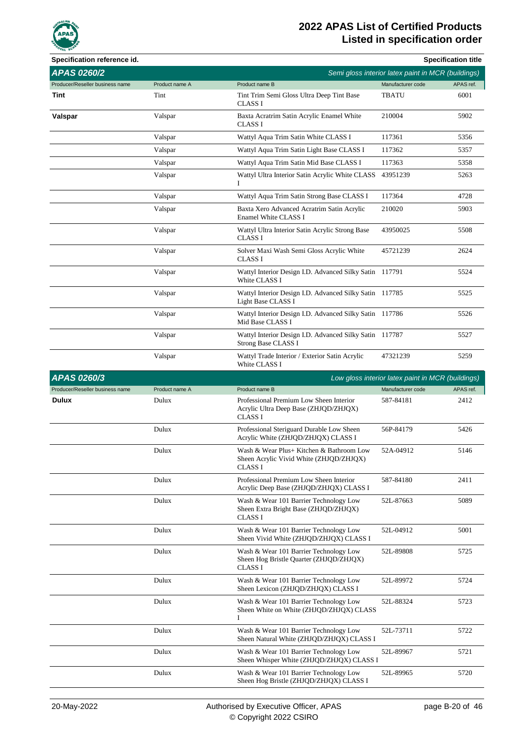**Specification reference id.** | **Specification title**

## APAS 0260/2 — *Semi gloss interior latex paint in MCR (buildings)*

| Producer/Reseller business name | Product name A | Product name B | Manufacturer code | APAS ref. |
|---|---|---|---|---|
| **Tint** | Tint | Tint Trim Semi Gloss Ultra Deep Tint Base CLASS I | TBATU | 6001 |
| **Valspar** | Valspar | Baxta Acratrim Satin Acrylic Enamel White CLASS I | 210004 | 5902 |
| | Valspar | Wattyl Aqua Trim Satin White CLASS I | 117361 | 5356 |
| | Valspar | Wattyl Aqua Trim Satin Light Base CLASS I | 117362 | 5357 |
| | Valspar | Wattyl Aqua Trim Satin Mid Base CLASS I | 117363 | 5358 |
| | Valspar | Wattyl Ultra Interior Satin Acrylic White CLASS I | 43951239 | 5263 |
| | Valspar | Wattyl Aqua Trim Satin Strong Base CLASS I | 117364 | 4728 |
| | Valspar | Baxta Xero Advanced Acratrim Satin Acrylic Enamel White CLASS I | 210020 | 5903 |
| | Valspar | Wattyl Ultra Interior Satin Acrylic Strong Base CLASS I | 43950025 | 5508 |
| | Valspar | Solver Maxi Wash Semi Gloss Acrylic White CLASS I | 45721239 | 2624 |
| | Valspar | Wattyl Interior Design I.D. Advanced Silky Satin White CLASS I | 117791 | 5524 |
| | Valspar | Wattyl Interior Design I.D. Advanced Silky Satin Light Base CLASS I | 117785 | 5525 |
| | Valspar | Wattyl Interior Design I.D. Advanced Silky Satin Mid Base CLASS I | 117786 | 5526 |
| | Valspar | Wattyl Interior Design I.D. Advanced Silky Satin Strong Base CLASS I | 117787 | 5527 |
| | Valspar | Wattyl Trade Interior / Exterior Satin Acrylic White CLASS I | 47321239 | 5259 |

## APAS 0260/3 — *Low gloss interior latex paint in MCR (buildings)*

| Producer/Reseller business name | Product name A | Product name B | Manufacturer code | APAS ref. |
|---|---|---|---|---|
| **Dulux** | Dulux | Professional Premium Low Sheen Interior Acrylic Ultra Deep Base (ZHJQD/ZHJQX) CLASS I | 587-84181 | 2412 |
| | Dulux | Professional Steriguard Durable Low Sheen Acrylic White (ZHJQD/ZHJQX) CLASS I | 56P-84179 | 5426 |
| | Dulux | Wash & Wear Plus+ Kitchen & Bathroom Low Sheen Acrylic Vivid White (ZHJQD/ZHJQX) CLASS I | 52A-04912 | 5146 |
| | Dulux | Professional Premium Low Sheen Interior Acrylic Deep Base (ZHJQD/ZHJQX) CLASS I | 587-84180 | 2411 |
| | Dulux | Wash & Wear 101 Barrier Technology Low Sheen Extra Bright Base (ZHJQD/ZHJQX) CLASS I | 52L-87663 | 5089 |
| | Dulux | Wash & Wear 101 Barrier Technology Low Sheen Vivid White (ZHJQD/ZHJQX) CLASS I | 52L-04912 | 5001 |
| | Dulux | Wash & Wear 101 Barrier Technology Low Sheen Hog Bristle Quarter (ZHJQD/ZHJQX) CLASS I | 52L-89808 | 5725 |
| | Dulux | Wash & Wear 101 Barrier Technology Low Sheen Lexicon (ZHJQD/ZHJQX) CLASS I | 52L-89972 | 5724 |
| | Dulux | Wash & Wear 101 Barrier Technology Low Sheen White on White (ZHJQD/ZHJQX) CLASS I | 52L-88324 | 5723 |
| | Dulux | Wash & Wear 101 Barrier Technology Low Sheen Natural White (ZHJQD/ZHJQX) CLASS I | 52L-73711 | 5722 |
| | Dulux | Wash & Wear 101 Barrier Technology Low Sheen Whisper White (ZHJQD/ZHJQX) CLASS I | 52L-89967 | 5721 |
| | Dulux | Wash & Wear 101 Barrier Technology Low Sheen Hog Bristle (ZHJQD/ZHJQX) CLASS I | 52L-89965 | 5720 |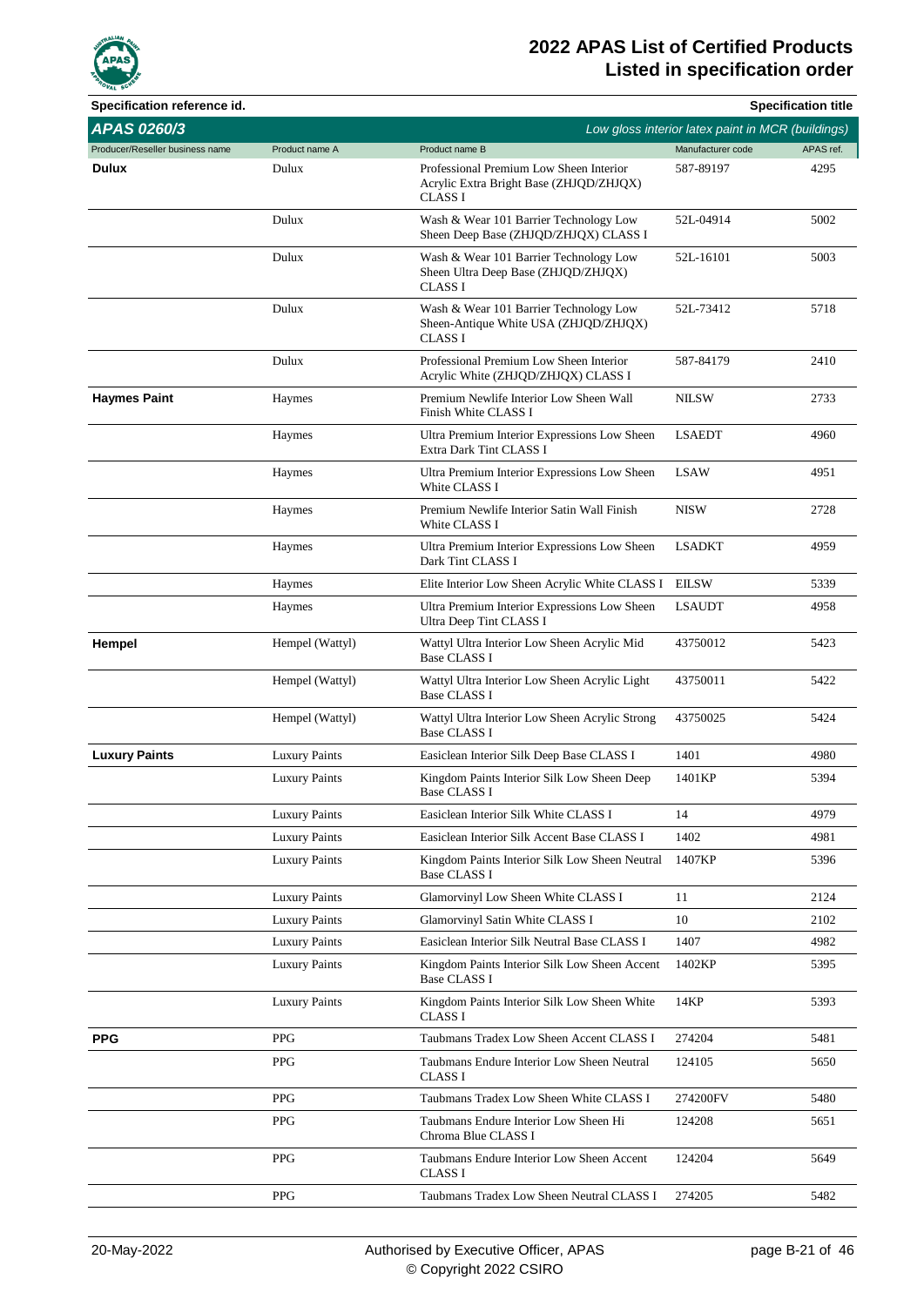# 2022 APAS List of Certified Products
## Listed in specification order

**Specification reference id.** | **Specification title**

## APAS 0260/3 — *Low gloss interior latex paint in MCR (buildings)*

| Producer/Reseller business name | Product name A | Product name B | Manufacturer code | APAS ref. |
|---|---|---|---|---|
| **Dulux** | Dulux | Professional Premium Low Sheen Interior Acrylic Extra Bright Base (ZHJQD/ZHJQX) CLASS I | 587-89197 | 4295 |
| | Dulux | Wash & Wear 101 Barrier Technology Low Sheen Deep Base (ZHJQD/ZHJQX) CLASS I | 52L-04914 | 5002 |
| | Dulux | Wash & Wear 101 Barrier Technology Low Sheen Ultra Deep Base (ZHJQD/ZHJQX) CLASS I | 52L-16101 | 5003 |
| | Dulux | Wash & Wear 101 Barrier Technology Low Sheen-Antique White USA (ZHJQD/ZHJQX) CLASS I | 52L-73412 | 5718 |
| | Dulux | Professional Premium Low Sheen Interior Acrylic White (ZHJQD/ZHJQX) CLASS I | 587-84179 | 2410 |
| **Haymes Paint** | Haymes | Premium Newlife Interior Low Sheen Wall Finish White CLASS I | NILSW | 2733 |
| | Haymes | Ultra Premium Interior Expressions Low Sheen Extra Dark Tint CLASS I | LSAEDT | 4960 |
| | Haymes | Ultra Premium Interior Expressions Low Sheen White CLASS I | LSAW | 4951 |
| | Haymes | Premium Newlife Interior Satin Wall Finish White CLASS I | NISW | 2728 |
| | Haymes | Ultra Premium Interior Expressions Low Sheen Dark Tint CLASS I | LSADKT | 4959 |
| | Haymes | Elite Interior Low Sheen Acrylic White CLASS I | EILSW | 5339 |
| | Haymes | Ultra Premium Interior Expressions Low Sheen Ultra Deep Tint CLASS I | LSAUDT | 4958 |
| **Hempel** | Hempel (Wattyl) | Wattyl Ultra Interior Low Sheen Acrylic Mid Base CLASS I | 43750012 | 5423 |
| | Hempel (Wattyl) | Wattyl Ultra Interior Low Sheen Acrylic Light Base CLASS I | 43750011 | 5422 |
| | Hempel (Wattyl) | Wattyl Ultra Interior Low Sheen Acrylic Strong Base CLASS I | 43750025 | 5424 |
| **Luxury Paints** | Luxury Paints | Easiclean Interior Silk Deep Base CLASS I | 1401 | 4980 |
| | Luxury Paints | Kingdom Paints Interior Silk Low Sheen Deep Base CLASS I | 1401KP | 5394 |
| | Luxury Paints | Easiclean Interior Silk White CLASS I | 14 | 4979 |
| | Luxury Paints | Easiclean Interior Silk Accent Base CLASS I | 1402 | 4981 |
| | Luxury Paints | Kingdom Paints Interior Silk Low Sheen Neutral Base CLASS I | 1407KP | 5396 |
| | Luxury Paints | Glamorvinyl Low Sheen White CLASS I | 11 | 2124 |
| | Luxury Paints | Glamorvinyl Satin White CLASS I | 10 | 2102 |
| | Luxury Paints | Easiclean Interior Silk Neutral Base CLASS I | 1407 | 4982 |
| | Luxury Paints | Kingdom Paints Interior Silk Low Sheen Accent Base CLASS I | 1402KP | 5395 |
| | Luxury Paints | Kingdom Paints Interior Silk Low Sheen White CLASS I | 14KP | 5393 |
| **PPG** | PPG | Taubmans Tradex Low Sheen Accent CLASS I | 274204 | 5481 |
| | PPG | Taubmans Endure Interior Low Sheen Neutral CLASS I | 124105 | 5650 |
| | PPG | Taubmans Tradex Low Sheen White CLASS I | 274200FV | 5480 |
| | PPG | Taubmans Endure Interior Low Sheen Hi Chroma Blue CLASS I | 124208 | 5651 |
| | PPG | Taubmans Endure Interior Low Sheen Accent CLASS I | 124204 | 5649 |
| | PPG | Taubmans Tradex Low Sheen Neutral CLASS I | 274205 | 5482 |

20-May-2022 — Authorised by Executive Officer, APAS — © Copyright 2022 CSIRO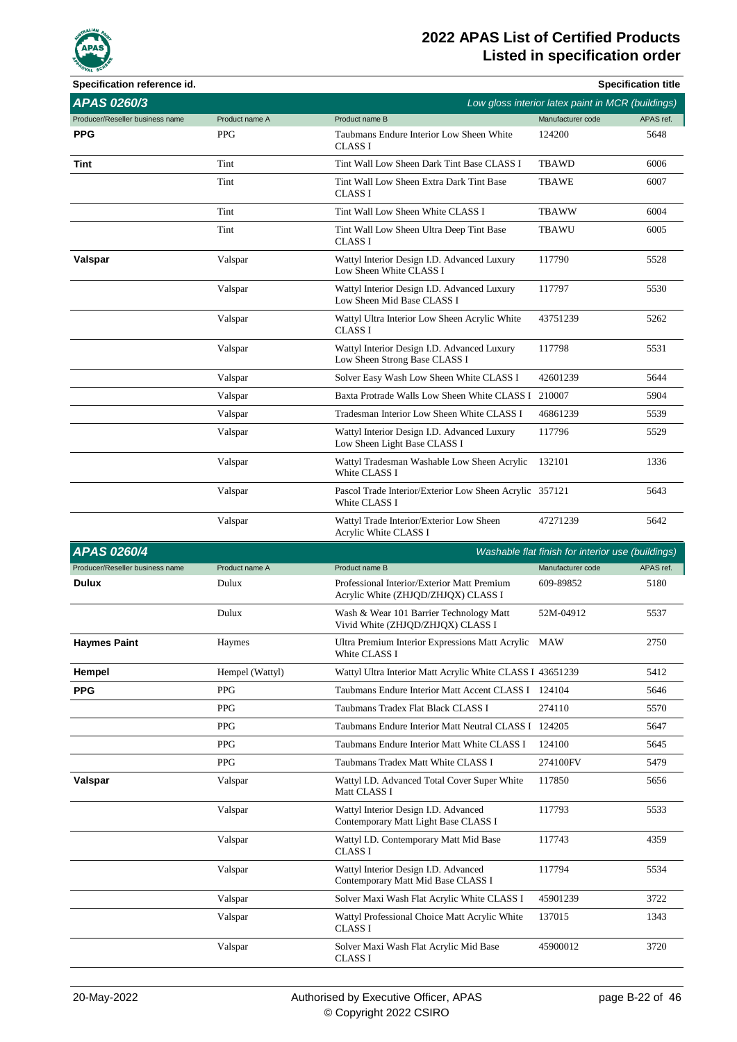# 2022 APAS List of Certified Products
## Listed in specification order

**Specification reference id.** | **Specification title**

## APAS 0260/3 — *Low gloss interior latex paint in MCR (buildings)*

| Producer/Reseller business name | Product name A | Product name B | Manufacturer code | APAS ref. |
|---|---|---|---|---|
| **PPG** | PPG | Taubmans Endure Interior Low Sheen White CLASS I | 124200 | 5648 |
| **Tint** | Tint | Tint Wall Low Sheen Dark Tint Base CLASS I | TBAWD | 6006 |
| | Tint | Tint Wall Low Sheen Extra Dark Tint Base CLASS I | TBAWE | 6007 |
| | Tint | Tint Wall Low Sheen White CLASS I | TBAWW | 6004 |
| | Tint | Tint Wall Low Sheen Ultra Deep Tint Base CLASS I | TBAWU | 6005 |
| **Valspar** | Valspar | Wattyl Interior Design I.D. Advanced Luxury Low Sheen White CLASS I | 117790 | 5528 |
| | Valspar | Wattyl Interior Design I.D. Advanced Luxury Low Sheen Mid Base CLASS I | 117797 | 5530 |
| | Valspar | Wattyl Ultra Interior Low Sheen Acrylic White CLASS I | 43751239 | 5262 |
| | Valspar | Wattyl Interior Design I.D. Advanced Luxury Low Sheen Strong Base CLASS I | 117798 | 5531 |
| | Valspar | Solver Easy Wash Low Sheen White CLASS I | 42601239 | 5644 |
| | Valspar | Baxta Protrade Walls Low Sheen White CLASS I | 210007 | 5904 |
| | Valspar | Tradesman Interior Low Sheen White CLASS I | 46861239 | 5539 |
| | Valspar | Wattyl Interior Design I.D. Advanced Luxury Low Sheen Light Base CLASS I | 117796 | 5529 |
| | Valspar | Wattyl Tradesman Washable Low Sheen Acrylic White CLASS I | 132101 | 1336 |
| | Valspar | Pascol Trade Interior/Exterior Low Sheen Acrylic White CLASS I | 357121 | 5643 |
| | Valspar | Wattyl Trade Interior/Exterior Low Sheen Acrylic White CLASS I | 47271239 | 5642 |

## APAS 0260/4 — *Washable flat finish for interior use (buildings)*

| Producer/Reseller business name | Product name A | Product name B | Manufacturer code | APAS ref. |
|---|---|---|---|---|
| **Dulux** | Dulux | Professional Interior/Exterior Matt Premium Acrylic White (ZHJQD/ZHJQX) CLASS I | 609-89852 | 5180 |
| | Dulux | Wash & Wear 101 Barrier Technology Matt Vivid White (ZHJQD/ZHJQX) CLASS I | 52M-04912 | 5537 |
| **Haymes Paint** | Haymes | Ultra Premium Interior Expressions Matt Acrylic White CLASS I | MAW | 2750 |
| **Hempel** | Hempel (Wattyl) | Wattyl Ultra Interior Matt Acrylic White CLASS I | 43651239 | 5412 |
| **PPG** | PPG | Taubmans Endure Interior Matt Accent CLASS I | 124104 | 5646 |
| | PPG | Taubmans Tradex Flat Black CLASS I | 274110 | 5570 |
| | PPG | Taubmans Endure Interior Matt Neutral CLASS I | 124205 | 5647 |
| | PPG | Taubmans Endure Interior Matt White CLASS I | 124100 | 5645 |
| | PPG | Taubmans Tradex Matt White CLASS I | 274100FV | 5479 |
| **Valspar** | Valspar | Wattyl I.D. Advanced Total Cover Super White Matt CLASS I | 117850 | 5656 |
| | Valspar | Wattyl Interior Design I.D. Advanced Contemporary Matt Light Base CLASS I | 117793 | 5533 |
| | Valspar | Wattyl I.D. Contemporary Matt Mid Base CLASS I | 117743 | 4359 |
| | Valspar | Wattyl Interior Design I.D. Advanced Contemporary Matt Mid Base CLASS I | 117794 | 5534 |
| | Valspar | Solver Maxi Wash Flat Acrylic White CLASS I | 45901239 | 3722 |
| | Valspar | Wattyl Professional Choice Matt Acrylic White CLASS I | 137015 | 1343 |
| | Valspar | Solver Maxi Wash Flat Acrylic Mid Base CLASS I | 45900012 | 3720 |

20-May-2022 | Authorised by Executive Officer, APAS | © Copyright 2022 CSIRO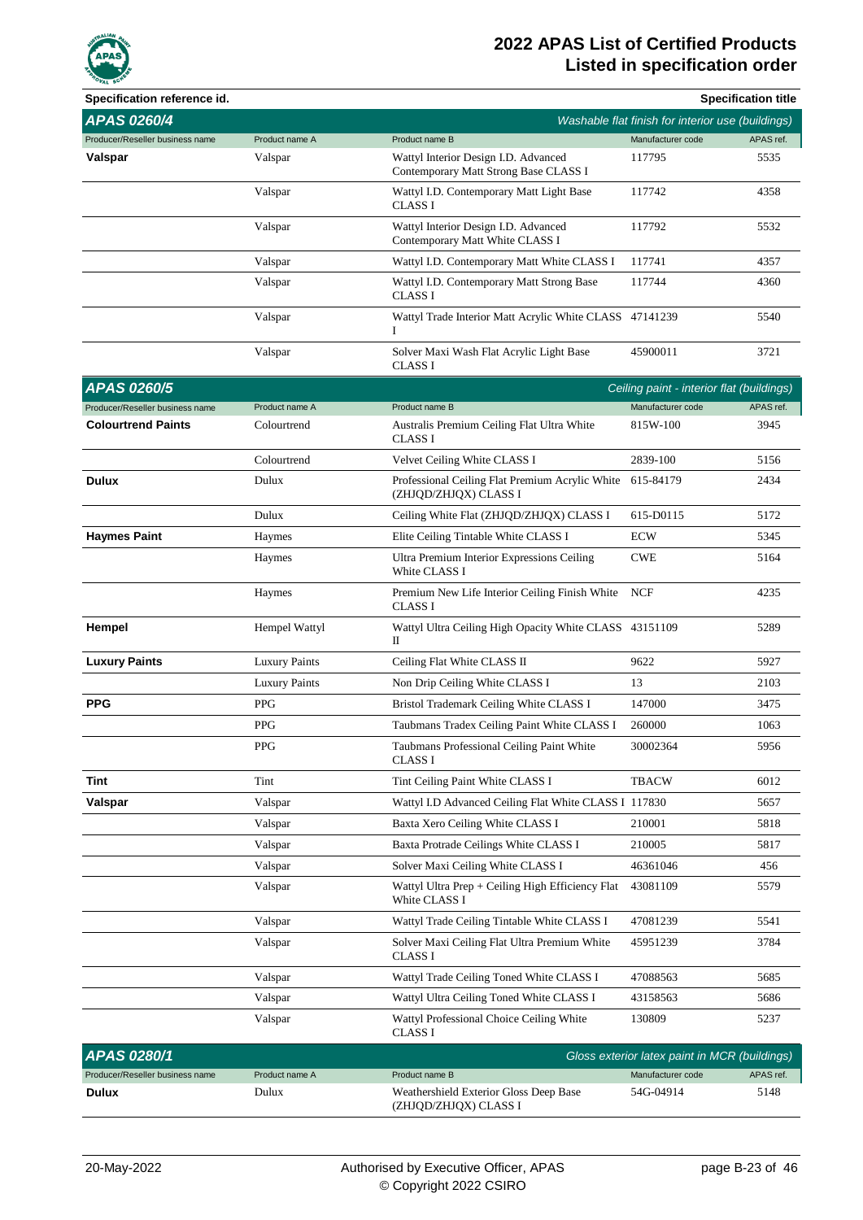| Specification reference id. | | | | Specification title |
|---|---|---|---|---|

## APAS 0260/4 — Washable flat finish for interior use (buildings)

| Producer/Reseller business name | Product name A | Product name B | Manufacturer code | APAS ref. |
|---|---|---|---|---|
| **Valspar** | Valspar | Wattyl Interior Design I.D. Advanced Contemporary Matt Strong Base CLASS I | 117795 | 5535 |
| | Valspar | Wattyl I.D. Contemporary Matt Light Base CLASS I | 117742 | 4358 |
| | Valspar | Wattyl Interior Design I.D. Advanced Contemporary Matt White CLASS I | 117792 | 5532 |
| | Valspar | Wattyl I.D. Contemporary Matt White CLASS I | 117741 | 4357 |
| | Valspar | Wattyl I.D. Contemporary Matt Strong Base CLASS I | 117744 | 4360 |
| | Valspar | Wattyl Trade Interior Matt Acrylic White CLASS I | 47141239 | 5540 |
| | Valspar | Solver Maxi Wash Flat Acrylic Light Base CLASS I | 45900011 | 3721 |

## APAS 0260/5 — Ceiling paint - interior flat (buildings)

| Producer/Reseller business name | Product name A | Product name B | Manufacturer code | APAS ref. |
|---|---|---|---|---|
| **Colourtrend Paints** | Colourtrend | Australis Premium Ceiling Flat Ultra White CLASS I | 815W-100 | 3945 |
| | Colourtrend | Velvet Ceiling White CLASS I | 2839-100 | 5156 |
| **Dulux** | Dulux | Professional Ceiling Flat Premium Acrylic White (ZHJQD/ZHJQX) CLASS I | 615-84179 | 2434 |
| | Dulux | Ceiling White Flat (ZHJQD/ZHJQX) CLASS I | 615-D0115 | 5172 |
| **Haymes Paint** | Haymes | Elite Ceiling Tintable White CLASS I | ECW | 5345 |
| | Haymes | Ultra Premium Interior Expressions Ceiling White CLASS I | CWE | 5164 |
| | Haymes | Premium New Life Interior Ceiling Finish White CLASS I | NCF | 4235 |
| **Hempel** | Hempel Wattyl | Wattyl Ultra Ceiling High Opacity White CLASS II | 43151109 | 5289 |
| **Luxury Paints** | Luxury Paints | Ceiling Flat White CLASS II | 9622 | 5927 |
| | Luxury Paints | Non Drip Ceiling White CLASS I | 13 | 2103 |
| **PPG** | PPG | Bristol Trademark Ceiling White CLASS I | 147000 | 3475 |
| | PPG | Taubmans Tradex Ceiling Paint White CLASS I | 260000 | 1063 |
| | PPG | Taubmans Professional Ceiling Paint White CLASS I | 30002364 | 5956 |
| **Tint** | Tint | Tint Ceiling Paint White CLASS I | TBACW | 6012 |
| **Valspar** | Valspar | Wattyl I.D Advanced Ceiling Flat White CLASS I | 117830 | 5657 |
| | Valspar | Baxta Xero Ceiling White CLASS I | 210001 | 5818 |
| | Valspar | Baxta Protrade Ceilings White CLASS I | 210005 | 5817 |
| | Valspar | Solver Maxi Ceiling White CLASS I | 46361046 | 456 |
| | Valspar | Wattyl Ultra Prep + Ceiling High Efficiency Flat White CLASS I | 43081109 | 5579 |
| | Valspar | Wattyl Trade Ceiling Tintable White CLASS I | 47081239 | 5541 |
| | Valspar | Solver Maxi Ceiling Flat Ultra Premium White CLASS I | 45951239 | 3784 |
| | Valspar | Wattyl Trade Ceiling Toned White CLASS I | 47088563 | 5685 |
| | Valspar | Wattyl Ultra Ceiling Toned White CLASS I | 43158563 | 5686 |
| | Valspar | Wattyl Professional Choice Ceiling White CLASS I | 130809 | 5237 |

## APAS 0280/1 — Gloss exterior latex paint in MCR (buildings)

| Producer/Reseller business name | Product name A | Product name B | Manufacturer code | APAS ref. |
|---|---|---|---|---|
| **Dulux** | Dulux | Weathershield Exterior Gloss Deep Base (ZHJQD/ZHJQX) CLASS I | 54G-04914 | 5148 |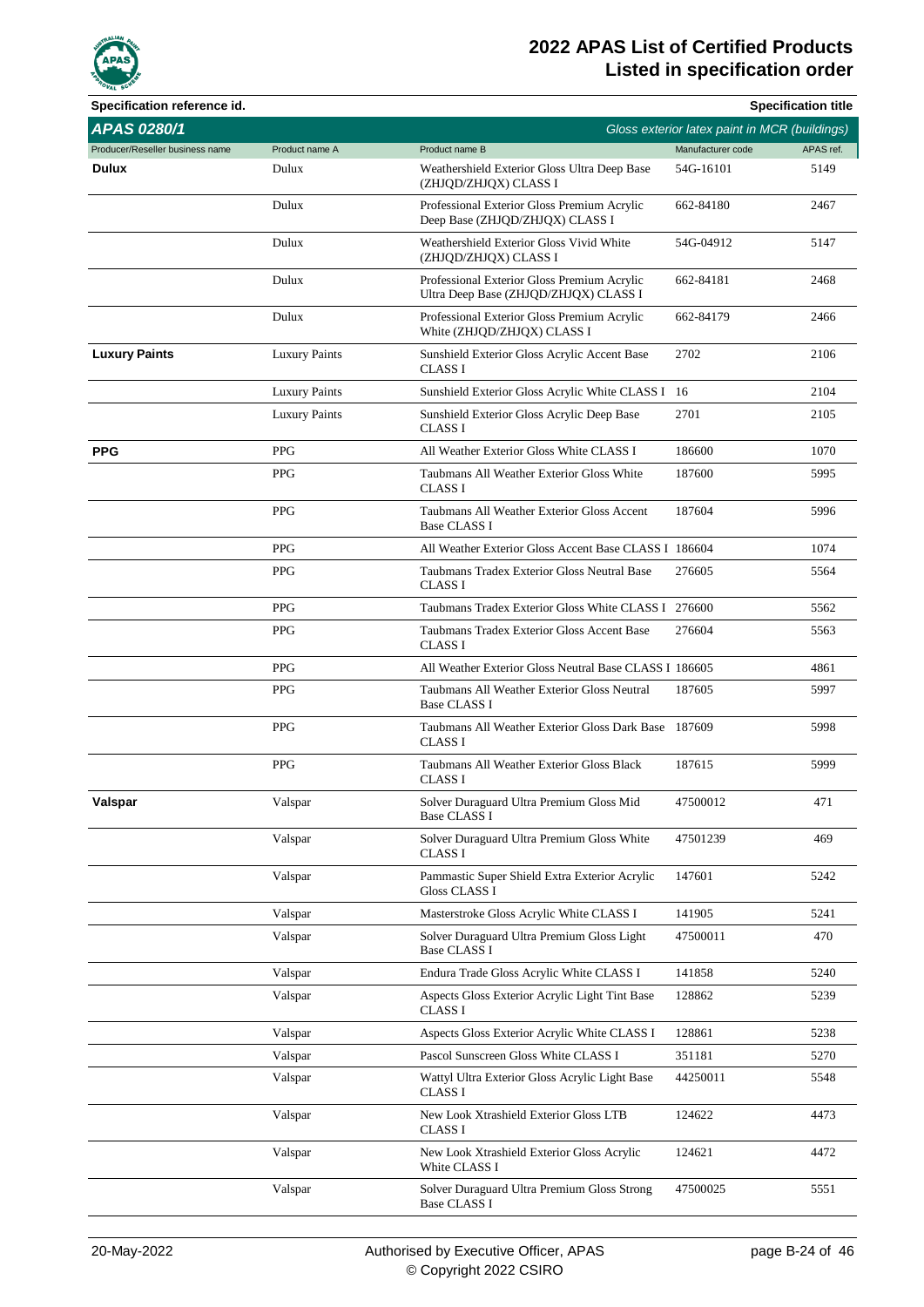| Specification reference id. | | | | Specification title |
|---|---|---|---|---|
| **APAS 0280/1** | | | | *Gloss exterior latex paint in MCR (buildings)* |
| Producer/Reseller business name | Product name A | Product name B | Manufacturer code | APAS ref. |
| **Dulux** | Dulux | Weathershield Exterior Gloss Ultra Deep Base (ZHJQD/ZHJQX) CLASS I | 54G-16101 | 5149 |
| | Dulux | Professional Exterior Gloss Premium Acrylic Deep Base (ZHJQD/ZHJQX) CLASS I | 662-84180 | 2467 |
| | Dulux | Weathershield Exterior Gloss Vivid White (ZHJQD/ZHJQX) CLASS I | 54G-04912 | 5147 |
| | Dulux | Professional Exterior Gloss Premium Acrylic Ultra Deep Base (ZHJQD/ZHJQX) CLASS I | 662-84181 | 2468 |
| | Dulux | Professional Exterior Gloss Premium Acrylic White (ZHJQD/ZHJQX) CLASS I | 662-84179 | 2466 |
| **Luxury Paints** | Luxury Paints | Sunshield Exterior Gloss Acrylic Accent Base CLASS I | 2702 | 2106 |
| | Luxury Paints | Sunshield Exterior Gloss Acrylic White CLASS I | 16 | 2104 |
| | Luxury Paints | Sunshield Exterior Gloss Acrylic Deep Base CLASS I | 2701 | 2105 |
| **PPG** | PPG | All Weather Exterior Gloss White CLASS I | 186600 | 1070 |
| | PPG | Taubmans All Weather Exterior Gloss White CLASS I | 187600 | 5995 |
| | PPG | Taubmans All Weather Exterior Gloss Accent Base CLASS I | 187604 | 5996 |
| | PPG | All Weather Exterior Gloss Accent Base CLASS I | 186604 | 1074 |
| | PPG | Taubmans Tradex Exterior Gloss Neutral Base CLASS I | 276605 | 5564 |
| | PPG | Taubmans Tradex Exterior Gloss White CLASS I | 276600 | 5562 |
| | PPG | Taubmans Tradex Exterior Gloss Accent Base CLASS I | 276604 | 5563 |
| | PPG | All Weather Exterior Gloss Neutral Base CLASS I | 186605 | 4861 |
| | PPG | Taubmans All Weather Exterior Gloss Neutral Base CLASS I | 187605 | 5997 |
| | PPG | Taubmans All Weather Exterior Gloss Dark Base CLASS I | 187609 | 5998 |
| | PPG | Taubmans All Weather Exterior Gloss Black CLASS I | 187615 | 5999 |
| **Valspar** | Valspar | Solver Duraguard Ultra Premium Gloss Mid Base CLASS I | 47500012 | 471 |
| | Valspar | Solver Duraguard Ultra Premium Gloss White CLASS I | 47501239 | 469 |
| | Valspar | Pammastic Super Shield Extra Exterior Acrylic Gloss CLASS I | 147601 | 5242 |
| | Valspar | Masterstroke Gloss Acrylic White CLASS I | 141905 | 5241 |
| | Valspar | Solver Duraguard Ultra Premium Gloss Light Base CLASS I | 47500011 | 470 |
| | Valspar | Endura Trade Gloss Acrylic White CLASS I | 141858 | 5240 |
| | Valspar | Aspects Gloss Exterior Acrylic Light Tint Base CLASS I | 128862 | 5239 |
| | Valspar | Aspects Gloss Exterior Acrylic White CLASS I | 128861 | 5238 |
| | Valspar | Pascol Sunscreen Gloss White CLASS I | 351181 | 5270 |
| | Valspar | Wattyl Ultra Exterior Gloss Acrylic Light Base CLASS I | 44250011 | 5548 |
| | Valspar | New Look Xtrashield Exterior Gloss LTB CLASS I | 124622 | 4473 |
| | Valspar | New Look Xtrashield Exterior Gloss Acrylic White CLASS I | 124621 | 4472 |
| | Valspar | Solver Duraguard Ultra Premium Gloss Strong Base CLASS I | 47500025 | 5551 |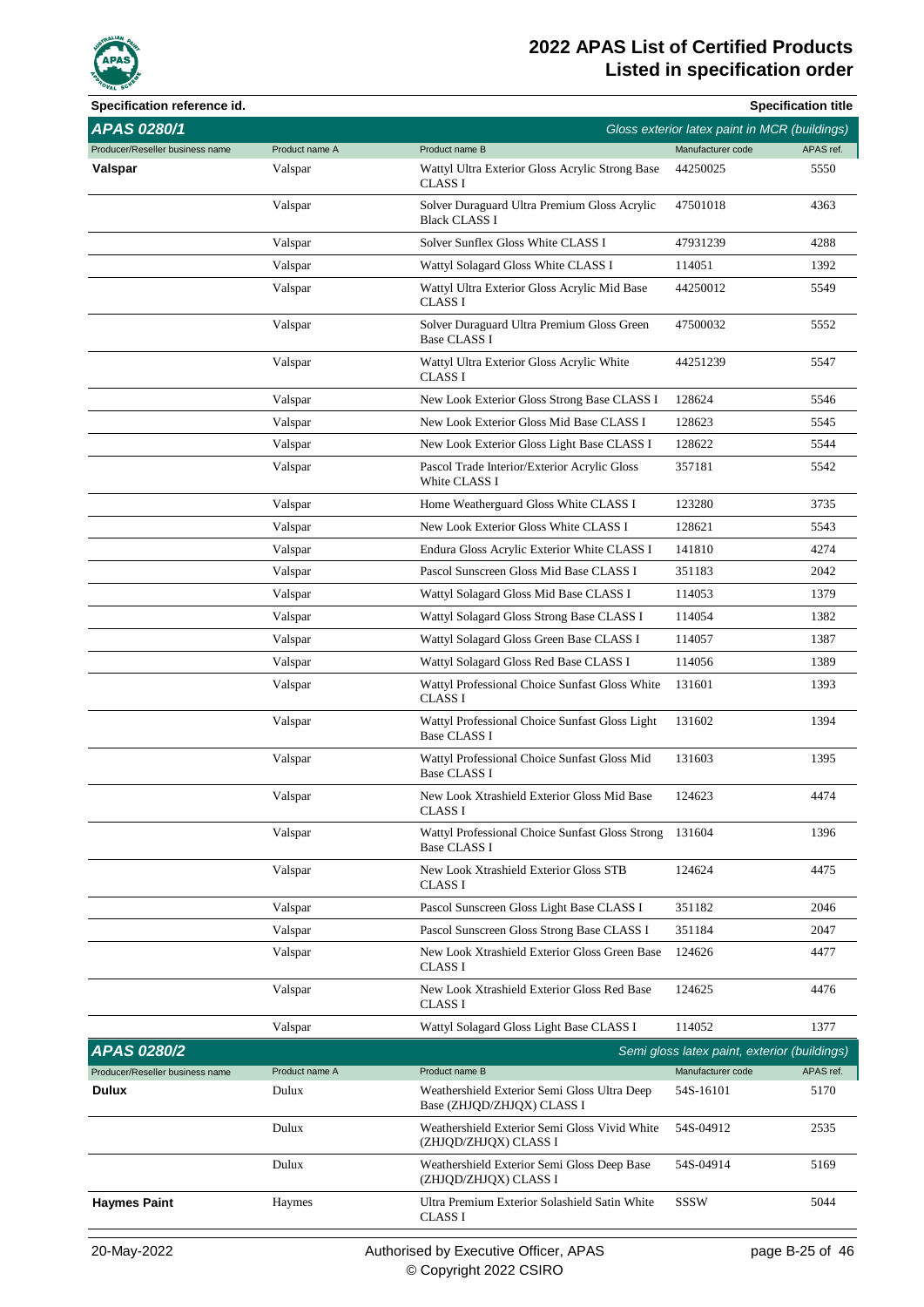| Specification reference id. | | | | Specification title |
|---|---|---|---|---|

## APAS 0280/1

*Gloss exterior latex paint in MCR (buildings)*

| Producer/Reseller business name | Product name A | Product name B | Manufacturer code | APAS ref. |
|---|---|---|---|---|
| **Valspar** | Valspar | Wattyl Ultra Exterior Gloss Acrylic Strong Base CLASS I | 44250025 | 5550 |
| | Valspar | Solver Duraguard Ultra Premium Gloss Acrylic Black CLASS I | 47501018 | 4363 |
| | Valspar | Solver Sunflex Gloss White CLASS I | 47931239 | 4288 |
| | Valspar | Wattyl Solagard Gloss White CLASS I | 114051 | 1392 |
| | Valspar | Wattyl Ultra Exterior Gloss Acrylic Mid Base CLASS I | 44250012 | 5549 |
| | Valspar | Solver Duraguard Ultra Premium Gloss Green Base CLASS I | 47500032 | 5552 |
| | Valspar | Wattyl Ultra Exterior Gloss Acrylic White CLASS I | 44251239 | 5547 |
| | Valspar | New Look Exterior Gloss Strong Base CLASS I | 128624 | 5546 |
| | Valspar | New Look Exterior Gloss Mid Base CLASS I | 128623 | 5545 |
| | Valspar | New Look Exterior Gloss Light Base CLASS I | 128622 | 5544 |
| | Valspar | Pascol Trade Interior/Exterior Acrylic Gloss White CLASS I | 357181 | 5542 |
| | Valspar | Home Weatherguard Gloss White CLASS I | 123280 | 3735 |
| | Valspar | New Look Exterior Gloss White CLASS I | 128621 | 5543 |
| | Valspar | Endura Gloss Acrylic Exterior White CLASS I | 141810 | 4274 |
| | Valspar | Pascol Sunscreen Gloss Mid Base CLASS I | 351183 | 2042 |
| | Valspar | Wattyl Solagard Gloss Mid Base CLASS I | 114053 | 1379 |
| | Valspar | Wattyl Solagard Gloss Strong Base CLASS I | 114054 | 1382 |
| | Valspar | Wattyl Solagard Gloss Green Base CLASS I | 114057 | 1387 |
| | Valspar | Wattyl Solagard Gloss Red Base CLASS I | 114056 | 1389 |
| | Valspar | Wattyl Professional Choice Sunfast Gloss White CLASS I | 131601 | 1393 |
| | Valspar | Wattyl Professional Choice Sunfast Gloss Light Base CLASS I | 131602 | 1394 |
| | Valspar | Wattyl Professional Choice Sunfast Gloss Mid Base CLASS I | 131603 | 1395 |
| | Valspar | New Look Xtrashield Exterior Gloss Mid Base CLASS I | 124623 | 4474 |
| | Valspar | Wattyl Professional Choice Sunfast Gloss Strong Base CLASS I | 131604 | 1396 |
| | Valspar | New Look Xtrashield Exterior Gloss STB CLASS I | 124624 | 4475 |
| | Valspar | Pascol Sunscreen Gloss Light Base CLASS I | 351182 | 2046 |
| | Valspar | Pascol Sunscreen Gloss Strong Base CLASS I | 351184 | 2047 |
| | Valspar | New Look Xtrashield Exterior Gloss Green Base CLASS I | 124626 | 4477 |
| | Valspar | New Look Xtrashield Exterior Gloss Red Base CLASS I | 124625 | 4476 |
| | Valspar | Wattyl Solagard Gloss Light Base CLASS I | 114052 | 1377 |

## APAS 0280/2

*Semi gloss latex paint, exterior (buildings)*

| Producer/Reseller business name | Product name A | Product name B | Manufacturer code | APAS ref. |
|---|---|---|---|---|
| **Dulux** | Dulux | Weathershield Exterior Semi Gloss Ultra Deep Base (ZHJQD/ZHJQX) CLASS I | 54S-16101 | 5170 |
| | Dulux | Weathershield Exterior Semi Gloss Vivid White (ZHJQD/ZHJQX) CLASS I | 54S-04912 | 2535 |
| | Dulux | Weathershield Exterior Semi Gloss Deep Base (ZHJQD/ZHJQX) CLASS I | 54S-04914 | 5169 |
| **Haymes Paint** | Haymes | Ultra Premium Exterior Solashield Satin White CLASS I | SSSW | 5044 |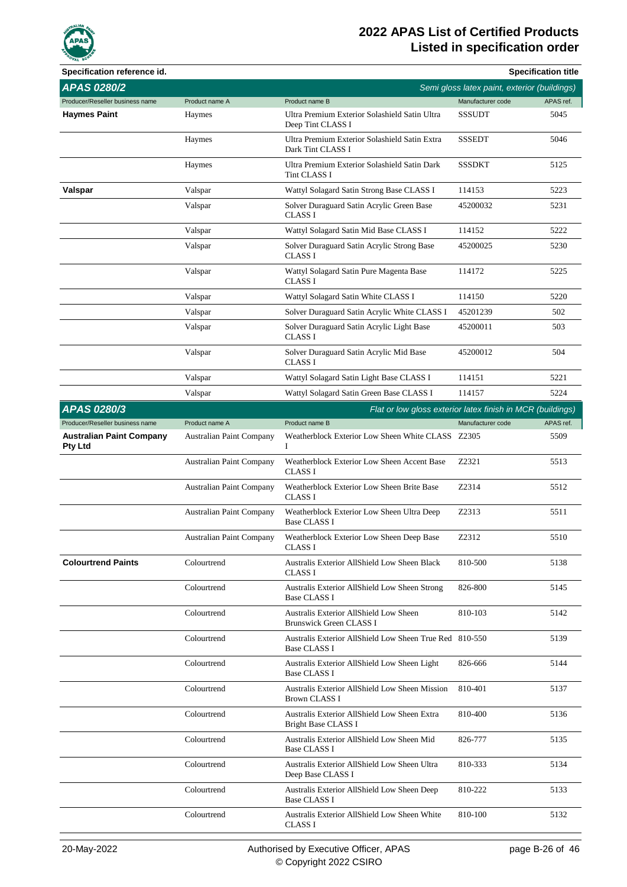| Specification reference id. | | | | Specification title |
|---|---|---|---|---|
| **APAS 0280/2** | | | | *Semi gloss latex paint, exterior (buildings)* |
| Producer/Reseller business name | Product name A | Product name B | Manufacturer code | APAS ref. |
| **Haymes Paint** | Haymes | Ultra Premium Exterior Solashield Satin Ultra Deep Tint CLASS I | SSSUDT | 5045 |
| | Haymes | Ultra Premium Exterior Solashield Satin Extra Dark Tint CLASS I | SSSEDT | 5046 |
| | Haymes | Ultra Premium Exterior Solashield Satin Dark Tint CLASS I | SSSDKT | 5125 |
| **Valspar** | Valspar | Wattyl Solagard Satin Strong Base CLASS I | 114153 | 5223 |
| | Valspar | Solver Duraguard Satin Acrylic Green Base CLASS I | 45200032 | 5231 |
| | Valspar | Wattyl Solagard Satin Mid Base CLASS I | 114152 | 5222 |
| | Valspar | Solver Duraguard Satin Acrylic Strong Base CLASS I | 45200025 | 5230 |
| | Valspar | Wattyl Solagard Satin Pure Magenta Base CLASS I | 114172 | 5225 |
| | Valspar | Wattyl Solagard Satin White CLASS I | 114150 | 5220 |
| | Valspar | Solver Duraguard Satin Acrylic White CLASS I | 45201239 | 502 |
| | Valspar | Solver Duraguard Satin Acrylic Light Base CLASS I | 45200011 | 503 |
| | Valspar | Solver Duraguard Satin Acrylic Mid Base CLASS I | 45200012 | 504 |
| | Valspar | Wattyl Solagard Satin Light Base CLASS I | 114151 | 5221 |
| | Valspar | Wattyl Solagard Satin Green Base CLASS I | 114157 | 5224 |

| **APAS 0280/3** | | | | *Flat or low gloss exterior latex finish in MCR (buildings)* |
|---|---|---|---|---|
| Producer/Reseller business name | Product name A | Product name B | Manufacturer code | APAS ref. |
| **Australian Paint Company Pty Ltd** | Australian Paint Company | Weatherblock Exterior Low Sheen White CLASS I | Z2305 | 5509 |
| | Australian Paint Company | Weatherblock Exterior Low Sheen Accent Base CLASS I | Z2321 | 5513 |
| | Australian Paint Company | Weatherblock Exterior Low Sheen Brite Base CLASS I | Z2314 | 5512 |
| | Australian Paint Company | Weatherblock Exterior Low Sheen Ultra Deep Base CLASS I | Z2313 | 5511 |
| | Australian Paint Company | Weatherblock Exterior Low Sheen Deep Base CLASS I | Z2312 | 5510 |
| **Colourtrend Paints** | Colourtrend | Australis Exterior AllShield Low Sheen Black CLASS I | 810-500 | 5138 |
| | Colourtrend | Australis Exterior AllShield Low Sheen Strong Base CLASS I | 826-800 | 5145 |
| | Colourtrend | Australis Exterior AllShield Low Sheen Brunswick Green CLASS I | 810-103 | 5142 |
| | Colourtrend | Australis Exterior AllShield Low Sheen True Red Base CLASS I | 810-550 | 5139 |
| | Colourtrend | Australis Exterior AllShield Low Sheen Light Base CLASS I | 826-666 | 5144 |
| | Colourtrend | Australis Exterior AllShield Low Sheen Mission Brown CLASS I | 810-401 | 5137 |
| | Colourtrend | Australis Exterior AllShield Low Sheen Extra Bright Base CLASS I | 810-400 | 5136 |
| | Colourtrend | Australis Exterior AllShield Low Sheen Mid Base CLASS I | 826-777 | 5135 |
| | Colourtrend | Australis Exterior AllShield Low Sheen Ultra Deep Base CLASS I | 810-333 | 5134 |
| | Colourtrend | Australis Exterior AllShield Low Sheen Deep Base CLASS I | 810-222 | 5133 |
| | Colourtrend | Australis Exterior AllShield Low Sheen White CLASS I | 810-100 | 5132 |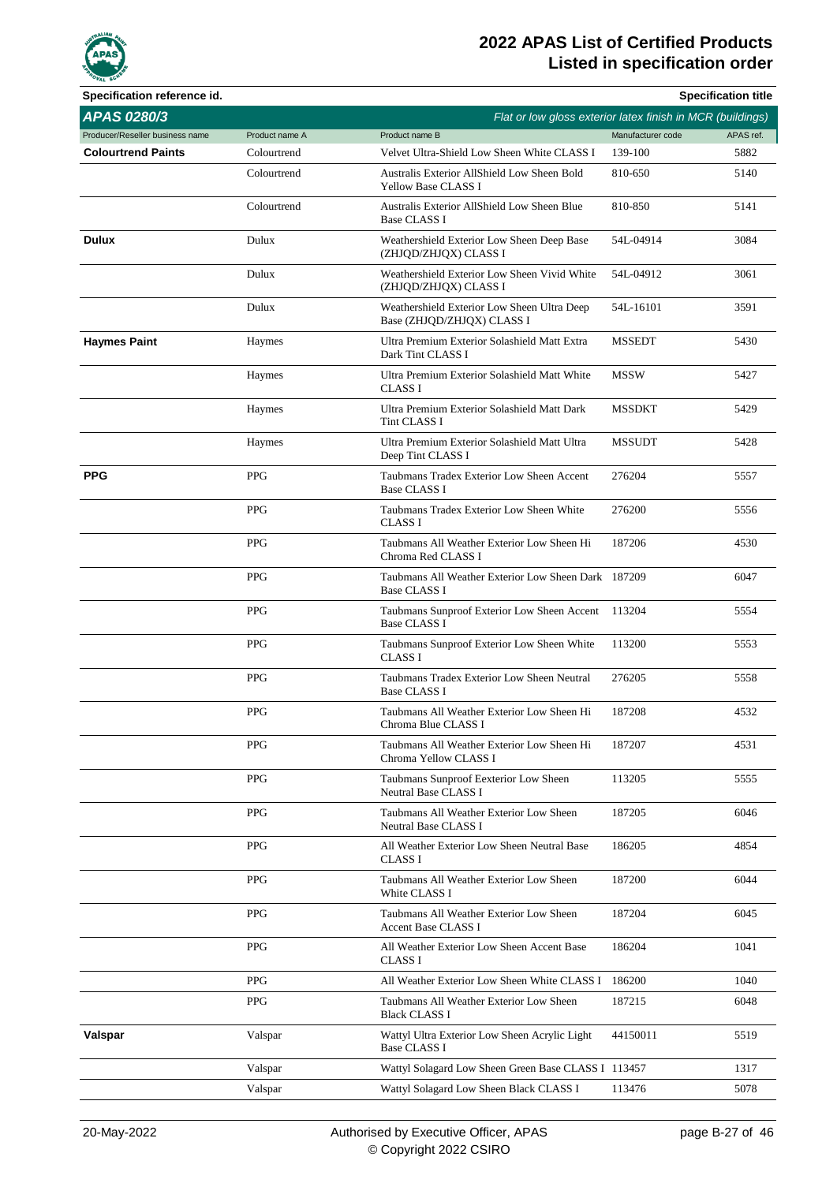# 2022 APAS List of Certified Products
## Listed in specification order

**Specification reference id.** | **Specification title**

## APAS 0280/3 — *Flat or low gloss exterior latex finish in MCR (buildings)*

| Producer/Reseller business name | Product name A | Product name B | Manufacturer code | APAS ref. |
|---|---|---|---|---|
| **Colourtrend Paints** | Colourtrend | Velvet Ultra-Shield Low Sheen White CLASS I | 139-100 | 5882 |
| | Colourtrend | Australis Exterior AllShield Low Sheen Bold Yellow Base CLASS I | 810-650 | 5140 |
| | Colourtrend | Australis Exterior AllShield Low Sheen Blue Base CLASS I | 810-850 | 5141 |
| **Dulux** | Dulux | Weathershield Exterior Low Sheen Deep Base (ZHJQD/ZHJQX) CLASS I | 54L-04914 | 3084 |
| | Dulux | Weathershield Exterior Low Sheen Vivid White (ZHJQD/ZHJQX) CLASS I | 54L-04912 | 3061 |
| | Dulux | Weathershield Exterior Low Sheen Ultra Deep Base (ZHJQD/ZHJQX) CLASS I | 54L-16101 | 3591 |
| **Haymes Paint** | Haymes | Ultra Premium Exterior Solashield Matt Extra Dark Tint CLASS I | MSSEDT | 5430 |
| | Haymes | Ultra Premium Exterior Solashield Matt White CLASS I | MSSW | 5427 |
| | Haymes | Ultra Premium Exterior Solashield Matt Dark Tint CLASS I | MSSDKT | 5429 |
| | Haymes | Ultra Premium Exterior Solashield Matt Ultra Deep Tint CLASS I | MSSUDT | 5428 |
| **PPG** | PPG | Taubmans Tradex Exterior Low Sheen Accent Base CLASS I | 276204 | 5557 |
| | PPG | Taubmans Tradex Exterior Low Sheen White CLASS I | 276200 | 5556 |
| | PPG | Taubmans All Weather Exterior Low Sheen Hi Chroma Red CLASS I | 187206 | 4530 |
| | PPG | Taubmans All Weather Exterior Low Sheen Dark Base CLASS I | 187209 | 6047 |
| | PPG | Taubmans Sunproof Exterior Low Sheen Accent Base CLASS I | 113204 | 5554 |
| | PPG | Taubmans Sunproof Exterior Low Sheen White CLASS I | 113200 | 5553 |
| | PPG | Taubmans Tradex Exterior Low Sheen Neutral Base CLASS I | 276205 | 5558 |
| | PPG | Taubmans All Weather Exterior Low Sheen Hi Chroma Blue CLASS I | 187208 | 4532 |
| | PPG | Taubmans All Weather Exterior Low Sheen Hi Chroma Yellow CLASS I | 187207 | 4531 |
| | PPG | Taubmans Sunproof Eexterior Low Sheen Neutral Base CLASS I | 113205 | 5555 |
| | PPG | Taubmans All Weather Exterior Low Sheen Neutral Base CLASS I | 187205 | 6046 |
| | PPG | All Weather Exterior Low Sheen Neutral Base CLASS I | 186205 | 4854 |
| | PPG | Taubmans All Weather Exterior Low Sheen White CLASS I | 187200 | 6044 |
| | PPG | Taubmans All Weather Exterior Low Sheen Accent Base CLASS I | 187204 | 6045 |
| | PPG | All Weather Exterior Low Sheen Accent Base CLASS I | 186204 | 1041 |
| | PPG | All Weather Exterior Low Sheen White CLASS I | 186200 | 1040 |
| | PPG | Taubmans All Weather Exterior Low Sheen Black CLASS I | 187215 | 6048 |
| **Valspar** | Valspar | Wattyl Ultra Exterior Low Sheen Acrylic Light Base CLASS I | 44150011 | 5519 |
| | Valspar | Wattyl Solagard Low Sheen Green Base CLASS I | 113457 | 1317 |
| | Valspar | Wattyl Solagard Low Sheen Black CLASS I | 113476 | 5078 |

20-May-2022 — Authorised by Executive Officer, APAS — © Copyright 2022 CSIRO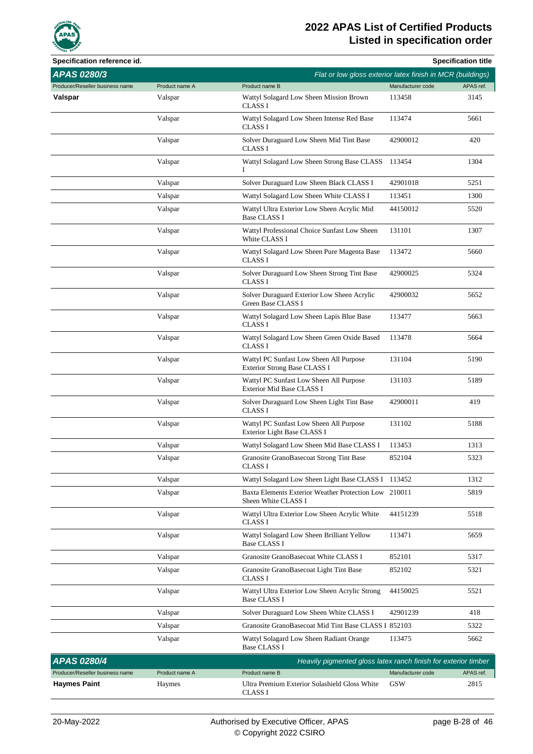| Specification reference id. | | | | Specification title |
|---|---|---|---|---|
| **APAS 0280/3** | | | | *Flat or low gloss exterior latex finish in MCR (buildings)* |
| Producer/Reseller business name | Product name A | Product name B | Manufacturer code | APAS ref. |
| **Valspar** | Valspar | Wattyl Solagard Low Sheen Mission Brown CLASS I | 113458 | 3145 |
| | Valspar | Wattyl Solagard Low Sheen Intense Red Base CLASS I | 113474 | 5661 |
| | Valspar | Solver Duraguard Low Sheen Mid Tint Base CLASS I | 42900012 | 420 |
| | Valspar | Wattyl Solagard Low Sheen Strong Base CLASS I | 113454 | 1304 |
| | Valspar | Solver Duraguard Low Sheen Black CLASS I | 42901018 | 5251 |
| | Valspar | Wattyl Solagard Low Sheen White CLASS I | 113451 | 1300 |
| | Valspar | Wattyl Ultra Exterior Low Sheen Acrylic Mid Base CLASS I | 44150012 | 5520 |
| | Valspar | Wattyl Professional Choice Sunfast Low Sheen White CLASS I | 131101 | 1307 |
| | Valspar | Wattyl Solagard Low Sheen Pure Magenta Base CLASS I | 113472 | 5660 |
| | Valspar | Solver Duraguard Low Sheen Strong Tint Base CLASS I | 42900025 | 5324 |
| | Valspar | Solver Duraguard Exterior Low Sheen Acrylic Green Base CLASS I | 42900032 | 5652 |
| | Valspar | Wattyl Solagard Low Sheen Lapis Blue Base CLASS I | 113477 | 5663 |
| | Valspar | Wattyl Solagard Low Sheen Green Oxide Based CLASS I | 113478 | 5664 |
| | Valspar | Wattyl PC Sunfast Low Sheen All Purpose Exterior Strong Base CLASS I | 131104 | 5190 |
| | Valspar | Wattyl PC Sunfast Low Sheen All Purpose Exterior Mid Base CLASS I | 131103 | 5189 |
| | Valspar | Solver Duraguard Low Sheen Light Tint Base CLASS I | 42900011 | 419 |
| | Valspar | Wattyl PC Sunfast Low Sheen All Purpose Exterior Light Base CLASS I | 131102 | 5188 |
| | Valspar | Wattyl Solagard Low Sheen Mid Base CLASS I | 113453 | 1313 |
| | Valspar | Granosite GranoBasecoat Strong Tint Base CLASS I | 852104 | 5323 |
| | Valspar | Wattyl Solagard Low Sheen Light Base CLASS I | 113452 | 1312 |
| | Valspar | Baxta Elements Exterior Weather Protection Low Sheen White CLASS I | 210011 | 5819 |
| | Valspar | Wattyl Ultra Exterior Low Sheen Acrylic White CLASS I | 44151239 | 5518 |
| | Valspar | Wattyl Solagard Low Sheen Brilliant Yellow Base CLASS I | 113471 | 5659 |
| | Valspar | Granosite GranoBasecoat White CLASS I | 852101 | 5317 |
| | Valspar | Granosite GranoBasecoat Light Tint Base CLASS I | 852102 | 5321 |
| | Valspar | Wattyl Ultra Exterior Low Sheen Acrylic Strong Base CLASS I | 44150025 | 5521 |
| | Valspar | Solver Duraguard Low Sheen White CLASS I | 42901239 | 418 |
| | Valspar | Granosite GranoBasecoat Mid Tint Base CLASS I | 852103 | 5322 |
| | Valspar | Wattyl Solagard Low Sheen Radiant Orange Base CLASS I | 113475 | 5662 |
| **APAS 0280/4** | | | | *Heavily pigmented gloss latex ranch finish for exterior timber* |
| Producer/Reseller business name | Product name A | Product name B | Manufacturer code | APAS ref. |
| **Haymes Paint** | Haymes | Ultra Premium Exterior Solashield Gloss White CLASS I | GSW | 2815 |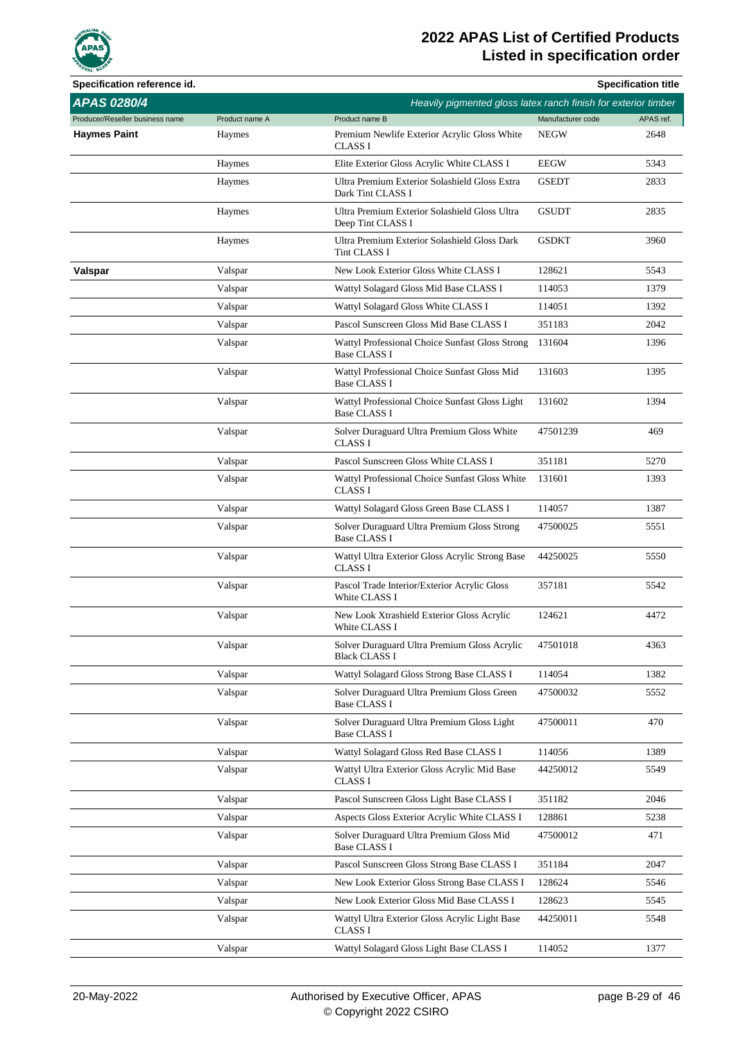**Specification reference id.** | **Specification title**

## APAS 0280/4 — *Heavily pigmented gloss latex ranch finish for exterior timber*

| Producer/Reseller business name | Product name A | Product name B | Manufacturer code | APAS ref. |
|---|---|---|---|---|
| **Haymes Paint** | Haymes | Premium Newlife Exterior Acrylic Gloss White CLASS I | NEGW | 2648 |
| | Haymes | Elite Exterior Gloss Acrylic White CLASS I | EEGW | 5343 |
| | Haymes | Ultra Premium Exterior Solashield Gloss Extra Dark Tint CLASS I | GSEDT | 2833 |
| | Haymes | Ultra Premium Exterior Solashield Gloss Ultra Deep Tint CLASS I | GSUDT | 2835 |
| | Haymes | Ultra Premium Exterior Solashield Gloss Dark Tint CLASS I | GSDKT | 3960 |
| **Valspar** | Valspar | New Look Exterior Gloss White CLASS I | 128621 | 5543 |
| | Valspar | Wattyl Solagard Gloss Mid Base CLASS I | 114053 | 1379 |
| | Valspar | Wattyl Solagard Gloss White CLASS I | 114051 | 1392 |
| | Valspar | Pascol Sunscreen Gloss Mid Base CLASS I | 351183 | 2042 |
| | Valspar | Wattyl Professional Choice Sunfast Gloss Strong Base CLASS I | 131604 | 1396 |
| | Valspar | Wattyl Professional Choice Sunfast Gloss Mid Base CLASS I | 131603 | 1395 |
| | Valspar | Wattyl Professional Choice Sunfast Gloss Light Base CLASS I | 131602 | 1394 |
| | Valspar | Solver Duraguard Ultra Premium Gloss White CLASS I | 47501239 | 469 |
| | Valspar | Pascol Sunscreen Gloss White CLASS I | 351181 | 5270 |
| | Valspar | Wattyl Professional Choice Sunfast Gloss White CLASS I | 131601 | 1393 |
| | Valspar | Wattyl Solagard Gloss Green Base CLASS I | 114057 | 1387 |
| | Valspar | Solver Duraguard Ultra Premium Gloss Strong Base CLASS I | 47500025 | 5551 |
| | Valspar | Wattyl Ultra Exterior Gloss Acrylic Strong Base CLASS I | 44250025 | 5550 |
| | Valspar | Pascol Trade Interior/Exterior Acrylic Gloss White CLASS I | 357181 | 5542 |
| | Valspar | New Look Xtrashield Exterior Gloss Acrylic White CLASS I | 124621 | 4472 |
| | Valspar | Solver Duraguard Ultra Premium Gloss Acrylic Black CLASS I | 47501018 | 4363 |
| | Valspar | Wattyl Solagard Gloss Strong Base CLASS I | 114054 | 1382 |
| | Valspar | Solver Duraguard Ultra Premium Gloss Green Base CLASS I | 47500032 | 5552 |
| | Valspar | Solver Duraguard Ultra Premium Gloss Light Base CLASS I | 47500011 | 470 |
| | Valspar | Wattyl Solagard Gloss Red Base CLASS I | 114056 | 1389 |
| | Valspar | Wattyl Ultra Exterior Gloss Acrylic Mid Base CLASS I | 44250012 | 5549 |
| | Valspar | Pascol Sunscreen Gloss Light Base CLASS I | 351182 | 2046 |
| | Valspar | Aspects Gloss Exterior Acrylic White CLASS I | 128861 | 5238 |
| | Valspar | Solver Duraguard Ultra Premium Gloss Mid Base CLASS I | 47500012 | 471 |
| | Valspar | Pascol Sunscreen Gloss Strong Base CLASS I | 351184 | 2047 |
| | Valspar | New Look Exterior Gloss Strong Base CLASS I | 128624 | 5546 |
| | Valspar | New Look Exterior Gloss Mid Base CLASS I | 128623 | 5545 |
| | Valspar | Wattyl Ultra Exterior Gloss Acrylic Light Base CLASS I | 44250011 | 5548 |
| | Valspar | Wattyl Solagard Gloss Light Base CLASS I | 114052 | 1377 |

20-May-2022 — Authorised by Executive Officer, APAS — © Copyright 2022 CSIRO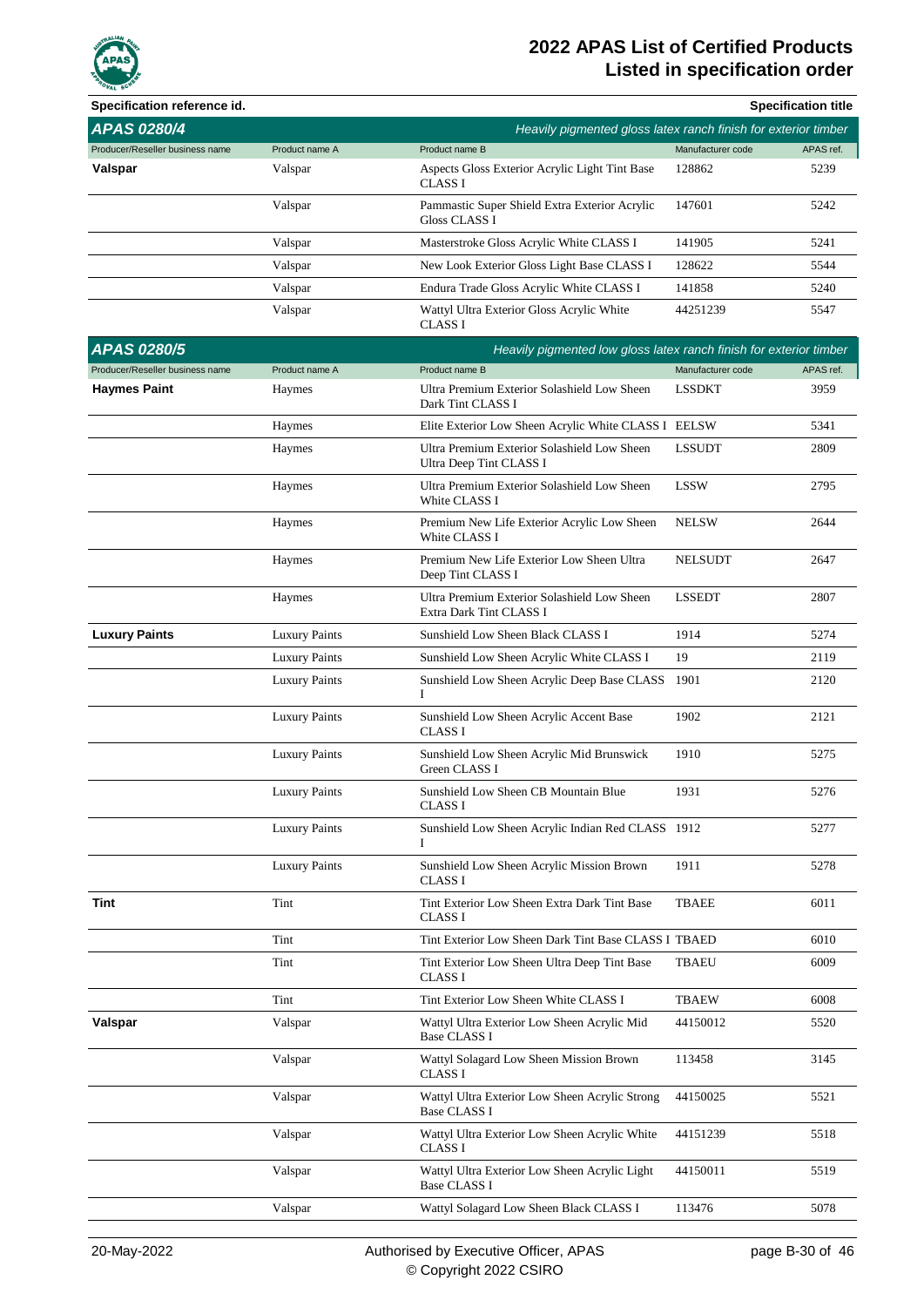| Specification reference id. | | | | Specification title |
|---|---|---|---|---|
| **APAS 0280/4** | | | | *Heavily pigmented gloss latex ranch finish for exterior timber* |
| Producer/Reseller business name | Product name A | Product name B | Manufacturer code | APAS ref. |
| **Valspar** | Valspar | Aspects Gloss Exterior Acrylic Light Tint Base CLASS I | 128862 | 5239 |
| | Valspar | Pammastic Super Shield Extra Exterior Acrylic Gloss CLASS I | 147601 | 5242 |
| | Valspar | Masterstroke Gloss Acrylic White CLASS I | 141905 | 5241 |
| | Valspar | New Look Exterior Gloss Light Base CLASS I | 128622 | 5544 |
| | Valspar | Endura Trade Gloss Acrylic White CLASS I | 141858 | 5240 |
| | Valspar | Wattyl Ultra Exterior Gloss Acrylic White CLASS I | 44251239 | 5547 |

| Specification reference id. | | | | Specification title |
|---|---|---|---|---|
| **APAS 0280/5** | | | | *Heavily pigmented low gloss latex ranch finish for exterior timber* |
| Producer/Reseller business name | Product name A | Product name B | Manufacturer code | APAS ref. |
| **Haymes Paint** | Haymes | Ultra Premium Exterior Solashield Low Sheen Dark Tint CLASS I | LSSDKT | 3959 |
| | Haymes | Elite Exterior Low Sheen Acrylic White CLASS I | EELSW | 5341 |
| | Haymes | Ultra Premium Exterior Solashield Low Sheen Ultra Deep Tint CLASS I | LSSUDT | 2809 |
| | Haymes | Ultra Premium Exterior Solashield Low Sheen White CLASS I | LSSW | 2795 |
| | Haymes | Premium New Life Exterior Acrylic Low Sheen White CLASS I | NELSW | 2644 |
| | Haymes | Premium New Life Exterior Low Sheen Ultra Deep Tint CLASS I | NELSUDT | 2647 |
| | Haymes | Ultra Premium Exterior Solashield Low Sheen Extra Dark Tint CLASS I | LSSEDT | 2807 |
| **Luxury Paints** | Luxury Paints | Sunshield Low Sheen Black CLASS I | 1914 | 5274 |
| | Luxury Paints | Sunshield Low Sheen Acrylic White CLASS I | 19 | 2119 |
| | Luxury Paints | Sunshield Low Sheen Acrylic Deep Base CLASS I | 1901 | 2120 |
| | Luxury Paints | Sunshield Low Sheen Acrylic Accent Base CLASS I | 1902 | 2121 |
| | Luxury Paints | Sunshield Low Sheen Acrylic Mid Brunswick Green CLASS I | 1910 | 5275 |
| | Luxury Paints | Sunshield Low Sheen CB Mountain Blue CLASS I | 1931 | 5276 |
| | Luxury Paints | Sunshield Low Sheen Acrylic Indian Red CLASS I | 1912 | 5277 |
| | Luxury Paints | Sunshield Low Sheen Acrylic Mission Brown CLASS I | 1911 | 5278 |
| **Tint** | Tint | Tint Exterior Low Sheen Extra Dark Tint Base CLASS I | TBAEE | 6011 |
| | Tint | Tint Exterior Low Sheen Dark Tint Base CLASS I | TBAED | 6010 |
| | Tint | Tint Exterior Low Sheen Ultra Deep Tint Base CLASS I | TBAEU | 6009 |
| | Tint | Tint Exterior Low Sheen White CLASS I | TBAEW | 6008 |
| **Valspar** | Valspar | Wattyl Ultra Exterior Low Sheen Acrylic Mid Base CLASS I | 44150012 | 5520 |
| | Valspar | Wattyl Solagard Low Sheen Mission Brown CLASS I | 113458 | 3145 |
| | Valspar | Wattyl Ultra Exterior Low Sheen Acrylic Strong Base CLASS I | 44150025 | 5521 |
| | Valspar | Wattyl Ultra Exterior Low Sheen Acrylic White CLASS I | 44151239 | 5518 |
| | Valspar | Wattyl Ultra Exterior Low Sheen Acrylic Light Base CLASS I | 44150011 | 5519 |
| | Valspar | Wattyl Solagard Low Sheen Black CLASS I | 113476 | 5078 |

20-May-2022 Authorised by Executive Officer, APAS © Copyright 2022 CSIRO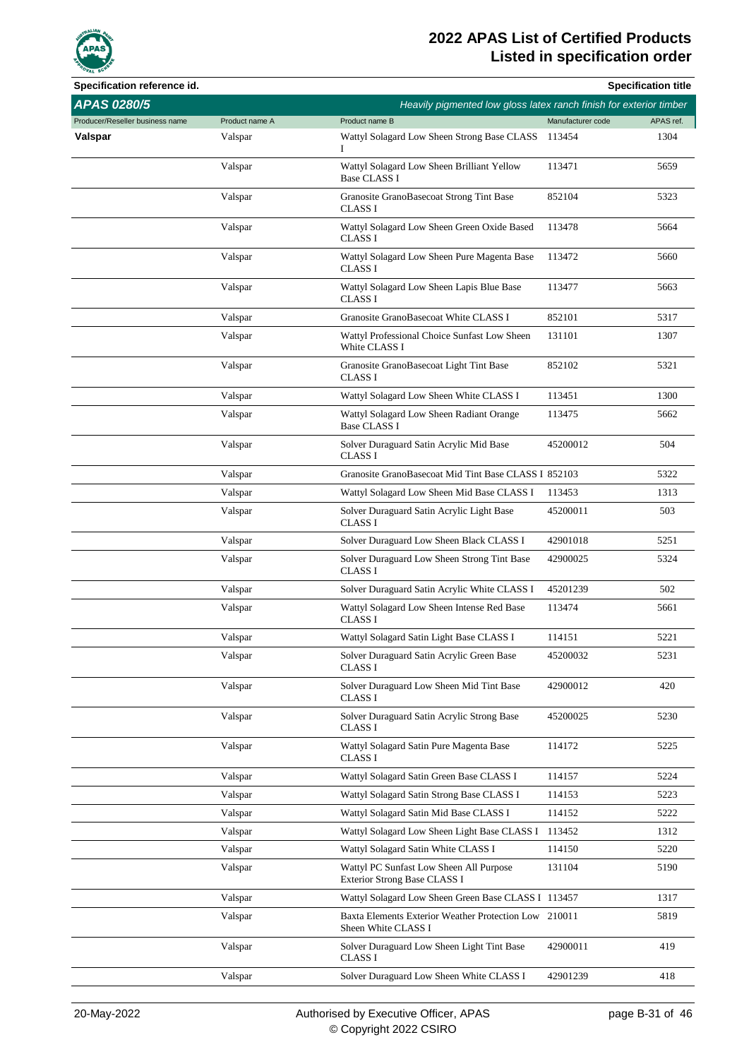# 2022 APAS List of Certified Products
## Listed in specification order

**Specification reference id.** | **Specification title**

### APAS 0280/5 — *Heavily pigmented low gloss latex ranch finish for exterior timber*

| Producer/Reseller business name | Product name A | Product name B | Manufacturer code | APAS ref. |
|---|---|---|---|---|
| **Valspar** | Valspar | Wattyl Solagard Low Sheen Strong Base CLASS I | 113454 | 1304 |
| | Valspar | Wattyl Solagard Low Sheen Brilliant Yellow Base CLASS I | 113471 | 5659 |
| | Valspar | Granosite GranoBasecoat Strong Tint Base CLASS I | 852104 | 5323 |
| | Valspar | Wattyl Solagard Low Sheen Green Oxide Based CLASS I | 113478 | 5664 |
| | Valspar | Wattyl Solagard Low Sheen Pure Magenta Base CLASS I | 113472 | 5660 |
| | Valspar | Wattyl Solagard Low Sheen Lapis Blue Base CLASS I | 113477 | 5663 |
| | Valspar | Granosite GranoBasecoat White CLASS I | 852101 | 5317 |
| | Valspar | Wattyl Professional Choice Sunfast Low Sheen White CLASS I | 131101 | 1307 |
| | Valspar | Granosite GranoBasecoat Light Tint Base CLASS I | 852102 | 5321 |
| | Valspar | Wattyl Solagard Low Sheen White CLASS I | 113451 | 1300 |
| | Valspar | Wattyl Solagard Low Sheen Radiant Orange Base CLASS I | 113475 | 5662 |
| | Valspar | Solver Duraguard Satin Acrylic Mid Base CLASS I | 45200012 | 504 |
| | Valspar | Granosite GranoBasecoat Mid Tint Base CLASS I | 852103 | 5322 |
| | Valspar | Wattyl Solagard Low Sheen Mid Base CLASS I | 113453 | 1313 |
| | Valspar | Solver Duraguard Satin Acrylic Light Base CLASS I | 45200011 | 503 |
| | Valspar | Solver Duraguard Low Sheen Black CLASS I | 42901018 | 5251 |
| | Valspar | Solver Duraguard Low Sheen Strong Tint Base CLASS I | 42900025 | 5324 |
| | Valspar | Solver Duraguard Satin Acrylic White CLASS I | 45201239 | 502 |
| | Valspar | Wattyl Solagard Low Sheen Intense Red Base CLASS I | 113474 | 5661 |
| | Valspar | Wattyl Solagard Satin Light Base CLASS I | 114151 | 5221 |
| | Valspar | Solver Duraguard Satin Acrylic Green Base CLASS I | 45200032 | 5231 |
| | Valspar | Solver Duraguard Low Sheen Mid Tint Base CLASS I | 42900012 | 420 |
| | Valspar | Solver Duraguard Satin Acrylic Strong Base CLASS I | 45200025 | 5230 |
| | Valspar | Wattyl Solagard Satin Pure Magenta Base CLASS I | 114172 | 5225 |
| | Valspar | Wattyl Solagard Satin Green Base CLASS I | 114157 | 5224 |
| | Valspar | Wattyl Solagard Satin Strong Base CLASS I | 114153 | 5223 |
| | Valspar | Wattyl Solagard Satin Mid Base CLASS I | 114152 | 5222 |
| | Valspar | Wattyl Solagard Low Sheen Light Base CLASS I | 113452 | 1312 |
| | Valspar | Wattyl Solagard Satin White CLASS I | 114150 | 5220 |
| | Valspar | Wattyl PC Sunfast Low Sheen All Purpose Exterior Strong Base CLASS I | 131104 | 5190 |
| | Valspar | Wattyl Solagard Low Sheen Green Base CLASS I | 113457 | 1317 |
| | Valspar | Baxta Elements Exterior Weather Protection Low Sheen White CLASS I | 210011 | 5819 |
| | Valspar | Solver Duraguard Low Sheen Light Tint Base CLASS I | 42900011 | 419 |
| | Valspar | Solver Duraguard Low Sheen White CLASS I | 42901239 | 418 |

20-May-2022 — Authorised by Executive Officer, APAS — © Copyright 2022 CSIRO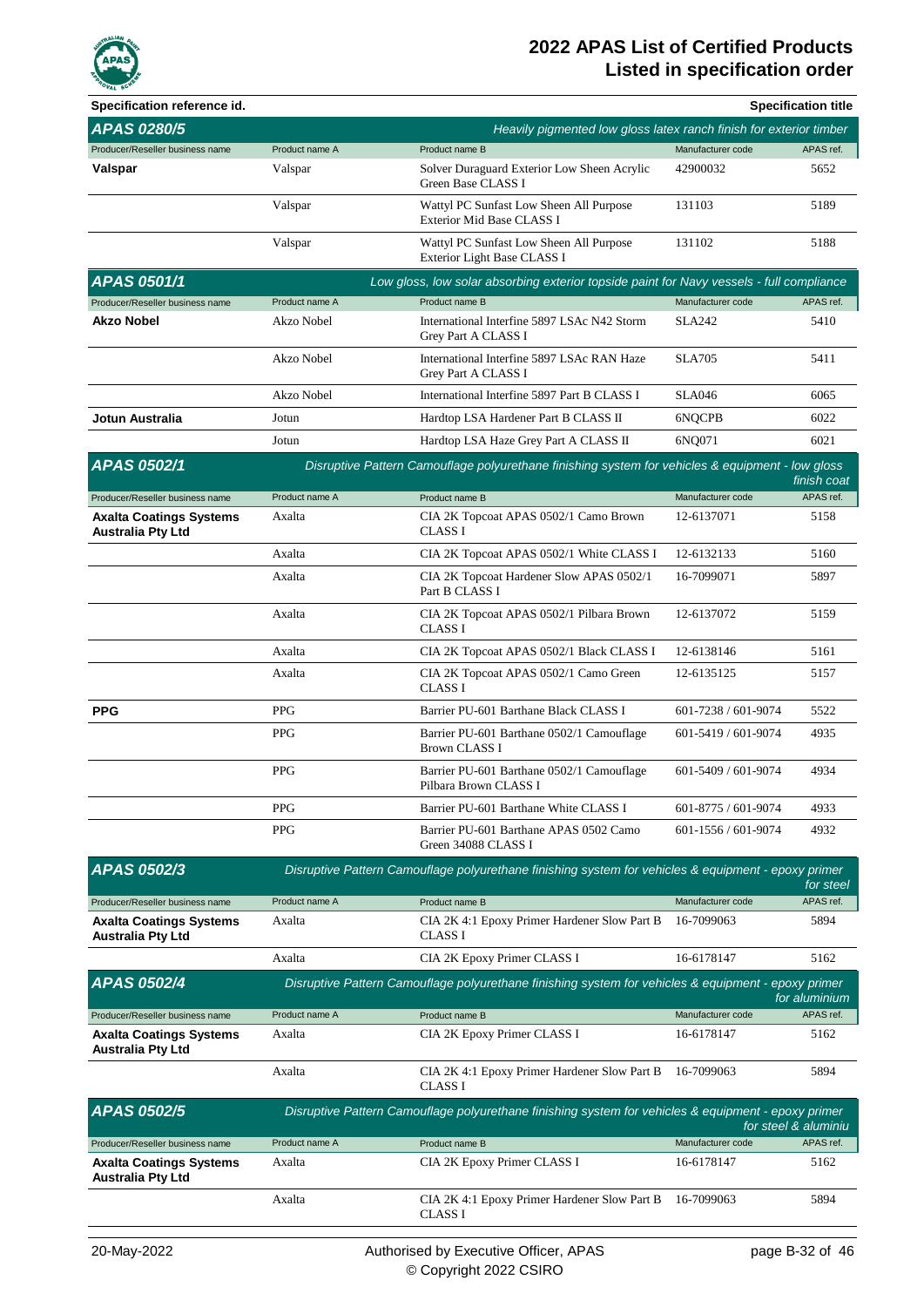# 2022 APAS List of Certified Products
## Listed in specification order

**Specification reference id.** — **Specification title**

### APAS 0280/5 — *Heavily pigmented low gloss latex ranch finish for exterior timber*

| Producer/Reseller business name | Product name A | Product name B | Manufacturer code | APAS ref. |
|---|---|---|---|---|
| **Valspar** | Valspar | Solver Duraguard Exterior Low Sheen Acrylic Green Base CLASS I | 42900032 | 5652 |
| | Valspar | Wattyl PC Sunfast Low Sheen All Purpose Exterior Mid Base CLASS I | 131103 | 5189 |
| | Valspar | Wattyl PC Sunfast Low Sheen All Purpose Exterior Light Base CLASS I | 131102 | 5188 |

### APAS 0501/1 — *Low gloss, low solar absorbing exterior topside paint for Navy vessels - full compliance*

| Producer/Reseller business name | Product name A | Product name B | Manufacturer code | APAS ref. |
|---|---|---|---|---|
| **Akzo Nobel** | Akzo Nobel | International Interfine 5897 LSAc N42 Storm Grey Part A CLASS I | SLA242 | 5410 |
| | Akzo Nobel | International Interfine 5897 LSAc RAN Haze Grey Part A CLASS I | SLA705 | 5411 |
| | Akzo Nobel | International Interfine 5897 Part B CLASS I | SLA046 | 6065 |
| **Jotun Australia** | Jotun | Hardtop LSA Hardener Part B CLASS II | 6NQCPB | 6022 |
| | Jotun | Hardtop LSA Haze Grey Part A CLASS II | 6NQ071 | 6021 |

### APAS 0502/1 — *Disruptive Pattern Camouflage polyurethane finishing system for vehicles & equipment - low gloss finish coat*

| Producer/Reseller business name | Product name A | Product name B | Manufacturer code | APAS ref. |
|---|---|---|---|---|
| **Axalta Coatings Systems Australia Pty Ltd** | Axalta | CIA 2K Topcoat APAS 0502/1 Camo Brown CLASS I | 12-6137071 | 5158 |
| | Axalta | CIA 2K Topcoat APAS 0502/1 White CLASS I | 12-6132133 | 5160 |
| | Axalta | CIA 2K Topcoat Hardener Slow APAS 0502/1 Part B CLASS I | 16-7099071 | 5897 |
| | Axalta | CIA 2K Topcoat APAS 0502/1 Pilbara Brown CLASS I | 12-6137072 | 5159 |
| | Axalta | CIA 2K Topcoat APAS 0502/1 Black CLASS I | 12-6138146 | 5161 |
| | Axalta | CIA 2K Topcoat APAS 0502/1 Camo Green CLASS I | 12-6135125 | 5157 |
| **PPG** | PPG | Barrier PU-601 Barthane Black CLASS I | 601-7238 / 601-9074 | 5522 |
| | PPG | Barrier PU-601 Barthane 0502/1 Camouflage Brown CLASS I | 601-5419 / 601-9074 | 4935 |
| | PPG | Barrier PU-601 Barthane 0502/1 Camouflage Pilbara Brown CLASS I | 601-5409 / 601-9074 | 4934 |
| | PPG | Barrier PU-601 Barthane White CLASS I | 601-8775 / 601-9074 | 4933 |
| | PPG | Barrier PU-601 Barthane APAS 0502 Camo Green 34088 CLASS I | 601-1556 / 601-9074 | 4932 |

### APAS 0502/3 — *Disruptive Pattern Camouflage polyurethane finishing system for vehicles & equipment - epoxy primer for steel*

| Producer/Reseller business name | Product name A | Product name B | Manufacturer code | APAS ref. |
|---|---|---|---|---|
| **Axalta Coatings Systems Australia Pty Ltd** | Axalta | CIA 2K 4:1 Epoxy Primer Hardener Slow Part B CLASS I | 16-7099063 | 5894 |
| | Axalta | CIA 2K Epoxy Primer CLASS I | 16-6178147 | 5162 |

### APAS 0502/4 — *Disruptive Pattern Camouflage polyurethane finishing system for vehicles & equipment - epoxy primer for aluminium*

| Producer/Reseller business name | Product name A | Product name B | Manufacturer code | APAS ref. |
|---|---|---|---|---|
| **Axalta Coatings Systems Australia Pty Ltd** | Axalta | CIA 2K Epoxy Primer CLASS I | 16-6178147 | 5162 |
| | Axalta | CIA 2K 4:1 Epoxy Primer Hardener Slow Part B CLASS I | 16-7099063 | 5894 |

### APAS 0502/5 — *Disruptive Pattern Camouflage polyurethane finishing system for vehicles & equipment - epoxy primer for steel & aluminiu*

| Producer/Reseller business name | Product name A | Product name B | Manufacturer code | APAS ref. |
|---|---|---|---|---|
| **Axalta Coatings Systems Australia Pty Ltd** | Axalta | CIA 2K Epoxy Primer CLASS I | 16-6178147 | 5162 |
| | Axalta | CIA 2K 4:1 Epoxy Primer Hardener Slow Part B CLASS I | 16-7099063 | 5894 |

20-May-2022 — Authorised by Executive Officer, APAS — © Copyright 2022 CSIRO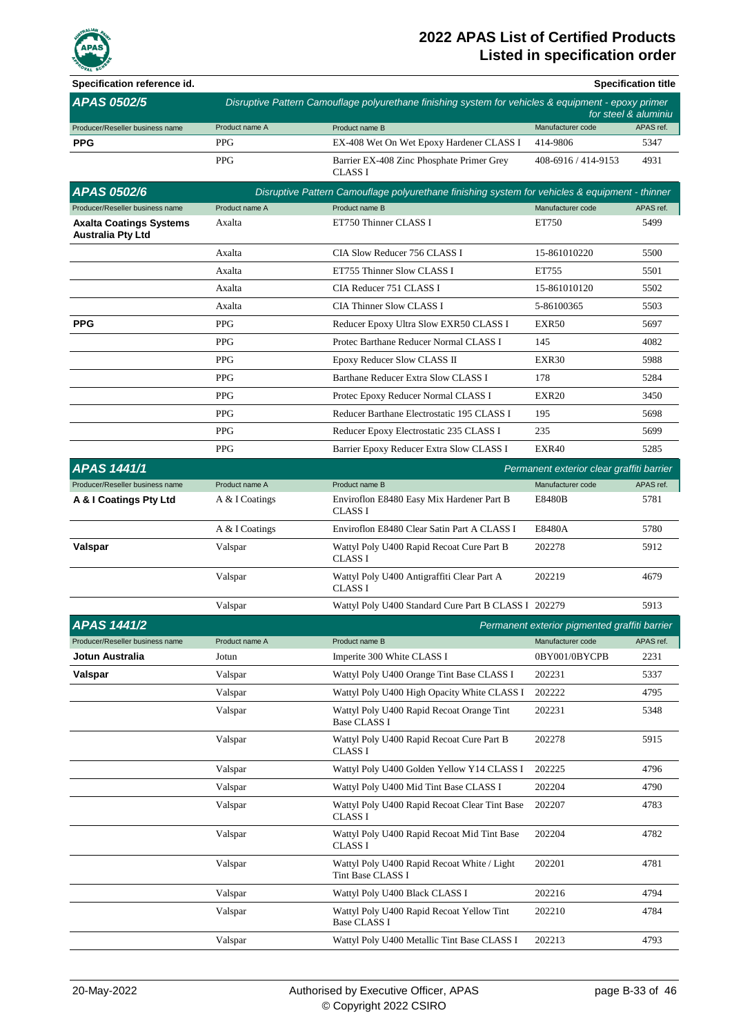| Specification reference id. | | | | Specification title |
|---|---|---|---|---|
| **APAS 0502/5** | *Disruptive Pattern Camouflage polyurethane finishing system for vehicles & equipment - epoxy primer for steel & aluminiu* | | | |
| Producer/Reseller business name | Product name A | Product name B | Manufacturer code | APAS ref. |
| **PPG** | PPG | EX-408 Wet On Wet Epoxy Hardener CLASS I | 414-9806 | 5347 |
| | PPG | Barrier EX-408 Zinc Phosphate Primer Grey CLASS I | 408-6916 / 414-9153 | 4931 |
| **APAS 0502/6** | *Disruptive Pattern Camouflage polyurethane finishing system for vehicles & equipment - thinner* | | | |
| Producer/Reseller business name | Product name A | Product name B | Manufacturer code | APAS ref. |
| **Axalta Coatings Systems Australia Pty Ltd** | Axalta | ET750 Thinner CLASS I | ET750 | 5499 |
| | Axalta | CIA Slow Reducer 756 CLASS I | 15-861010220 | 5500 |
| | Axalta | ET755 Thinner Slow CLASS I | ET755 | 5501 |
| | Axalta | CIA Reducer 751 CLASS I | 15-861010120 | 5502 |
| | Axalta | CIA Thinner Slow CLASS I | 5-86100365 | 5503 |
| **PPG** | PPG | Reducer Epoxy Ultra Slow EXR50 CLASS I | EXR50 | 5697 |
| | PPG | Protec Barthane Reducer Normal CLASS I | 145 | 4082 |
| | PPG | Epoxy Reducer Slow CLASS II | EXR30 | 5988 |
| | PPG | Barthane Reducer Extra Slow CLASS I | 178 | 5284 |
| | PPG | Protec Epoxy Reducer Normal CLASS I | EXR20 | 3450 |
| | PPG | Reducer Barthane Electrostatic 195 CLASS I | 195 | 5698 |
| | PPG | Reducer Epoxy Electrostatic 235 CLASS I | 235 | 5699 |
| | PPG | Barrier Epoxy Reducer Extra Slow CLASS I | EXR40 | 5285 |
| **APAS 1441/1** | *Permanent exterior clear graffiti barrier* | | | |
| Producer/Reseller business name | Product name A | Product name B | Manufacturer code | APAS ref. |
| **A & I Coatings Pty Ltd** | A & I Coatings | Enviroflon E8480 Easy Mix Hardener Part B CLASS I | E8480B | 5781 |
| | A & I Coatings | Enviroflon E8480 Clear Satin Part A CLASS I | E8480A | 5780 |
| **Valspar** | Valspar | Wattyl Poly U400 Rapid Recoat Cure Part B CLASS I | 202278 | 5912 |
| | Valspar | Wattyl Poly U400 Antigraffiti Clear Part A CLASS I | 202219 | 4679 |
| | Valspar | Wattyl Poly U400 Standard Cure Part B CLASS I | 202279 | 5913 |
| **APAS 1441/2** | *Permanent exterior pigmented graffiti barrier* | | | |
| Producer/Reseller business name | Product name A | Product name B | Manufacturer code | APAS ref. |
| **Jotun Australia** | Jotun | Imperite 300 White CLASS I | 0BY001/0BYCPB | 2231 |
| **Valspar** | Valspar | Wattyl Poly U400 Orange Tint Base CLASS I | 202231 | 5337 |
| | Valspar | Wattyl Poly U400 High Opacity White CLASS I | 202222 | 4795 |
| | Valspar | Wattyl Poly U400 Rapid Recoat Orange Tint Base CLASS I | 202231 | 5348 |
| | Valspar | Wattyl Poly U400 Rapid Recoat Cure Part B CLASS I | 202278 | 5915 |
| | Valspar | Wattyl Poly U400 Golden Yellow Y14 CLASS I | 202225 | 4796 |
| | Valspar | Wattyl Poly U400 Mid Tint Base CLASS I | 202204 | 4790 |
| | Valspar | Wattyl Poly U400 Rapid Recoat Clear Tint Base CLASS I | 202207 | 4783 |
| | Valspar | Wattyl Poly U400 Rapid Recoat Mid Tint Base CLASS I | 202204 | 4782 |
| | Valspar | Wattyl Poly U400 Rapid Recoat White / Light Tint Base CLASS I | 202201 | 4781 |
| | Valspar | Wattyl Poly U400 Black CLASS I | 202216 | 4794 |
| | Valspar | Wattyl Poly U400 Rapid Recoat Yellow Tint Base CLASS I | 202210 | 4784 |
| | Valspar | Wattyl Poly U400 Metallic Tint Base CLASS I | 202213 | 4793 |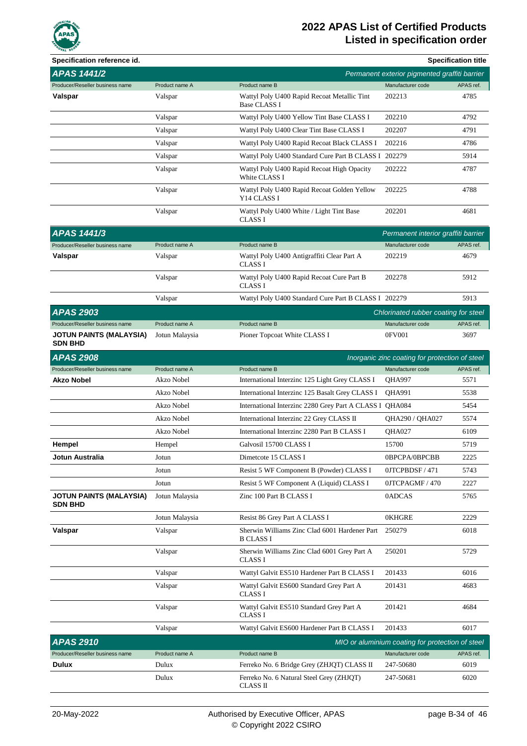# 2022 APAS List of Certified Products
## Listed in specification order

**Specification reference id.** | **Specification title**

## APAS 1441/2 — *Permanent exterior pigmented graffiti barrier*

| Producer/Reseller business name | Product name A | Product name B | Manufacturer code | APAS ref. |
|---|---|---|---|---|
| **Valspar** | Valspar | Wattyl Poly U400 Rapid Recoat Metallic Tint Base CLASS I | 202213 | 4785 |
| | Valspar | Wattyl Poly U400 Yellow Tint Base CLASS I | 202210 | 4792 |
| | Valspar | Wattyl Poly U400 Clear Tint Base CLASS I | 202207 | 4791 |
| | Valspar | Wattyl Poly U400 Rapid Recoat Black CLASS I | 202216 | 4786 |
| | Valspar | Wattyl Poly U400 Standard Cure Part B CLASS I | 202279 | 5914 |
| | Valspar | Wattyl Poly U400 Rapid Recoat High Opacity White CLASS I | 202222 | 4787 |
| | Valspar | Wattyl Poly U400 Rapid Recoat Golden Yellow Y14 CLASS I | 202225 | 4788 |
| | Valspar | Wattyl Poly U400 White / Light Tint Base CLASS I | 202201 | 4681 |

## APAS 1441/3 — *Permanent interior graffiti barrier*

| Producer/Reseller business name | Product name A | Product name B | Manufacturer code | APAS ref. |
|---|---|---|---|---|
| **Valspar** | Valspar | Wattyl Poly U400 Antigraffiti Clear Part A CLASS I | 202219 | 4679 |
| | Valspar | Wattyl Poly U400 Rapid Recoat Cure Part B CLASS I | 202278 | 5912 |
| | Valspar | Wattyl Poly U400 Standard Cure Part B CLASS I | 202279 | 5913 |

## APAS 2903 — *Chlorinated rubber coating for steel*

| Producer/Reseller business name | Product name A | Product name B | Manufacturer code | APAS ref. |
|---|---|---|---|---|
| **JOTUN PAINTS (MALAYSIA) SDN BHD** | Jotun Malaysia | Pioner Topcoat White CLASS I | 0FV001 | 3697 |

## APAS 2908 — *Inorganic zinc coating for protection of steel*

| Producer/Reseller business name | Product name A | Product name B | Manufacturer code | APAS ref. |
|---|---|---|---|---|
| **Akzo Nobel** | Akzo Nobel | International Interzinc 125 Light Grey CLASS I | QHA997 | 5571 |
| | Akzo Nobel | International Interzinc 125 Basalt Grey CLASS I | QHA991 | 5538 |
| | Akzo Nobel | International Interzinc 2280 Grey Part A CLASS I | QHA084 | 5454 |
| | Akzo Nobel | International Interzinc 22 Grey CLASS II | QHA290 / QHA027 | 5574 |
| | Akzo Nobel | International Interzinc 2280 Part B CLASS I | QHA027 | 6109 |
| **Hempel** | Hempel | Galvosil 15700 CLASS I | 15700 | 5719 |
| **Jotun Australia** | Jotun | Dimetcote 15 CLASS I | 0BPCPA/0BPCBB | 2225 |
| | Jotun | Resist 5 WF Component B (Powder) CLASS I | 0JTCPBDSF / 471 | 5743 |
| | Jotun | Resist 5 WF Component A (Liquid) CLASS I | 0JTCPAGMF / 470 | 2227 |
| **JOTUN PAINTS (MALAYSIA) SDN BHD** | Jotun Malaysia | Zinc 100 Part B CLASS I | 0ADCAS | 5765 |
| | Jotun Malaysia | Resist 86 Grey Part A CLASS I | 0KHGRE | 2229 |
| **Valspar** | Valspar | Sherwin Williams Zinc Clad 6001 Hardener Part B CLASS I | 250279 | 6018 |
| | Valspar | Sherwin Williams Zinc Clad 6001 Grey Part A CLASS I | 250201 | 5729 |
| | Valspar | Wattyl Galvit ES510 Hardener Part B CLASS I | 201433 | 6016 |
| | Valspar | Wattyl Galvit ES600 Standard Grey Part A CLASS I | 201431 | 4683 |
| | Valspar | Wattyl Galvit ES510 Standard Grey Part A CLASS I | 201421 | 4684 |
| | Valspar | Wattyl Galvit ES600 Hardener Part B CLASS I | 201433 | 6017 |

## APAS 2910 — *MIO or aluminium coating for protection of steel*

| Producer/Reseller business name | Product name A | Product name B | Manufacturer code | APAS ref. |
|---|---|---|---|---|
| **Dulux** | Dulux | Ferreko No. 6 Bridge Grey (ZHJQT) CLASS II | 247-50680 | 6019 |
| | Dulux | Ferreko No. 6 Natural Steel Grey (ZHJQT) CLASS II | 247-50681 | 6020 |

20-May-2022 | Authorised by Executive Officer, APAS | © Copyright 2022 CSIRO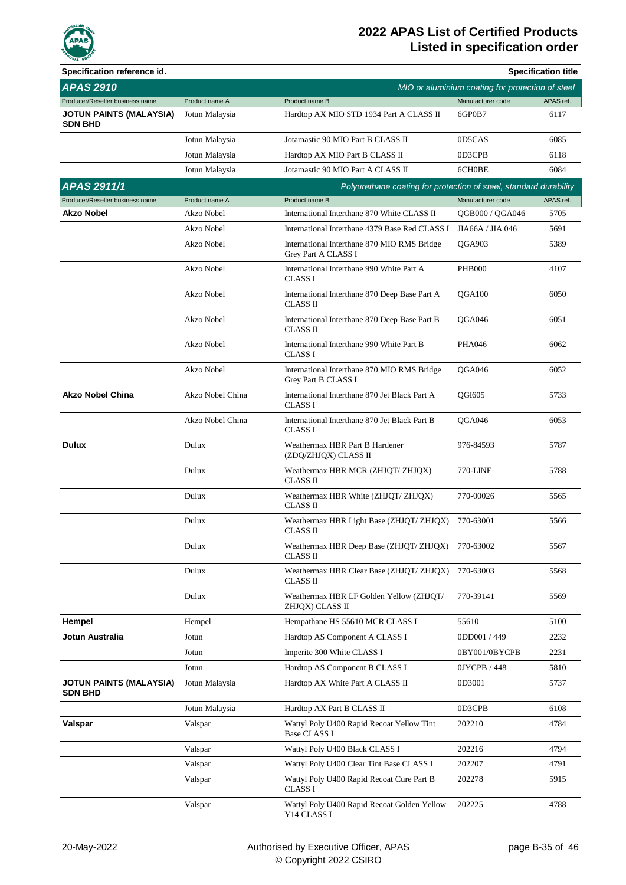# 2022 APAS List of Certified Products
## Listed in specification order

**Specification reference id.** | **Specification title**

## APAS 2910 — *MIO or aluminium coating for protection of steel*

| Producer/Reseller business name | Product name A | Product name B | Manufacturer code | APAS ref. |
|---|---|---|---|---|
| **JOTUN PAINTS (MALAYSIA) SDN BHD** | Jotun Malaysia | Hardtop AX MIO STD 1934 Part A CLASS II | 6GP0B7 | 6117 |
| | Jotun Malaysia | Jotamastic 90 MIO Part B CLASS II | 0D5CAS | 6085 |
| | Jotun Malaysia | Hardtop AX MIO Part B CLASS II | 0D3CPB | 6118 |
| | Jotun Malaysia | Jotamastic 90 MIO Part A CLASS II | 6CH0BE | 6084 |

## APAS 2911/1 — *Polyurethane coating for protection of steel, standard durability*

| Producer/Reseller business name | Product name A | Product name B | Manufacturer code | APAS ref. |
|---|---|---|---|---|
| **Akzo Nobel** | Akzo Nobel | International Interthane 870 White CLASS II | QGB000 / QGA046 | 5705 |
| | Akzo Nobel | International Interthane 4379 Base Red CLASS I | JIA66A / JIA 046 | 5691 |
| | Akzo Nobel | International Interthane 870 MIO RMS Bridge Grey Part A CLASS I | QGA903 | 5389 |
| | Akzo Nobel | International Interthane 990 White Part A CLASS I | PHB000 | 4107 |
| | Akzo Nobel | International Interthane 870 Deep Base Part A CLASS II | QGA100 | 6050 |
| | Akzo Nobel | International Interthane 870 Deep Base Part B CLASS II | QGA046 | 6051 |
| | Akzo Nobel | International Interthane 990 White Part B CLASS I | PHA046 | 6062 |
| | Akzo Nobel | International Interthane 870 MIO RMS Bridge Grey Part B CLASS I | QGA046 | 6052 |
| **Akzo Nobel China** | Akzo Nobel China | International Interthane 870 Jet Black Part A CLASS I | QGI605 | 5733 |
| | Akzo Nobel China | International Interthane 870 Jet Black Part B CLASS I | QGA046 | 6053 |
| **Dulux** | Dulux | Weathermax HBR Part B Hardener (ZDQ/ZHJQX) CLASS II | 976-84593 | 5787 |
| | Dulux | Weathermax HBR MCR (ZHJQT/ ZHJQX) CLASS II | 770-LINE | 5788 |
| | Dulux | Weathermax HBR White (ZHJQT/ ZHJQX) CLASS II | 770-00026 | 5565 |
| | Dulux | Weathermax HBR Light Base (ZHJQT/ ZHJQX) CLASS II | 770-63001 | 5566 |
| | Dulux | Weathermax HBR Deep Base (ZHJQT/ ZHJQX) CLASS II | 770-63002 | 5567 |
| | Dulux | Weathermax HBR Clear Base (ZHJQT/ ZHJQX) CLASS II | 770-63003 | 5568 |
| | Dulux | Weathermax HBR LF Golden Yellow (ZHJQT/ ZHJQX) CLASS II | 770-39141 | 5569 |
| **Hempel** | Hempel | Hempathane HS 55610 MCR CLASS I | 55610 | 5100 |
| **Jotun Australia** | Jotun | Hardtop AS Component A CLASS I | 0DD001 / 449 | 2232 |
| | Jotun | Imperite 300 White CLASS I | 0BY001/0BYCPB | 2231 |
| | Jotun | Hardtop AS Component B CLASS I | 0JYCPB / 448 | 5810 |
| **JOTUN PAINTS (MALAYSIA) SDN BHD** | Jotun Malaysia | Hardtop AX White Part A CLASS II | 0D3001 | 5737 |
| | Jotun Malaysia | Hardtop AX Part B CLASS II | 0D3CPB | 6108 |
| **Valspar** | Valspar | Wattyl Poly U400 Rapid Recoat Yellow Tint Base CLASS I | 202210 | 4784 |
| | Valspar | Wattyl Poly U400 Black CLASS I | 202216 | 4794 |
| | Valspar | Wattyl Poly U400 Clear Tint Base CLASS I | 202207 | 4791 |
| | Valspar | Wattyl Poly U400 Rapid Recoat Cure Part B CLASS I | 202278 | 5915 |
| | Valspar | Wattyl Poly U400 Rapid Recoat Golden Yellow Y14 CLASS I | 202225 | 4788 |

20-May-2022 — Authorised by Executive Officer, APAS — © Copyright 2022 CSIRO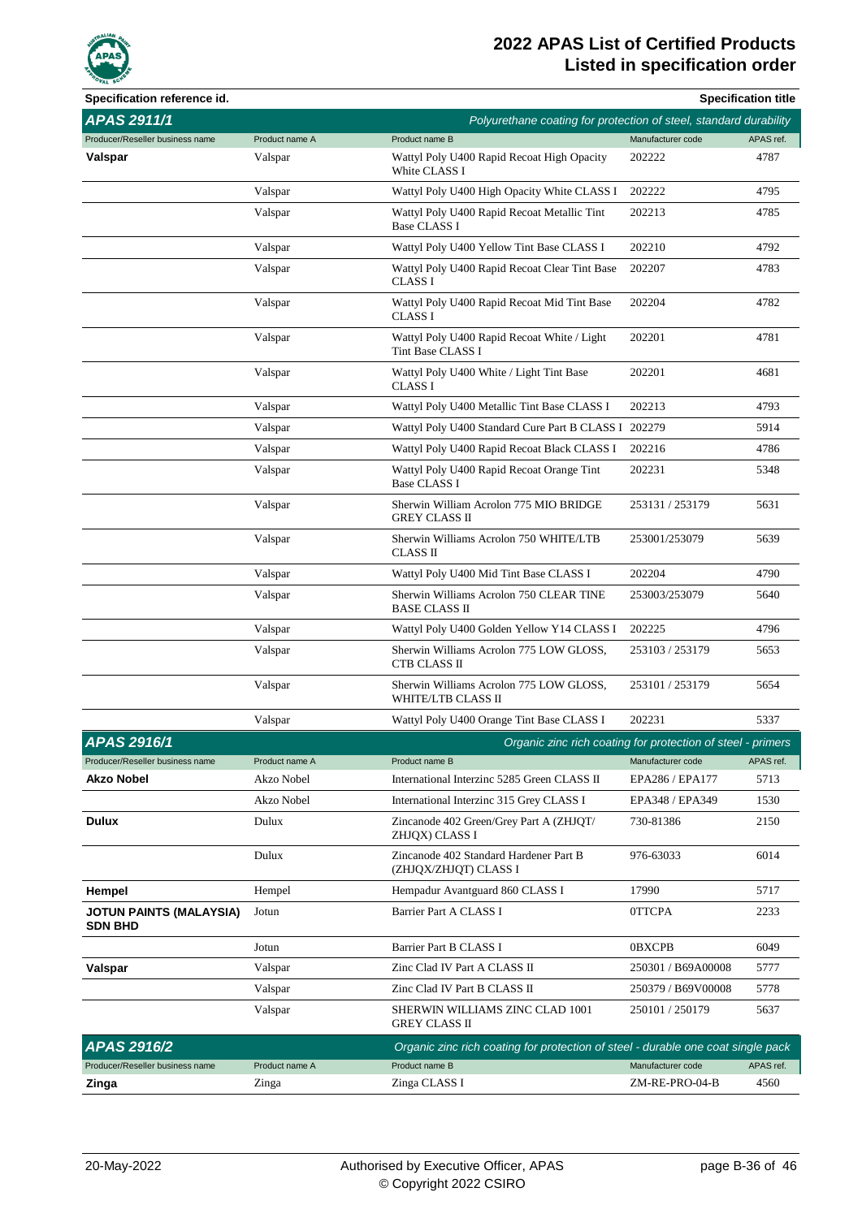| Specification reference id. | | | | Specification title |
|---|---|---|---|---|
| **APAS 2911/1** | | | | *Polyurethane coating for protection of steel, standard durability* |
| Producer/Reseller business name | Product name A | Product name B | Manufacturer code | APAS ref. |
| **Valspar** | Valspar | Wattyl Poly U400 Rapid Recoat High Opacity White CLASS I | 202222 | 4787 |
| | Valspar | Wattyl Poly U400 High Opacity White CLASS I | 202222 | 4795 |
| | Valspar | Wattyl Poly U400 Rapid Recoat Metallic Tint Base CLASS I | 202213 | 4785 |
| | Valspar | Wattyl Poly U400 Yellow Tint Base CLASS I | 202210 | 4792 |
| | Valspar | Wattyl Poly U400 Rapid Recoat Clear Tint Base CLASS I | 202207 | 4783 |
| | Valspar | Wattyl Poly U400 Rapid Recoat Mid Tint Base CLASS I | 202204 | 4782 |
| | Valspar | Wattyl Poly U400 Rapid Recoat White / Light Tint Base CLASS I | 202201 | 4781 |
| | Valspar | Wattyl Poly U400 White / Light Tint Base CLASS I | 202201 | 4681 |
| | Valspar | Wattyl Poly U400 Metallic Tint Base CLASS I | 202213 | 4793 |
| | Valspar | Wattyl Poly U400 Standard Cure Part B CLASS I | 202279 | 5914 |
| | Valspar | Wattyl Poly U400 Rapid Recoat Black CLASS I | 202216 | 4786 |
| | Valspar | Wattyl Poly U400 Rapid Recoat Orange Tint Base CLASS I | 202231 | 5348 |
| | Valspar | Sherwin William Acrolon 775 MIO BRIDGE GREY CLASS II | 253131 / 253179 | 5631 |
| | Valspar | Sherwin Williams Acrolon 750 WHITE/LTB CLASS II | 253001/253079 | 5639 |
| | Valspar | Wattyl Poly U400 Mid Tint Base CLASS I | 202204 | 4790 |
| | Valspar | Sherwin Williams Acrolon 750 CLEAR TINE BASE CLASS II | 253003/253079 | 5640 |
| | Valspar | Wattyl Poly U400 Golden Yellow Y14 CLASS I | 202225 | 4796 |
| | Valspar | Sherwin Williams Acrolon 775 LOW GLOSS, CTB CLASS II | 253103 / 253179 | 5653 |
| | Valspar | Sherwin Williams Acrolon 775 LOW GLOSS, WHITE/LTB CLASS II | 253101 / 253179 | 5654 |
| | Valspar | Wattyl Poly U400 Orange Tint Base CLASS I | 202231 | 5337 |
| **APAS 2916/1** | | | | *Organic zinc rich coating for protection of steel - primers* |
| Producer/Reseller business name | Product name A | Product name B | Manufacturer code | APAS ref. |
| **Akzo Nobel** | Akzo Nobel | International Interzinc 5285 Green CLASS II | EPA286 / EPA177 | 5713 |
| | Akzo Nobel | International Interzinc 315 Grey CLASS I | EPA348 / EPA349 | 1530 |
| **Dulux** | Dulux | Zincanode 402 Green/Grey Part A (ZHJQT/ ZHJQX) CLASS I | 730-81386 | 2150 |
| | Dulux | Zincanode 402 Standard Hardener Part B (ZHJQX/ZHJQT) CLASS I | 976-63033 | 6014 |
| **Hempel** | Hempel | Hempadur Avantguard 860 CLASS I | 17990 | 5717 |
| **JOTUN PAINTS (MALAYSIA) SDN BHD** | Jotun | Barrier Part A CLASS I | 0TTCPA | 2233 |
| | Jotun | Barrier Part B CLASS I | 0BXCPB | 6049 |
| **Valspar** | Valspar | Zinc Clad IV Part A CLASS II | 250301 / B69A00008 | 5777 |
| | Valspar | Zinc Clad IV Part B CLASS II | 250379 / B69V00008 | 5778 |
| | Valspar | SHERWIN WILLIAMS ZINC CLAD 1001 GREY CLASS II | 250101 / 250179 | 5637 |
| **APAS 2916/2** | | | | *Organic zinc rich coating for protection of steel - durable one coat single pack* |
| Producer/Reseller business name | Product name A | Product name B | Manufacturer code | APAS ref. |
| **Zinga** | Zinga | Zinga CLASS I | ZM-RE-PRO-04-B | 4560 |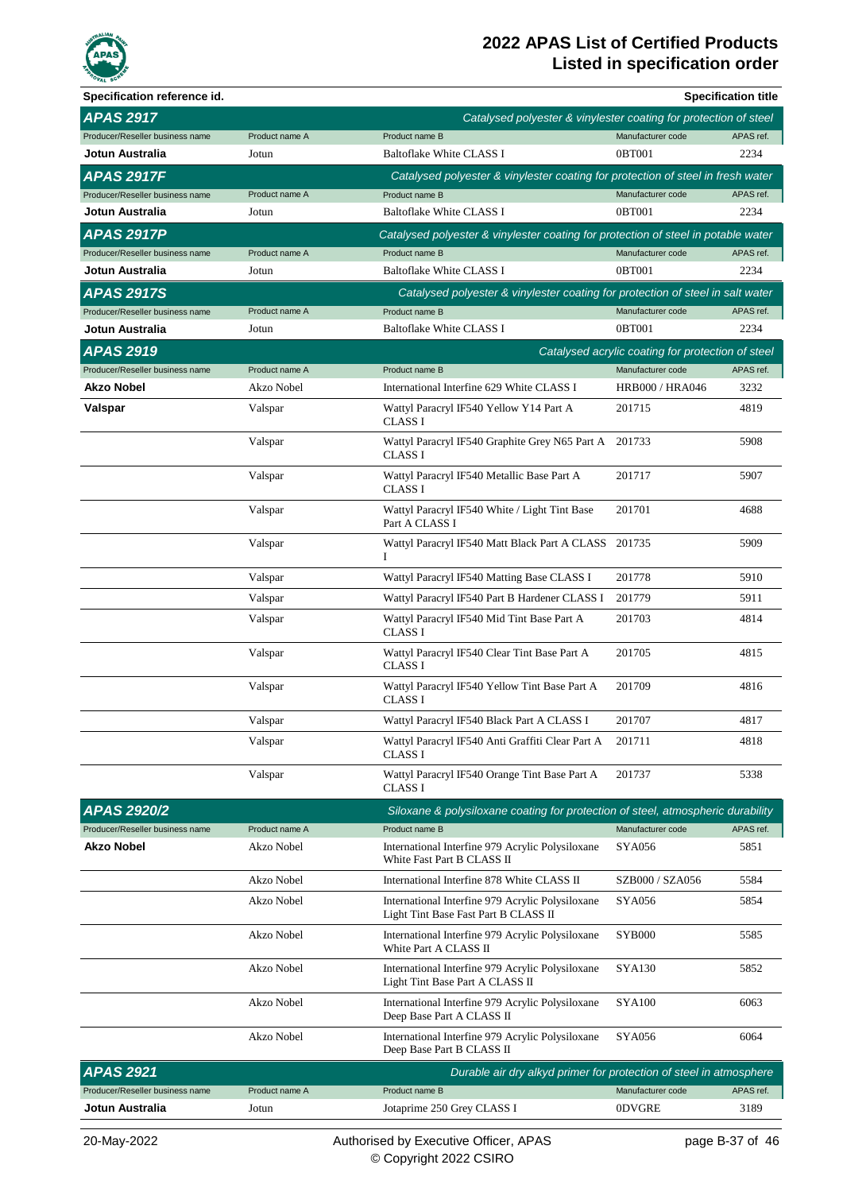| Specification reference id. | | | | Specification title |
|---|---|---|---|---|
| **APAS 2917** | | | | *Catalysed polyester & vinylester coating for protection of steel* |
| Producer/Reseller business name | Product name A | Product name B | Manufacturer code | APAS ref. |
| **Jotun Australia** | Jotun | Baltoflake White CLASS I | 0BT001 | 2234 |
| **APAS 2917F** | | | | *Catalysed polyester & vinylester coating for protection of steel in fresh water* |
| Producer/Reseller business name | Product name A | Product name B | Manufacturer code | APAS ref. |
| **Jotun Australia** | Jotun | Baltoflake White CLASS I | 0BT001 | 2234 |
| **APAS 2917P** | | | | *Catalysed polyester & vinylester coating for protection of steel in potable water* |
| Producer/Reseller business name | Product name A | Product name B | Manufacturer code | APAS ref. |
| **Jotun Australia** | Jotun | Baltoflake White CLASS I | 0BT001 | 2234 |
| **APAS 2917S** | | | | *Catalysed polyester & vinylester coating for protection of steel in salt water* |
| Producer/Reseller business name | Product name A | Product name B | Manufacturer code | APAS ref. |
| **Jotun Australia** | Jotun | Baltoflake White CLASS I | 0BT001 | 2234 |
| **APAS 2919** | | | | *Catalysed acrylic coating for protection of steel* |
| Producer/Reseller business name | Product name A | Product name B | Manufacturer code | APAS ref. |
| **Akzo Nobel** | Akzo Nobel | International Interfine 629 White CLASS I | HRB000 / HRA046 | 3232 |
| **Valspar** | Valspar | Wattyl Paracryl IF540 Yellow Y14 Part A CLASS I | 201715 | 4819 |
| | Valspar | Wattyl Paracryl IF540 Graphite Grey N65 Part A CLASS I | 201733 | 5908 |
| | Valspar | Wattyl Paracryl IF540 Metallic Base Part A CLASS I | 201717 | 5907 |
| | Valspar | Wattyl Paracryl IF540 White / Light Tint Base Part A CLASS I | 201701 | 4688 |
| | Valspar | Wattyl Paracryl IF540 Matt Black Part A CLASS I | 201735 | 5909 |
| | Valspar | Wattyl Paracryl IF540 Matting Base CLASS I | 201778 | 5910 |
| | Valspar | Wattyl Paracryl IF540 Part B Hardener CLASS I | 201779 | 5911 |
| | Valspar | Wattyl Paracryl IF540 Mid Tint Base Part A CLASS I | 201703 | 4814 |
| | Valspar | Wattyl Paracryl IF540 Clear Tint Base Part A CLASS I | 201705 | 4815 |
| | Valspar | Wattyl Paracryl IF540 Yellow Tint Base Part A CLASS I | 201709 | 4816 |
| | Valspar | Wattyl Paracryl IF540 Black Part A CLASS I | 201707 | 4817 |
| | Valspar | Wattyl Paracryl IF540 Anti Graffiti Clear Part A CLASS I | 201711 | 4818 |
| | Valspar | Wattyl Paracryl IF540 Orange Tint Base Part A CLASS I | 201737 | 5338 |
| **APAS 2920/2** | | | | *Siloxane & polysiloxane coating for protection of steel, atmospheric durability* |
| Producer/Reseller business name | Product name A | Product name B | Manufacturer code | APAS ref. |
| **Akzo Nobel** | Akzo Nobel | International Interfine 979 Acrylic Polysiloxane White Fast Part B CLASS II | SYA056 | 5851 |
| | Akzo Nobel | International Interfine 878 White CLASS II | SZB000 / SZA056 | 5584 |
| | Akzo Nobel | International Interfine 979 Acrylic Polysiloxane Light Tint Base Fast Part B CLASS II | SYA056 | 5854 |
| | Akzo Nobel | International Interfine 979 Acrylic Polysiloxane White Part A CLASS II | SYB000 | 5585 |
| | Akzo Nobel | International Interfine 979 Acrylic Polysiloxane Light Tint Base Part A CLASS II | SYA130 | 5852 |
| | Akzo Nobel | International Interfine 979 Acrylic Polysiloxane Deep Base Part A CLASS II | SYA100 | 6063 |
| | Akzo Nobel | International Interfine 979 Acrylic Polysiloxane Deep Base Part B CLASS II | SYA056 | 6064 |
| **APAS 2921** | | | | *Durable air dry alkyd primer for protection of steel in atmosphere* |
| Producer/Reseller business name | Product name A | Product name B | Manufacturer code | APAS ref. |
| **Jotun Australia** | Jotun | Jotaprime 250 Grey CLASS I | 0DVGRE | 3189 |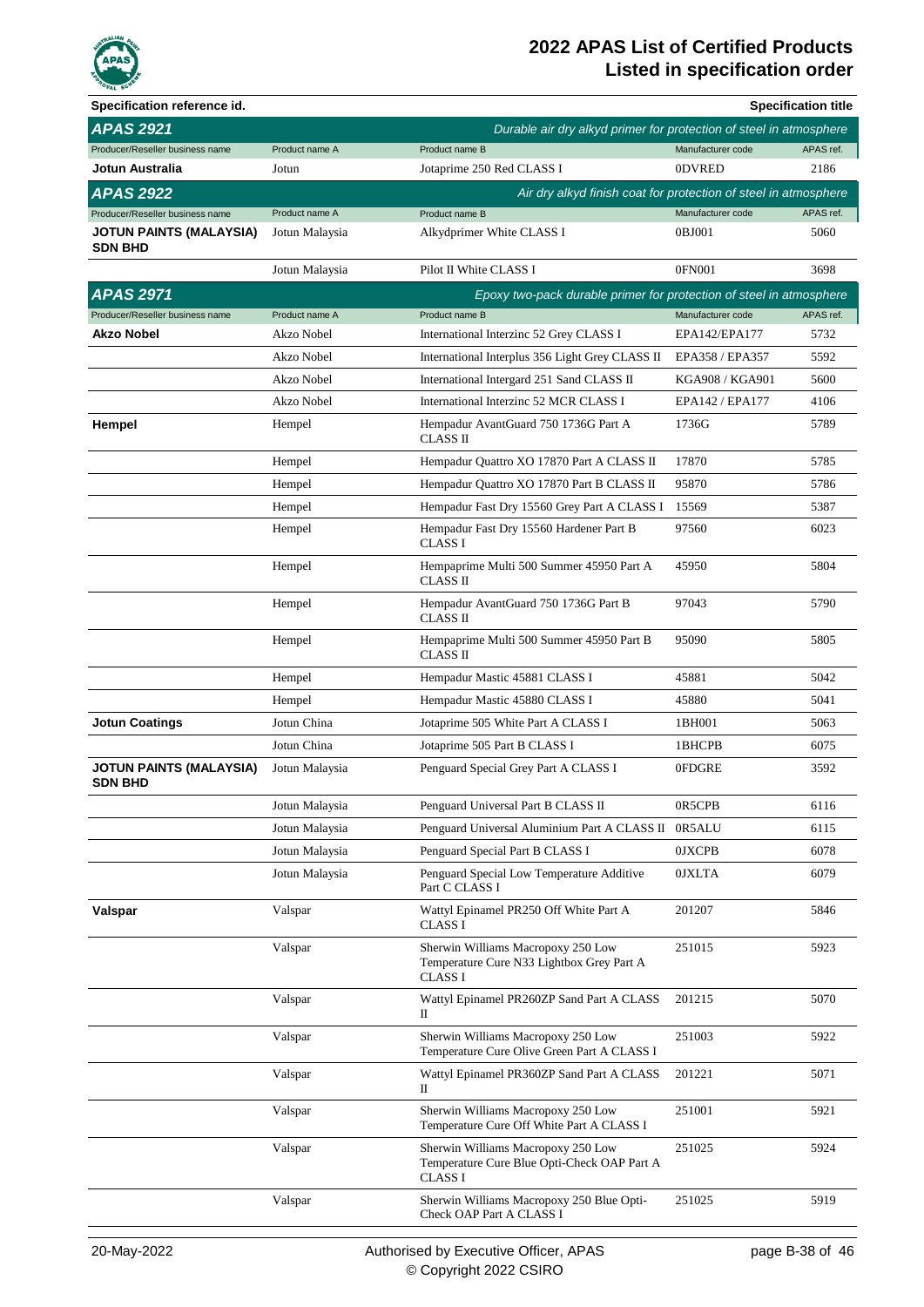| Specification reference id. | | | | Specification title |
|---|---|---|---|---|

## APAS 2921

*Durable air dry alkyd primer for protection of steel in atmosphere*

| Producer/Reseller business name | Product name A | Product name B | Manufacturer code | APAS ref. |
|---|---|---|---|---|
| **Jotun Australia** | Jotun | Jotaprime 250 Red CLASS I | 0DVRED | 2186 |

## APAS 2922

*Air dry alkyd finish coat for protection of steel in atmosphere*

| Producer/Reseller business name | Product name A | Product name B | Manufacturer code | APAS ref. |
|---|---|---|---|---|
| **JOTUN PAINTS (MALAYSIA) SDN BHD** | Jotun Malaysia | Alkydprimer White CLASS I | 0BJ001 | 5060 |
| | Jotun Malaysia | Pilot II White CLASS I | 0FN001 | 3698 |

## APAS 2971

*Epoxy two-pack durable primer for protection of steel in atmosphere*

| Producer/Reseller business name | Product name A | Product name B | Manufacturer code | APAS ref. |
|---|---|---|---|---|
| **Akzo Nobel** | Akzo Nobel | International Interzinc 52 Grey CLASS I | EPA142/EPA177 | 5732 |
| | Akzo Nobel | International Interplus 356 Light Grey CLASS II | EPA358 / EPA357 | 5592 |
| | Akzo Nobel | International Intergard 251 Sand CLASS II | KGA908 / KGA901 | 5600 |
| | Akzo Nobel | International Interzinc 52 MCR CLASS I | EPA142 / EPA177 | 4106 |
| **Hempel** | Hempel | Hempadur AvantGuard 750 1736G Part A CLASS II | 1736G | 5789 |
| | Hempel | Hempadur Quattro XO 17870 Part A CLASS II | 17870 | 5785 |
| | Hempel | Hempadur Quattro XO 17870 Part B CLASS II | 95870 | 5786 |
| | Hempel | Hempadur Fast Dry 15560 Grey Part A CLASS I | 15569 | 5387 |
| | Hempel | Hempadur Fast Dry 15560 Hardener Part B CLASS I | 97560 | 6023 |
| | Hempel | Hempaprime Multi 500 Summer 45950 Part A CLASS II | 45950 | 5804 |
| | Hempel | Hempadur AvantGuard 750 1736G Part B CLASS II | 97043 | 5790 |
| | Hempel | Hempaprime Multi 500 Summer 45950 Part B CLASS II | 95090 | 5805 |
| | Hempel | Hempadur Mastic 45881 CLASS I | 45881 | 5042 |
| | Hempel | Hempadur Mastic 45880 CLASS I | 45880 | 5041 |
| **Jotun Coatings** | Jotun China | Jotaprime 505 White Part A CLASS I | 1BH001 | 5063 |
| | Jotun China | Jotaprime 505 Part B CLASS I | 1BHCPB | 6075 |
| **JOTUN PAINTS (MALAYSIA) SDN BHD** | Jotun Malaysia | Penguard Special Grey Part A CLASS I | 0FDGRE | 3592 |
| | Jotun Malaysia | Penguard Universal Part B CLASS II | 0R5CPB | 6116 |
| | Jotun Malaysia | Penguard Universal Aluminium Part A CLASS II | 0R5ALU | 6115 |
| | Jotun Malaysia | Penguard Special Part B CLASS I | 0JXCPB | 6078 |
| | Jotun Malaysia | Penguard Special Low Temperature Additive Part C CLASS I | 0JXLTA | 6079 |
| **Valspar** | Valspar | Wattyl Epinamel PR250 Off White Part A CLASS I | 201207 | 5846 |
| | Valspar | Sherwin Williams Macropoxy 250 Low Temperature Cure N33 Lightbox Grey Part A CLASS I | 251015 | 5923 |
| | Valspar | Wattyl Epinamel PR260ZP Sand Part A CLASS II | 201215 | 5070 |
| | Valspar | Sherwin Williams Macropoxy 250 Low Temperature Cure Olive Green Part A CLASS I | 251003 | 5922 |
| | Valspar | Wattyl Epinamel PR360ZP Sand Part A CLASS II | 201221 | 5071 |
| | Valspar | Sherwin Williams Macropoxy 250 Low Temperature Cure Off White Part A CLASS I | 251001 | 5921 |
| | Valspar | Sherwin Williams Macropoxy 250 Low Temperature Cure Blue Opti-Check OAP Part A CLASS I | 251025 | 5924 |
| | Valspar | Sherwin Williams Macropoxy 250 Blue Opti-Check OAP Part A CLASS I | 251025 | 5919 |

20-May-2022 Authorised by Executive Officer, APAS © Copyright 2022 CSIRO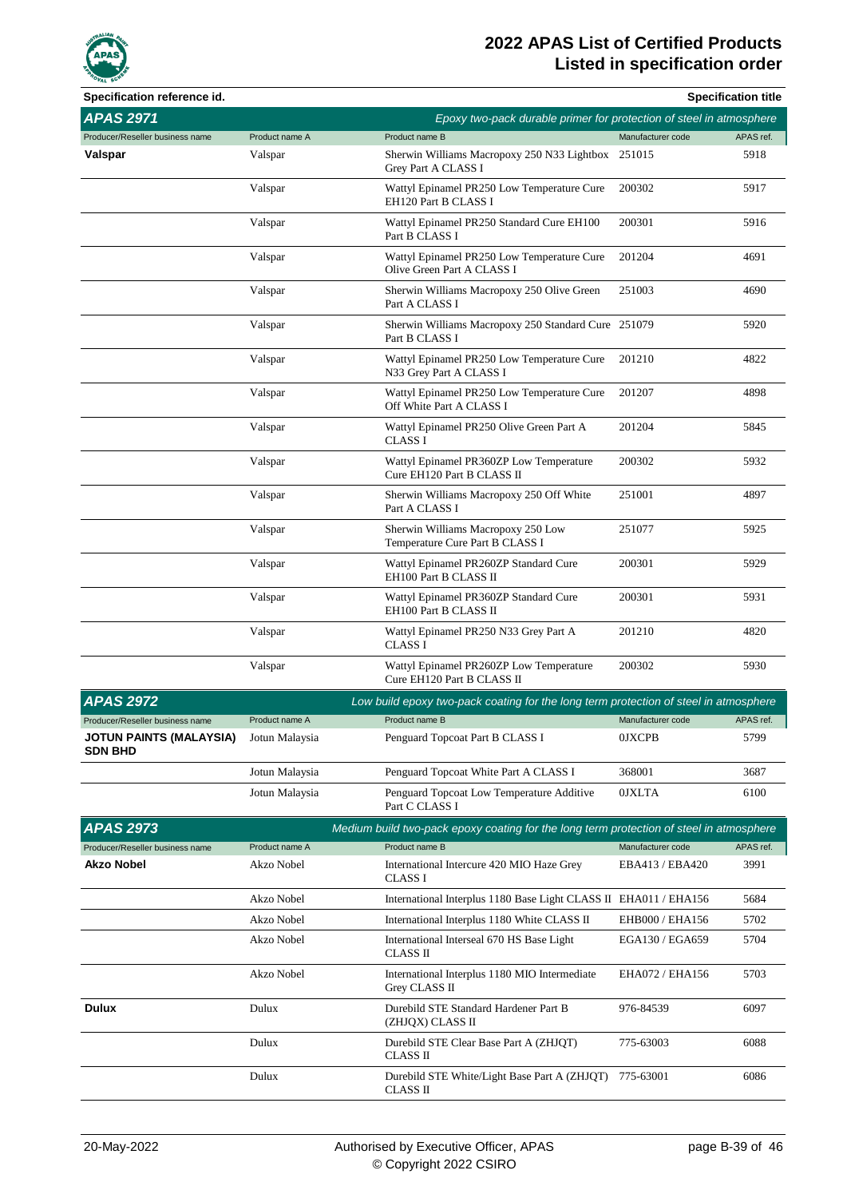# 2022 APAS List of Certified Products
## Listed in specification order

**Specification reference id.** | **Specification title**

## APAS 2971
*Epoxy two-pack durable primer for protection of steel in atmosphere*

| Producer/Reseller business name | Product name A | Product name B | Manufacturer code | APAS ref. |
|---|---|---|---|---|
| **Valspar** | Valspar | Sherwin Williams Macropoxy 250 N33 Lightbox Grey Part A CLASS I | 251015 | 5918 |
| | Valspar | Wattyl Epinamel PR250 Low Temperature Cure EH120 Part B CLASS I | 200302 | 5917 |
| | Valspar | Wattyl Epinamel PR250 Standard Cure EH100 Part B CLASS I | 200301 | 5916 |
| | Valspar | Wattyl Epinamel PR250 Low Temperature Cure Olive Green Part A CLASS I | 201204 | 4691 |
| | Valspar | Sherwin Williams Macropoxy 250 Olive Green Part A CLASS I | 251003 | 4690 |
| | Valspar | Sherwin Williams Macropoxy 250 Standard Cure Part B CLASS I | 251079 | 5920 |
| | Valspar | Wattyl Epinamel PR250 Low Temperature Cure N33 Grey Part A CLASS I | 201210 | 4822 |
| | Valspar | Wattyl Epinamel PR250 Low Temperature Cure Off White Part A CLASS I | 201207 | 4898 |
| | Valspar | Wattyl Epinamel PR250 Olive Green Part A CLASS I | 201204 | 5845 |
| | Valspar | Wattyl Epinamel PR360ZP Low Temperature Cure EH120 Part B CLASS II | 200302 | 5932 |
| | Valspar | Sherwin Williams Macropoxy 250 Off White Part A CLASS I | 251001 | 4897 |
| | Valspar | Sherwin Williams Macropoxy 250 Low Temperature Cure Part B CLASS I | 251077 | 5925 |
| | Valspar | Wattyl Epinamel PR260ZP Standard Cure EH100 Part B CLASS II | 200301 | 5929 |
| | Valspar | Wattyl Epinamel PR360ZP Standard Cure EH100 Part B CLASS II | 200301 | 5931 |
| | Valspar | Wattyl Epinamel PR250 N33 Grey Part A CLASS I | 201210 | 4820 |
| | Valspar | Wattyl Epinamel PR260ZP Low Temperature Cure EH120 Part B CLASS II | 200302 | 5930 |

## APAS 2972
*Low build epoxy two-pack coating for the long term protection of steel in atmosphere*

| Producer/Reseller business name | Product name A | Product name B | Manufacturer code | APAS ref. |
|---|---|---|---|---|
| **JOTUN PAINTS (MALAYSIA) SDN BHD** | Jotun Malaysia | Penguard Topcoat Part B CLASS I | 0JXCPB | 5799 |
| | Jotun Malaysia | Penguard Topcoat White Part A CLASS I | 368001 | 3687 |
| | Jotun Malaysia | Penguard Topcoat Low Temperature Additive Part C CLASS I | 0JXLTA | 6100 |

## APAS 2973
*Medium build two-pack epoxy coating for the long term protection of steel in atmosphere*

| Producer/Reseller business name | Product name A | Product name B | Manufacturer code | APAS ref. |
|---|---|---|---|---|
| **Akzo Nobel** | Akzo Nobel | International Intercure 420 MIO Haze Grey CLASS I | EBA413 / EBA420 | 3991 |
| | Akzo Nobel | International Interplus 1180 Base Light CLASS II | EHA011 / EHA156 | 5684 |
| | Akzo Nobel | International Interplus 1180 White CLASS II | EHB000 / EHA156 | 5702 |
| | Akzo Nobel | International Interseal 670 HS Base Light CLASS II | EGA130 / EGA659 | 5704 |
| | Akzo Nobel | International Interplus 1180 MIO Intermediate Grey CLASS II | EHA072 / EHA156 | 5703 |
| **Dulux** | Dulux | Durebild STE Standard Hardener Part B (ZHJQX) CLASS II | 976-84539 | 6097 |
| | Dulux | Durebild STE Clear Base Part A (ZHJQT) CLASS II | 775-63003 | 6088 |
| | Dulux | Durebild STE White/Light Base Part A (ZHJQT) CLASS II | 775-63001 | 6086 |

20-May-2022 | Authorised by Executive Officer, APAS
© Copyright 2022 CSIRO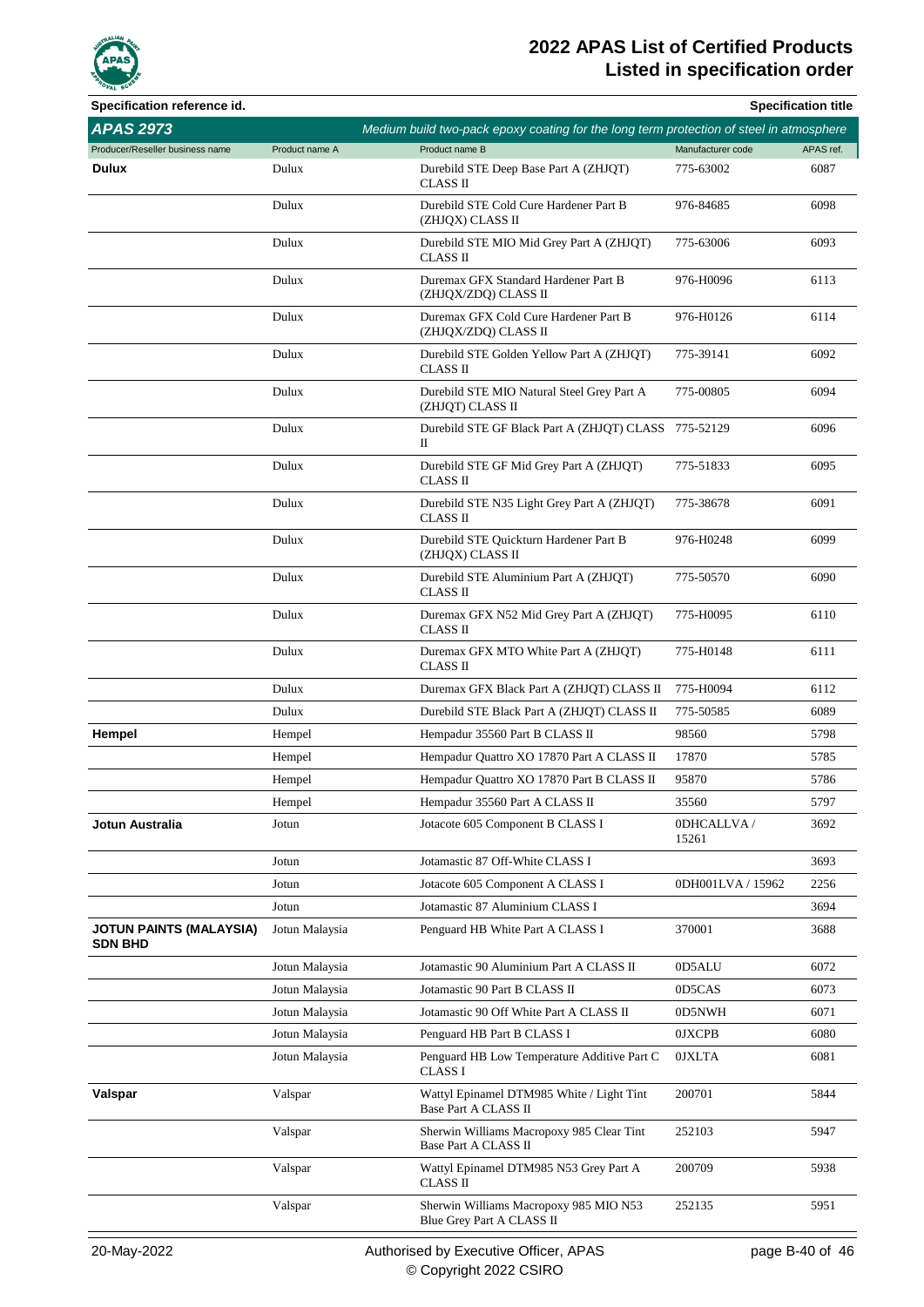# 2022 APAS List of Certified Products
## Listed in specification order

| Specification reference id. | | | | Specification title |
|---|---|---|---|---|
| **APAS 2973** | | *Medium build two-pack epoxy coating for the long term protection of steel in atmosphere* | | |
| Producer/Reseller business name | Product name A | Product name B | Manufacturer code | APAS ref. |
| **Dulux** | Dulux | Durebild STE Deep Base Part A (ZHJQT) CLASS II | 775-63002 | 6087 |
| | Dulux | Durebild STE Cold Cure Hardener Part B (ZHJQX) CLASS II | 976-84685 | 6098 |
| | Dulux | Durebild STE MIO Mid Grey Part A (ZHJQT) CLASS II | 775-63006 | 6093 |
| | Dulux | Duremax GFX Standard Hardener Part B (ZHJQX/ZDQ) CLASS II | 976-H0096 | 6113 |
| | Dulux | Duremax GFX Cold Cure Hardener Part B (ZHJQX/ZDQ) CLASS II | 976-H0126 | 6114 |
| | Dulux | Durebild STE Golden Yellow Part A (ZHJQT) CLASS II | 775-39141 | 6092 |
| | Dulux | Durebild STE MIO Natural Steel Grey Part A (ZHJQT) CLASS II | 775-00805 | 6094 |
| | Dulux | Durebild STE GF Black Part A (ZHJQT) CLASS II | 775-52129 | 6096 |
| | Dulux | Durebild STE GF Mid Grey Part A (ZHJQT) CLASS II | 775-51833 | 6095 |
| | Dulux | Durebild STE N35 Light Grey Part A (ZHJQT) CLASS II | 775-38678 | 6091 |
| | Dulux | Durebild STE Quickturn Hardener Part B (ZHJQX) CLASS II | 976-H0248 | 6099 |
| | Dulux | Durebild STE Aluminium Part A (ZHJQT) CLASS II | 775-50570 | 6090 |
| | Dulux | Duremax GFX N52 Mid Grey Part A (ZHJQT) CLASS II | 775-H0095 | 6110 |
| | Dulux | Duremax GFX MTO White Part A (ZHJQT) CLASS II | 775-H0148 | 6111 |
| | Dulux | Duremax GFX Black Part A (ZHJQT) CLASS II | 775-H0094 | 6112 |
| | Dulux | Durebild STE Black Part A (ZHJQT) CLASS II | 775-50585 | 6089 |
| **Hempel** | Hempel | Hempadur 35560 Part B CLASS II | 98560 | 5798 |
| | Hempel | Hempadur Quattro XO 17870 Part A CLASS II | 17870 | 5785 |
| | Hempel | Hempadur Quattro XO 17870 Part B CLASS II | 95870 | 5786 |
| | Hempel | Hempadur 35560 Part A CLASS II | 35560 | 5797 |
| **Jotun Australia** | Jotun | Jotacote 605 Component B CLASS I | 0DHCALLVA / 15261 | 3692 |
| | Jotun | Jotamastic 87 Off-White CLASS I | | 3693 |
| | Jotun | Jotacote 605 Component A CLASS I | 0DH001LVA / 15962 | 2256 |
| | Jotun | Jotamastic 87 Aluminium CLASS I | | 3694 |
| **JOTUN PAINTS (MALAYSIA) SDN BHD** | Jotun Malaysia | Penguard HB White Part A CLASS I | 370001 | 3688 |
| | Jotun Malaysia | Jotamastic 90 Aluminium Part A CLASS II | 0D5ALU | 6072 |
| | Jotun Malaysia | Jotamastic 90 Part B CLASS II | 0D5CAS | 6073 |
| | Jotun Malaysia | Jotamastic 90 Off White Part A CLASS II | 0D5NWH | 6071 |
| | Jotun Malaysia | Penguard HB Part B CLASS I | 0JXCPB | 6080 |
| | Jotun Malaysia | Penguard HB Low Temperature Additive Part C CLASS I | 0JXLTA | 6081 |
| **Valspar** | Valspar | Wattyl Epinamel DTM985 White / Light Tint Base Part A CLASS II | 200701 | 5844 |
| | Valspar | Sherwin Williams Macropoxy 985 Clear Tint Base Part A CLASS II | 252103 | 5947 |
| | Valspar | Wattyl Epinamel DTM985 N53 Grey Part A CLASS II | 200709 | 5938 |
| | Valspar | Sherwin Williams Macropoxy 985 MIO N53 Blue Grey Part A CLASS II | 252135 | 5951 |

20-May-2022 — Authorised by Executive Officer, APAS — © Copyright 2022 CSIRO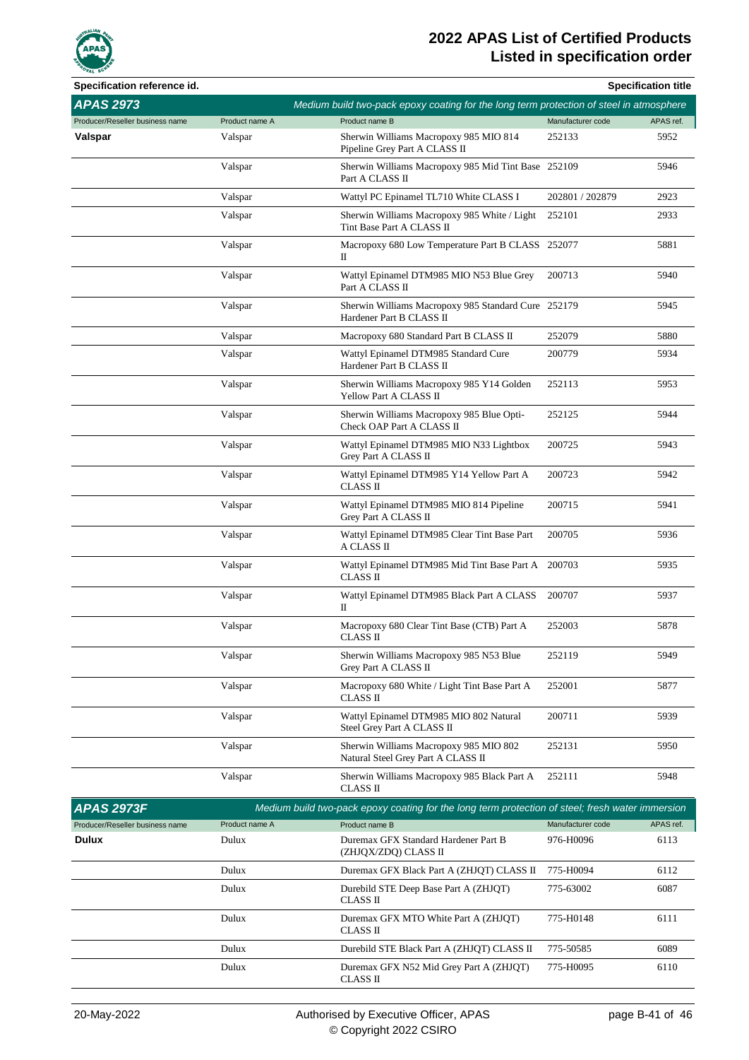# 2022 APAS List of Certified Products
## Listed in specification order

**Specification reference id.** | **Specification title**

## APAS 2973

*Medium build two-pack epoxy coating for the long term protection of steel in atmosphere*

| Producer/Reseller business name | Product name A | Product name B | Manufacturer code | APAS ref. |
|---|---|---|---|---|
| **Valspar** | Valspar | Sherwin Williams Macropoxy 985 MIO 814 Pipeline Grey Part A CLASS II | 252133 | 5952 |
| | Valspar | Sherwin Williams Macropoxy 985 Mid Tint Base Part A CLASS II | 252109 | 5946 |
| | Valspar | Wattyl PC Epinamel TL710 White CLASS I | 202801 / 202879 | 2923 |
| | Valspar | Sherwin Williams Macropoxy 985 White / Light Tint Base Part A CLASS II | 252101 | 2933 |
| | Valspar | Macropoxy 680 Low Temperature Part B CLASS II | 252077 | 5881 |
| | Valspar | Wattyl Epinamel DTM985 MIO N53 Blue Grey Part A CLASS II | 200713 | 5940 |
| | Valspar | Sherwin Williams Macropoxy 985 Standard Cure Hardener Part B CLASS II | 252179 | 5945 |
| | Valspar | Macropoxy 680 Standard Part B CLASS II | 252079 | 5880 |
| | Valspar | Wattyl Epinamel DTM985 Standard Cure Hardener Part B CLASS II | 200779 | 5934 |
| | Valspar | Sherwin Williams Macropoxy 985 Y14 Golden Yellow Part A CLASS II | 252113 | 5953 |
| | Valspar | Sherwin Williams Macropoxy 985 Blue Opti-Check OAP Part A CLASS II | 252125 | 5944 |
| | Valspar | Wattyl Epinamel DTM985 MIO N33 Lightbox Grey Part A CLASS II | 200725 | 5943 |
| | Valspar | Wattyl Epinamel DTM985 Y14 Yellow Part A CLASS II | 200723 | 5942 |
| | Valspar | Wattyl Epinamel DTM985 MIO 814 Pipeline Grey Part A CLASS II | 200715 | 5941 |
| | Valspar | Wattyl Epinamel DTM985 Clear Tint Base Part A CLASS II | 200705 | 5936 |
| | Valspar | Wattyl Epinamel DTM985 Mid Tint Base Part A CLASS II | 200703 | 5935 |
| | Valspar | Wattyl Epinamel DTM985 Black Part A CLASS II | 200707 | 5937 |
| | Valspar | Macropoxy 680 Clear Tint Base (CTB) Part A CLASS II | 252003 | 5878 |
| | Valspar | Sherwin Williams Macropoxy 985 N53 Blue Grey Part A CLASS II | 252119 | 5949 |
| | Valspar | Macropoxy 680 White / Light Tint Base Part A CLASS II | 252001 | 5877 |
| | Valspar | Wattyl Epinamel DTM985 MIO 802 Natural Steel Grey Part A CLASS II | 200711 | 5939 |
| | Valspar | Sherwin Williams Macropoxy 985 MIO 802 Natural Steel Grey Part A CLASS II | 252131 | 5950 |
| | Valspar | Sherwin Williams Macropoxy 985 Black Part A CLASS II | 252111 | 5948 |

## APAS 2973F

*Medium build two-pack epoxy coating for the long term protection of steel; fresh water immersion*

| Producer/Reseller business name | Product name A | Product name B | Manufacturer code | APAS ref. |
|---|---|---|---|---|
| **Dulux** | Dulux | Duremax GFX Standard Hardener Part B (ZHJQX/ZDQ) CLASS II | 976-H0096 | 6113 |
| | Dulux | Duremax GFX Black Part A (ZHJQT) CLASS II | 775-H0094 | 6112 |
| | Dulux | Durebild STE Deep Base Part A (ZHJQT) CLASS II | 775-63002 | 6087 |
| | Dulux | Duremax GFX MTO White Part A (ZHJQT) CLASS II | 775-H0148 | 6111 |
| | Dulux | Durebild STE Black Part A (ZHJQT) CLASS II | 775-50585 | 6089 |
| | Dulux | Duremax GFX N52 Mid Grey Part A (ZHJQT) CLASS II | 775-H0095 | 6110 |

20-May-2022 | Authorised by Executive Officer, APAS | © Copyright 2022 CSIRO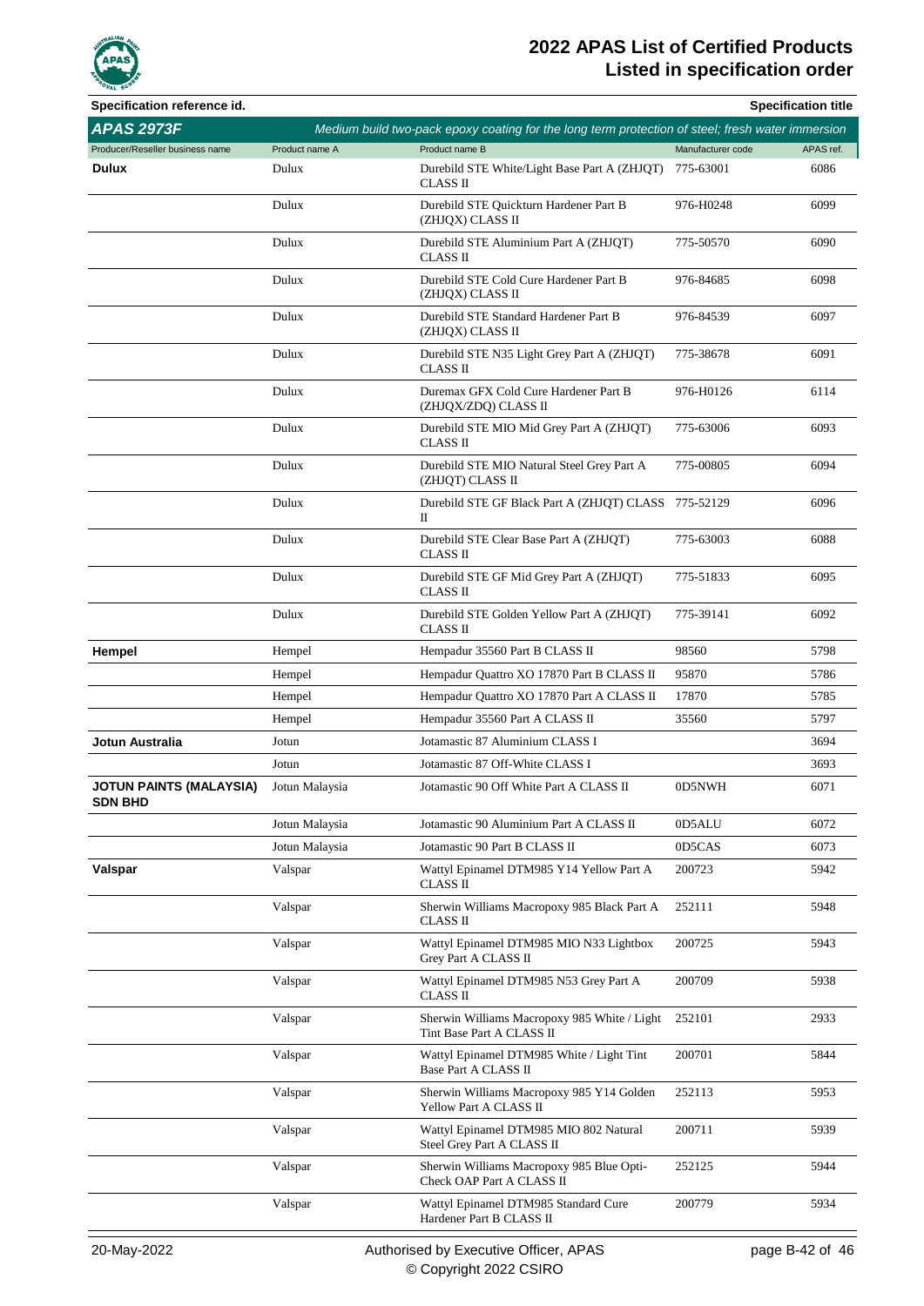# 2022 APAS List of Certified Products
## Listed in specification order

| Specification reference id. | | | | Specification title |
|---|---|---|---|---|
| **APAS 2973F** | | *Medium build two-pack epoxy coating for the long term protection of steel; fresh water immersion* | | |
| Producer/Reseller business name | Product name A | Product name B | Manufacturer code | APAS ref. |
| **Dulux** | Dulux | Durebild STE White/Light Base Part A (ZHJQT) CLASS II | 775-63001 | 6086 |
| | Dulux | Durebild STE Quickturn Hardener Part B (ZHJQX) CLASS II | 976-H0248 | 6099 |
| | Dulux | Durebild STE Aluminium Part A (ZHJQT) CLASS II | 775-50570 | 6090 |
| | Dulux | Durebild STE Cold Cure Hardener Part B (ZHJQX) CLASS II | 976-84685 | 6098 |
| | Dulux | Durebild STE Standard Hardener Part B (ZHJQX) CLASS II | 976-84539 | 6097 |
| | Dulux | Durebild STE N35 Light Grey Part A (ZHJQT) CLASS II | 775-38678 | 6091 |
| | Dulux | Duremax GFX Cold Cure Hardener Part B (ZHJQX/ZDQ) CLASS II | 976-H0126 | 6114 |
| | Dulux | Durebild STE MIO Mid Grey Part A (ZHJQT) CLASS II | 775-63006 | 6093 |
| | Dulux | Durebild STE MIO Natural Steel Grey Part A (ZHJQT) CLASS II | 775-00805 | 6094 |
| | Dulux | Durebild STE GF Black Part A (ZHJQT) CLASS II | 775-52129 | 6096 |
| | Dulux | Durebild STE Clear Base Part A (ZHJQT) CLASS II | 775-63003 | 6088 |
| | Dulux | Durebild STE GF Mid Grey Part A (ZHJQT) CLASS II | 775-51833 | 6095 |
| | Dulux | Durebild STE Golden Yellow Part A (ZHJQT) CLASS II | 775-39141 | 6092 |
| **Hempel** | Hempel | Hempadur 35560 Part B CLASS II | 98560 | 5798 |
| | Hempel | Hempadur Quattro XO 17870 Part B CLASS II | 95870 | 5786 |
| | Hempel | Hempadur Quattro XO 17870 Part A CLASS II | 17870 | 5785 |
| | Hempel | Hempadur 35560 Part A CLASS II | 35560 | 5797 |
| **Jotun Australia** | Jotun | Jotamastic 87 Aluminium CLASS I | | 3694 |
| | Jotun | Jotamastic 87 Off-White CLASS I | | 3693 |
| **JOTUN PAINTS (MALAYSIA) SDN BHD** | Jotun Malaysia | Jotamastic 90 Off White Part A CLASS II | 0D5NWH | 6071 |
| | Jotun Malaysia | Jotamastic 90 Aluminium Part A CLASS II | 0D5ALU | 6072 |
| | Jotun Malaysia | Jotamastic 90 Part B CLASS II | 0D5CAS | 6073 |
| **Valspar** | Valspar | Wattyl Epinamel DTM985 Y14 Yellow Part A CLASS II | 200723 | 5942 |
| | Valspar | Sherwin Williams Macropoxy 985 Black Part A CLASS II | 252111 | 5948 |
| | Valspar | Wattyl Epinamel DTM985 MIO N33 Lightbox Grey Part A CLASS II | 200725 | 5943 |
| | Valspar | Wattyl Epinamel DTM985 N53 Grey Part A CLASS II | 200709 | 5938 |
| | Valspar | Sherwin Williams Macropoxy 985 White / Light Tint Base Part A CLASS II | 252101 | 2933 |
| | Valspar | Wattyl Epinamel DTM985 White / Light Tint Base Part A CLASS II | 200701 | 5844 |
| | Valspar | Sherwin Williams Macropoxy 985 Y14 Golden Yellow Part A CLASS II | 252113 | 5953 |
| | Valspar | Wattyl Epinamel DTM985 MIO 802 Natural Steel Grey Part A CLASS II | 200711 | 5939 |
| | Valspar | Sherwin Williams Macropoxy 985 Blue Opti-Check OAP Part A CLASS II | 252125 | 5944 |
| | Valspar | Wattyl Epinamel DTM985 Standard Cure Hardener Part B CLASS II | 200779 | 5934 |

20-May-2022 — Authorised by Executive Officer, APAS — © Copyright 2022 CSIRO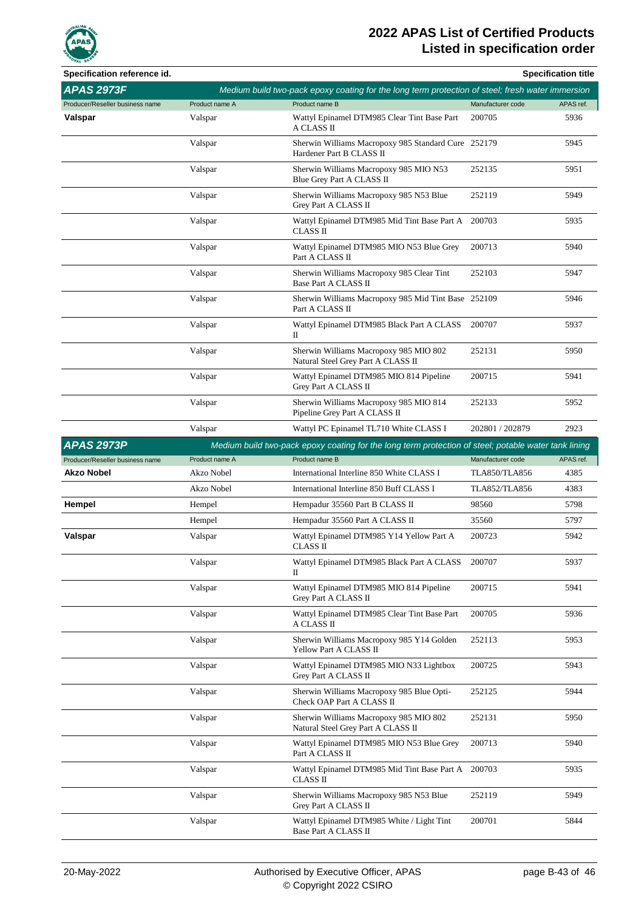**Specification reference id.** | **Specification title**

## APAS 2973F

*Medium build two-pack epoxy coating for the long term protection of steel; fresh water immersion*

| Producer/Reseller business name | Product name A | Product name B | Manufacturer code | APAS ref. |
|---|---|---|---|---|
| **Valspar** | Valspar | Wattyl Epinamel DTM985 Clear Tint Base Part A CLASS II | 200705 | 5936 |
| | Valspar | Sherwin Williams Macropoxy 985 Standard Cure Hardener Part B CLASS II | 252179 | 5945 |
| | Valspar | Sherwin Williams Macropoxy 985 MIO N53 Blue Grey Part A CLASS II | 252135 | 5951 |
| | Valspar | Sherwin Williams Macropoxy 985 N53 Blue Grey Part A CLASS II | 252119 | 5949 |
| | Valspar | Wattyl Epinamel DTM985 Mid Tint Base Part A CLASS II | 200703 | 5935 |
| | Valspar | Wattyl Epinamel DTM985 MIO N53 Blue Grey Part A CLASS II | 200713 | 5940 |
| | Valspar | Sherwin Williams Macropoxy 985 Clear Tint Base Part A CLASS II | 252103 | 5947 |
| | Valspar | Sherwin Williams Macropoxy 985 Mid Tint Base Part A CLASS II | 252109 | 5946 |
| | Valspar | Wattyl Epinamel DTM985 Black Part A CLASS II | 200707 | 5937 |
| | Valspar | Sherwin Williams Macropoxy 985 MIO 802 Natural Steel Grey Part A CLASS II | 252131 | 5950 |
| | Valspar | Wattyl Epinamel DTM985 MIO 814 Pipeline Grey Part A CLASS II | 200715 | 5941 |
| | Valspar | Sherwin Williams Macropoxy 985 MIO 814 Pipeline Grey Part A CLASS II | 252133 | 5952 |
| | Valspar | Wattyl PC Epinamel TL710 White CLASS I | 202801 / 202879 | 2923 |

## APAS 2973P

*Medium build two-pack epoxy coating for the long term protection of steel; potable water tank lining*

| Producer/Reseller business name | Product name A | Product name B | Manufacturer code | APAS ref. |
|---|---|---|---|---|
| **Akzo Nobel** | Akzo Nobel | International Interline 850 White CLASS I | TLA850/TLA856 | 4385 |
| | Akzo Nobel | International Interline 850 Buff CLASS I | TLA852/TLA856 | 4383 |
| **Hempel** | Hempel | Hempadur 35560 Part B CLASS II | 98560 | 5798 |
| | Hempel | Hempadur 35560 Part A CLASS II | 35560 | 5797 |
| **Valspar** | Valspar | Wattyl Epinamel DTM985 Y14 Yellow Part A CLASS II | 200723 | 5942 |
| | Valspar | Wattyl Epinamel DTM985 Black Part A CLASS II | 200707 | 5937 |
| | Valspar | Wattyl Epinamel DTM985 MIO 814 Pipeline Grey Part A CLASS II | 200715 | 5941 |
| | Valspar | Wattyl Epinamel DTM985 Clear Tint Base Part A CLASS II | 200705 | 5936 |
| | Valspar | Sherwin Williams Macropoxy 985 Y14 Golden Yellow Part A CLASS II | 252113 | 5953 |
| | Valspar | Wattyl Epinamel DTM985 MIO N33 Lightbox Grey Part A CLASS II | 200725 | 5943 |
| | Valspar | Sherwin Williams Macropoxy 985 Blue Opti-Check OAP Part A CLASS II | 252125 | 5944 |
| | Valspar | Sherwin Williams Macropoxy 985 MIO 802 Natural Steel Grey Part A CLASS II | 252131 | 5950 |
| | Valspar | Wattyl Epinamel DTM985 MIO N53 Blue Grey Part A CLASS II | 200713 | 5940 |
| | Valspar | Wattyl Epinamel DTM985 Mid Tint Base Part A CLASS II | 200703 | 5935 |
| | Valspar | Sherwin Williams Macropoxy 985 N53 Blue Grey Part A CLASS II | 252119 | 5949 |
| | Valspar | Wattyl Epinamel DTM985 White / Light Tint Base Part A CLASS II | 200701 | 5844 |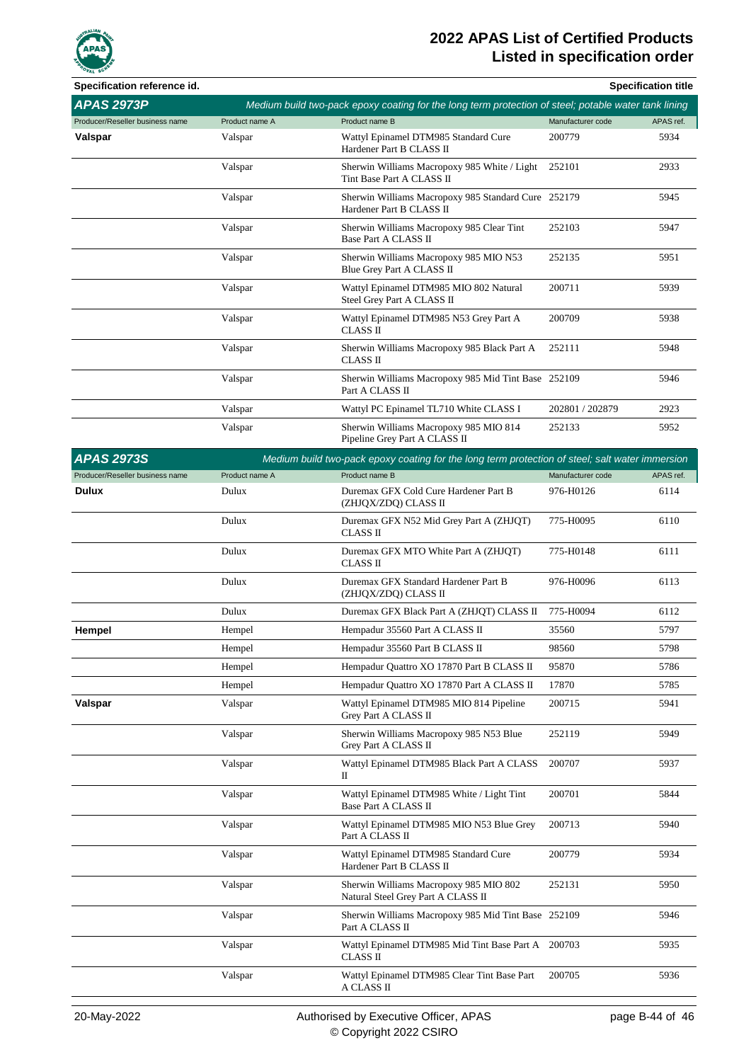# 2022 APAS List of Certified Products
## Listed in specification order

**Specification reference id.** | **Specification title**

## APAS 2973P

*Medium build two-pack epoxy coating for the long term protection of steel; potable water tank lining*

| Producer/Reseller business name | Product name A | Product name B | Manufacturer code | APAS ref. |
|---|---|---|---|---|
| **Valspar** | Valspar | Wattyl Epinamel DTM985 Standard Cure Hardener Part B CLASS II | 200779 | 5934 |
| | Valspar | Sherwin Williams Macropoxy 985 White / Light Tint Base Part A CLASS II | 252101 | 2933 |
| | Valspar | Sherwin Williams Macropoxy 985 Standard Cure Hardener Part B CLASS II | 252179 | 5945 |
| | Valspar | Sherwin Williams Macropoxy 985 Clear Tint Base Part A CLASS II | 252103 | 5947 |
| | Valspar | Sherwin Williams Macropoxy 985 MIO N53 Blue Grey Part A CLASS II | 252135 | 5951 |
| | Valspar | Wattyl Epinamel DTM985 MIO 802 Natural Steel Grey Part A CLASS II | 200711 | 5939 |
| | Valspar | Wattyl Epinamel DTM985 N53 Grey Part A CLASS II | 200709 | 5938 |
| | Valspar | Sherwin Williams Macropoxy 985 Black Part A CLASS II | 252111 | 5948 |
| | Valspar | Sherwin Williams Macropoxy 985 Mid Tint Base Part A CLASS II | 252109 | 5946 |
| | Valspar | Wattyl PC Epinamel TL710 White CLASS I | 202801 / 202879 | 2923 |
| | Valspar | Sherwin Williams Macropoxy 985 MIO 814 Pipeline Grey Part A CLASS II | 252133 | 5952 |

## APAS 2973S

*Medium build two-pack epoxy coating for the long term protection of steel; salt water immersion*

| Producer/Reseller business name | Product name A | Product name B | Manufacturer code | APAS ref. |
|---|---|---|---|---|
| **Dulux** | Dulux | Duremax GFX Cold Cure Hardener Part B (ZHJQX/ZDQ) CLASS II | 976-H0126 | 6114 |
| | Dulux | Duremax GFX N52 Mid Grey Part A (ZHJQT) CLASS II | 775-H0095 | 6110 |
| | Dulux | Duremax GFX MTO White Part A (ZHJQT) CLASS II | 775-H0148 | 6111 |
| | Dulux | Duremax GFX Standard Hardener Part B (ZHJQX/ZDQ) CLASS II | 976-H0096 | 6113 |
| | Dulux | Duremax GFX Black Part A (ZHJQT) CLASS II | 775-H0094 | 6112 |
| **Hempel** | Hempel | Hempadur 35560 Part A CLASS II | 35560 | 5797 |
| | Hempel | Hempadur 35560 Part B CLASS II | 98560 | 5798 |
| | Hempel | Hempadur Quattro XO 17870 Part B CLASS II | 95870 | 5786 |
| | Hempel | Hempadur Quattro XO 17870 Part A CLASS II | 17870 | 5785 |
| **Valspar** | Valspar | Wattyl Epinamel DTM985 MIO 814 Pipeline Grey Part A CLASS II | 200715 | 5941 |
| | Valspar | Sherwin Williams Macropoxy 985 N53 Blue Grey Part A CLASS II | 252119 | 5949 |
| | Valspar | Wattyl Epinamel DTM985 Black Part A CLASS II | 200707 | 5937 |
| | Valspar | Wattyl Epinamel DTM985 White / Light Tint Base Part A CLASS II | 200701 | 5844 |
| | Valspar | Wattyl Epinamel DTM985 MIO N53 Blue Grey Part A CLASS II | 200713 | 5940 |
| | Valspar | Wattyl Epinamel DTM985 Standard Cure Hardener Part B CLASS II | 200779 | 5934 |
| | Valspar | Sherwin Williams Macropoxy 985 MIO 802 Natural Steel Grey Part A CLASS II | 252131 | 5950 |
| | Valspar | Sherwin Williams Macropoxy 985 Mid Tint Base Part A CLASS II | 252109 | 5946 |
| | Valspar | Wattyl Epinamel DTM985 Mid Tint Base Part A CLASS II | 200703 | 5935 |
| | Valspar | Wattyl Epinamel DTM985 Clear Tint Base Part A CLASS II | 200705 | 5936 |

20-May-2022 | Authorised by Executive Officer, APAS | © Copyright 2022 CSIRO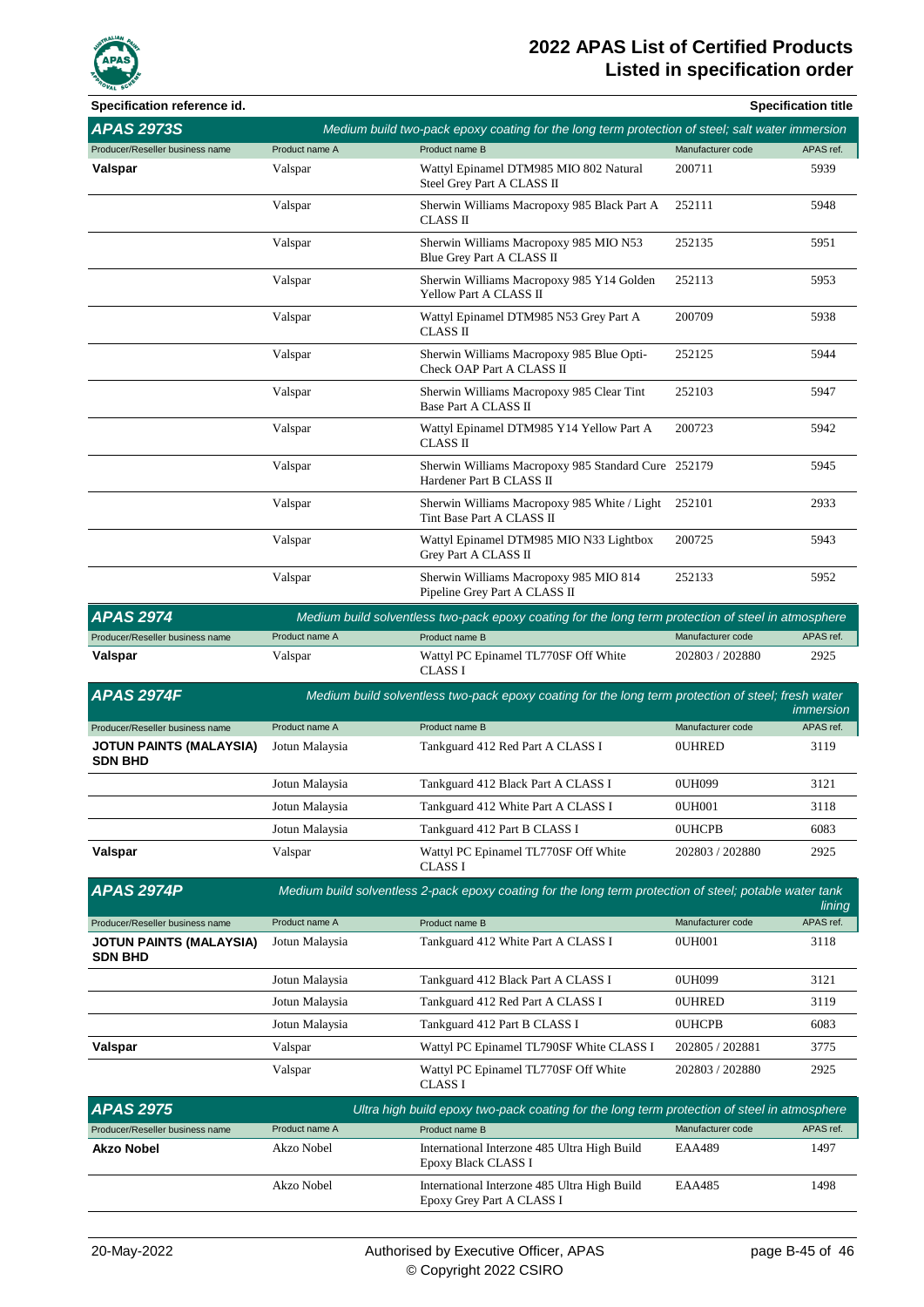| Specification reference id. | | | | Specification title |
|---|---|---|---|---|

## APAS 2973S

*Medium build two-pack epoxy coating for the long term protection of steel; salt water immersion*

| Producer/Reseller business name | Product name A | Product name B | Manufacturer code | APAS ref. |
|---|---|---|---|---|
| **Valspar** | Valspar | Wattyl Epinamel DTM985 MIO 802 Natural Steel Grey Part A CLASS II | 200711 | 5939 |
| | Valspar | Sherwin Williams Macropoxy 985 Black Part A CLASS II | 252111 | 5948 |
| | Valspar | Sherwin Williams Macropoxy 985 MIO N53 Blue Grey Part A CLASS II | 252135 | 5951 |
| | Valspar | Sherwin Williams Macropoxy 985 Y14 Golden Yellow Part A CLASS II | 252113 | 5953 |
| | Valspar | Wattyl Epinamel DTM985 N53 Grey Part A CLASS II | 200709 | 5938 |
| | Valspar | Sherwin Williams Macropoxy 985 Blue Opti-Check OAP Part A CLASS II | 252125 | 5944 |
| | Valspar | Sherwin Williams Macropoxy 985 Clear Tint Base Part A CLASS II | 252103 | 5947 |
| | Valspar | Wattyl Epinamel DTM985 Y14 Yellow Part A CLASS II | 200723 | 5942 |
| | Valspar | Sherwin Williams Macropoxy 985 Standard Cure Hardener Part B CLASS II | 252179 | 5945 |
| | Valspar | Sherwin Williams Macropoxy 985 White / Light Tint Base Part A CLASS II | 252101 | 2933 |
| | Valspar | Wattyl Epinamel DTM985 MIO N33 Lightbox Grey Part A CLASS II | 200725 | 5943 |
| | Valspar | Sherwin Williams Macropoxy 985 MIO 814 Pipeline Grey Part A CLASS II | 252133 | 5952 |

## APAS 2974

*Medium build solventless two-pack epoxy coating for the long term protection of steel in atmosphere*

| Producer/Reseller business name | Product name A | Product name B | Manufacturer code | APAS ref. |
|---|---|---|---|---|
| **Valspar** | Valspar | Wattyl PC Epinamel TL770SF Off White CLASS I | 202803 / 202880 | 2925 |

## APAS 2974F

*Medium build solventless two-pack epoxy coating for the long term protection of steel; fresh water immersion*

| Producer/Reseller business name | Product name A | Product name B | Manufacturer code | APAS ref. |
|---|---|---|---|---|
| **JOTUN PAINTS (MALAYSIA) SDN BHD** | Jotun Malaysia | Tankguard 412 Red Part A CLASS I | 0UHRED | 3119 |
| | Jotun Malaysia | Tankguard 412 Black Part A CLASS I | 0UH099 | 3121 |
| | Jotun Malaysia | Tankguard 412 White Part A CLASS I | 0UH001 | 3118 |
| | Jotun Malaysia | Tankguard 412 Part B CLASS I | 0UHCPB | 6083 |
| **Valspar** | Valspar | Wattyl PC Epinamel TL770SF Off White CLASS I | 202803 / 202880 | 2925 |

## APAS 2974P

*Medium build solventless 2-pack epoxy coating for the long term protection of steel; potable water tank lining*

| Producer/Reseller business name | Product name A | Product name B | Manufacturer code | APAS ref. |
|---|---|---|---|---|
| **JOTUN PAINTS (MALAYSIA) SDN BHD** | Jotun Malaysia | Tankguard 412 White Part A CLASS I | 0UH001 | 3118 |
| | Jotun Malaysia | Tankguard 412 Black Part A CLASS I | 0UH099 | 3121 |
| | Jotun Malaysia | Tankguard 412 Red Part A CLASS I | 0UHRED | 3119 |
| | Jotun Malaysia | Tankguard 412 Part B CLASS I | 0UHCPB | 6083 |
| **Valspar** | Valspar | Wattyl PC Epinamel TL790SF White CLASS I | 202805 / 202881 | 3775 |
| | Valspar | Wattyl PC Epinamel TL770SF Off White CLASS I | 202803 / 202880 | 2925 |

## APAS 2975

*Ultra high build epoxy two-pack coating for the long term protection of steel in atmosphere*

| Producer/Reseller business name | Product name A | Product name B | Manufacturer code | APAS ref. |
|---|---|---|---|---|
| **Akzo Nobel** | Akzo Nobel | International Interzone 485 Ultra High Build Epoxy Black CLASS I | EAA489 | 1497 |
| | Akzo Nobel | International Interzone 485 Ultra High Build Epoxy Grey Part A CLASS I | EAA485 | 1498 |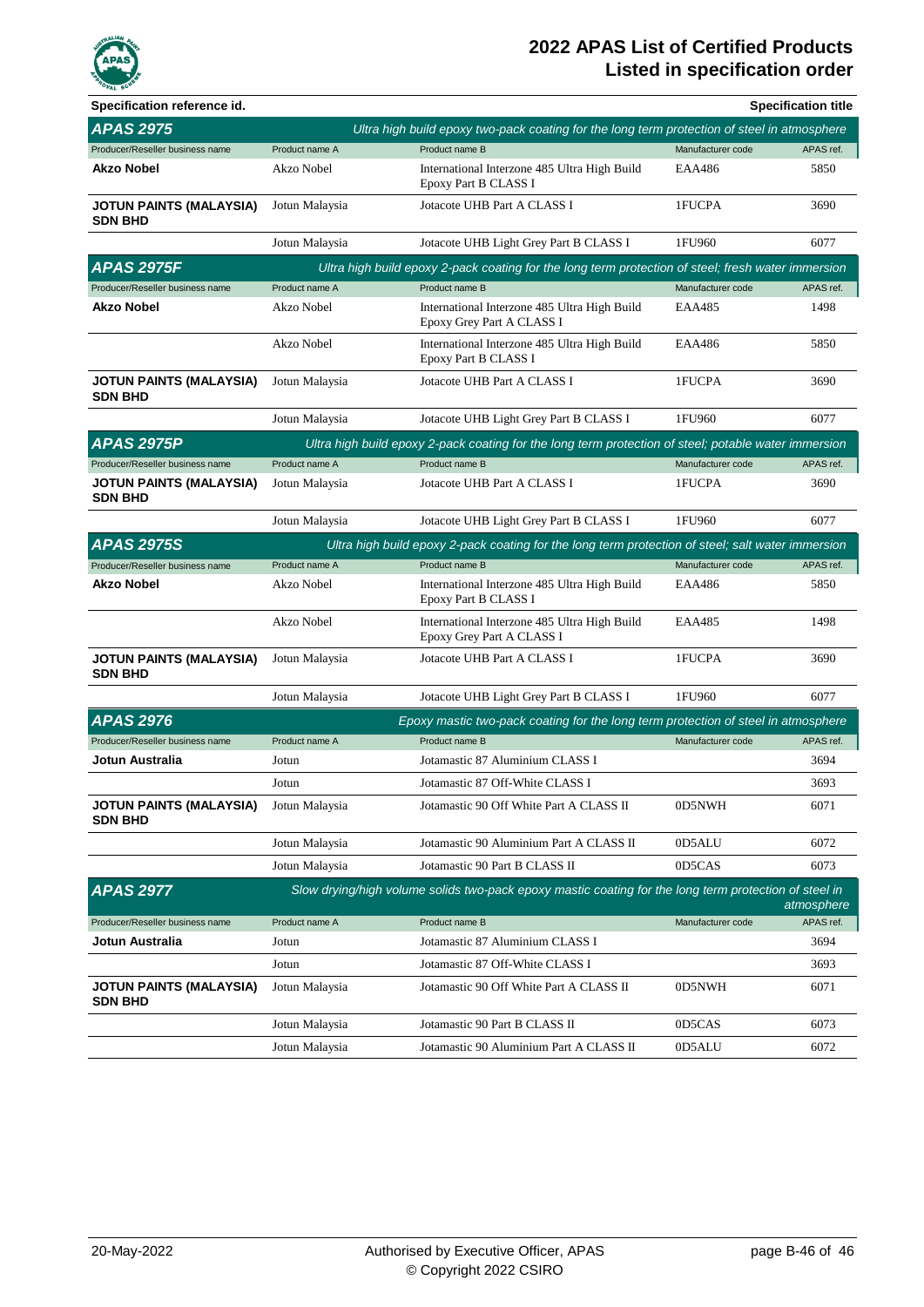| Specification reference id. | | | | Specification title |
|---|---|---|---|---|
| **APAS 2975** | *Ultra high build epoxy two-pack coating for the long term protection of steel in atmosphere* | | | |
| Producer/Reseller business name | Product name A | Product name B | Manufacturer code | APAS ref. |
| **Akzo Nobel** | Akzo Nobel | International Interzone 485 Ultra High Build Epoxy Part B CLASS I | EAA486 | 5850 |
| **JOTUN PAINTS (MALAYSIA) SDN BHD** | Jotun Malaysia | Jotacote UHB Part A CLASS I | 1FUCPA | 3690 |
| | Jotun Malaysia | Jotacote UHB Light Grey Part B CLASS I | 1FU960 | 6077 |
| **APAS 2975F** | *Ultra high build epoxy 2-pack coating for the long term protection of steel; fresh water immersion* | | | |
| Producer/Reseller business name | Product name A | Product name B | Manufacturer code | APAS ref. |
| **Akzo Nobel** | Akzo Nobel | International Interzone 485 Ultra High Build Epoxy Grey Part A CLASS I | EAA485 | 1498 |
| | Akzo Nobel | International Interzone 485 Ultra High Build Epoxy Part B CLASS I | EAA486 | 5850 |
| **JOTUN PAINTS (MALAYSIA) SDN BHD** | Jotun Malaysia | Jotacote UHB Part A CLASS I | 1FUCPA | 3690 |
| | Jotun Malaysia | Jotacote UHB Light Grey Part B CLASS I | 1FU960 | 6077 |
| **APAS 2975P** | *Ultra high build epoxy 2-pack coating for the long term protection of steel; potable water immersion* | | | |
| Producer/Reseller business name | Product name A | Product name B | Manufacturer code | APAS ref. |
| **JOTUN PAINTS (MALAYSIA) SDN BHD** | Jotun Malaysia | Jotacote UHB Part A CLASS I | 1FUCPA | 3690 |
| | Jotun Malaysia | Jotacote UHB Light Grey Part B CLASS I | 1FU960 | 6077 |
| **APAS 2975S** | *Ultra high build epoxy 2-pack coating for the long term protection of steel; salt water immersion* | | | |
| Producer/Reseller business name | Product name A | Product name B | Manufacturer code | APAS ref. |
| **Akzo Nobel** | Akzo Nobel | International Interzone 485 Ultra High Build Epoxy Part B CLASS I | EAA486 | 5850 |
| | Akzo Nobel | International Interzone 485 Ultra High Build Epoxy Grey Part A CLASS I | EAA485 | 1498 |
| **JOTUN PAINTS (MALAYSIA) SDN BHD** | Jotun Malaysia | Jotacote UHB Part A CLASS I | 1FUCPA | 3690 |
| | Jotun Malaysia | Jotacote UHB Light Grey Part B CLASS I | 1FU960 | 6077 |
| **APAS 2976** | *Epoxy mastic two-pack coating for the long term protection of steel in atmosphere* | | | |
| Producer/Reseller business name | Product name A | Product name B | Manufacturer code | APAS ref. |
| **Jotun Australia** | Jotun | Jotamastic 87 Aluminium CLASS I | | 3694 |
| | Jotun | Jotamastic 87 Off-White CLASS I | | 3693 |
| **JOTUN PAINTS (MALAYSIA) SDN BHD** | Jotun Malaysia | Jotamastic 90 Off White Part A CLASS II | 0D5NWH | 6071 |
| | Jotun Malaysia | Jotamastic 90 Aluminium Part A CLASS II | 0D5ALU | 6072 |
| | Jotun Malaysia | Jotamastic 90 Part B CLASS II | 0D5CAS | 6073 |
| **APAS 2977** | *Slow drying/high volume solids two-pack epoxy mastic coating for the long term protection of steel in atmosphere* | | | |
| Producer/Reseller business name | Product name A | Product name B | Manufacturer code | APAS ref. |
| **Jotun Australia** | Jotun | Jotamastic 87 Aluminium CLASS I | | 3694 |
| | Jotun | Jotamastic 87 Off-White CLASS I | | 3693 |
| **JOTUN PAINTS (MALAYSIA) SDN BHD** | Jotun Malaysia | Jotamastic 90 Off White Part A CLASS II | 0D5NWH | 6071 |
| | Jotun Malaysia | Jotamastic 90 Part B CLASS II | 0D5CAS | 6073 |
| | Jotun Malaysia | Jotamastic 90 Aluminium Part A CLASS II | 0D5ALU | 6072 |